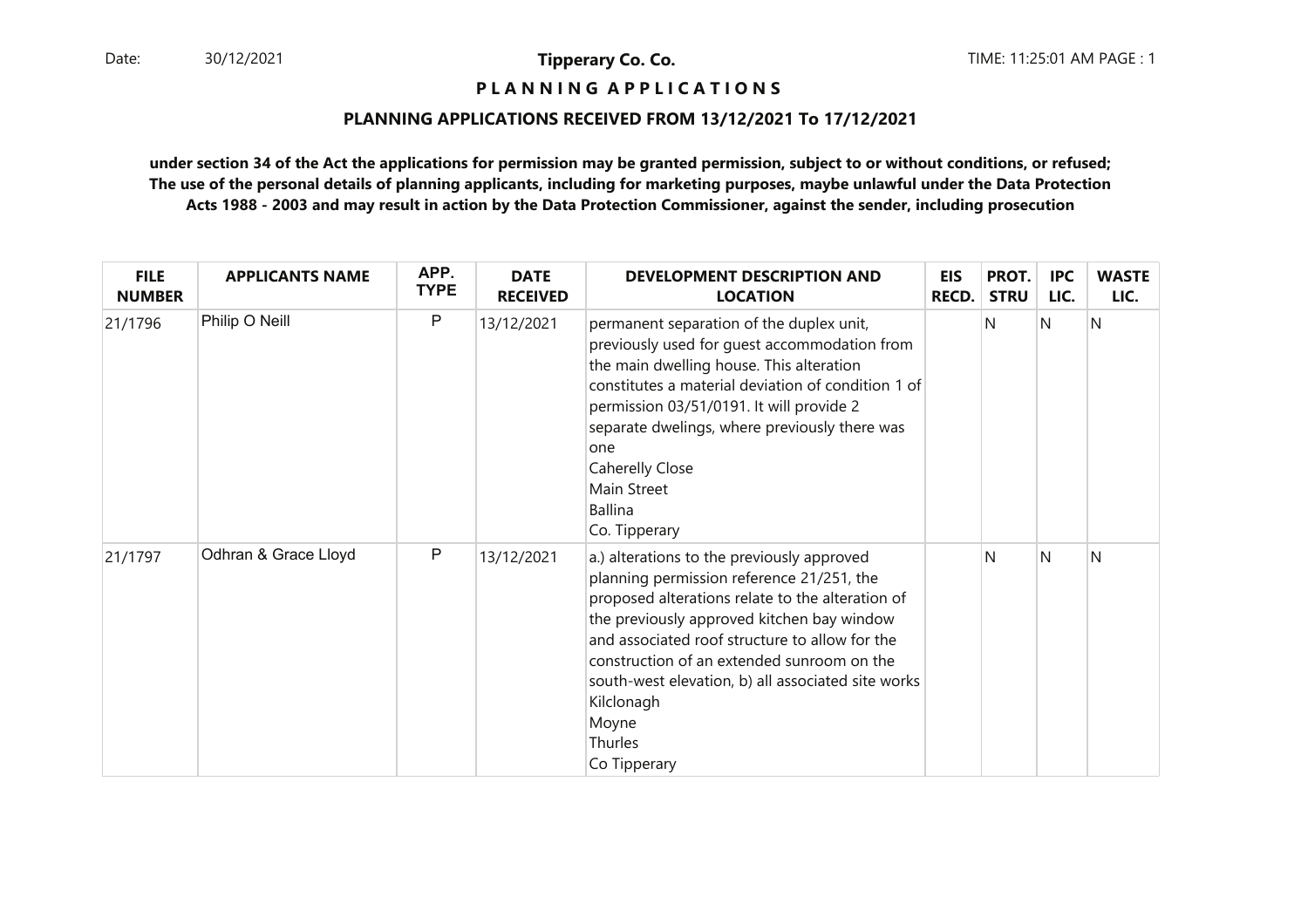Date: 30/12/2021

**Tipperary Co. Co.**

TIME: 11:25:01 AM PAGE : 1

## P L A N N I N G A P P L I C A T I O N S

### PLANNING APPLICATIONS RECEIVED FROM 13/12/2021 To 17/12/2021

**under section 34 of the Act the applications for permission may be granted permission, subject to or without conditions, or refused; The use of the personal details of planning applicants, including for marketing purposes, maybe unlawful under the Data Protection Acts 1988 - 2003 and may result in action by the Data Protection Commissioner, against the sender, including prosecution**

| FILE NUMBER | APPLICANTS NAME | APP. TYPE | DATE RECEIVED | DEVELOPMENT DESCRIPTION AND LOCATION | EIS RECD. | PROT. STRU | IPC LIC. | WASTE LIC. |
|---|---|---|---|---|---|---|---|---|
| 21/1796 | Philip O Neill | P | 13/12/2021 | permanent separation of the duplex unit, previously used for guest accommodation from the main dwelling house. This alteration constitutes a material deviation of condition 1 of permission 03/51/0191. It will provide 2 separate dwelings, where previously there was one<br>Caherelly Close<br>Main Street<br>Ballina<br>Co. Tipperary | | N | N | N |
| 21/1797 | Odhran & Grace Lloyd | P | 13/12/2021 | a.) alterations to the previously approved planning permission reference 21/251, the proposed alterations relate to the alteration of the previously approved kitchen bay window and associated roof structure to allow for the construction of an extended sunroom on the south-west elevation, b) all associated site works<br>Kilclonagh<br>Moyne<br>Thurles<br>Co Tipperary | | N | N | N |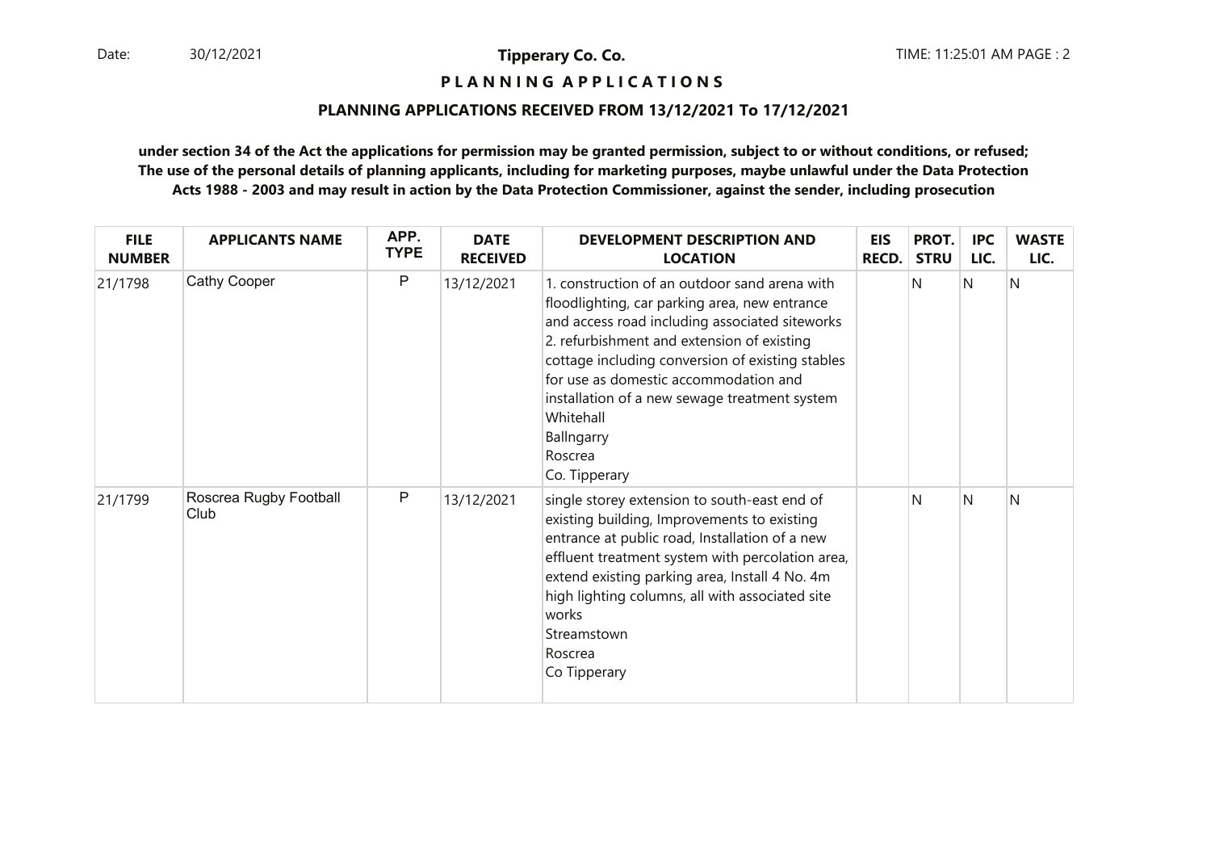**Tipperary Co. Co.**

**P L A N N I N G A P P L I C A T I O N S**

**PLANNING APPLICATIONS RECEIVED FROM 13/12/2021 To 17/12/2021**

**under section 34 of the Act the applications for permission may be granted permission, subject to or without conditions, or refused; The use of the personal details of planning applicants, including for marketing purposes, maybe unlawful under the Data Protection Acts 1988 - 2003 and may result in action by the Data Protection Commissioner, against the sender, including prosecution**

| FILE NUMBER | APPLICANTS NAME | APP. TYPE | DATE RECEIVED | DEVELOPMENT DESCRIPTION AND LOCATION | EIS RECD. | PROT. STRU | IPC LIC. | WASTE LIC. |
|---|---|---|---|---|---|---|---|---|
| 21/1798 | Cathy Cooper | P | 13/12/2021 | 1. construction of an outdoor sand arena with floodlighting, car parking area, new entrance and access road including associated siteworks 2. refurbishment and extension of existing cottage including conversion of existing stables for use as domestic accommodation and installation of a new sewage treatment system Whitehall Ballngarry Roscrea Co. Tipperary | | N | N | N |
| 21/1799 | Roscrea Rugby Football Club | P | 13/12/2021 | single storey extension to south-east end of existing building, Improvements to existing entrance at public road, Installation of a new effluent treatment system with percolation area, extend existing parking area, Install 4 No. 4m high lighting columns, all with associated site works Streamstown Roscrea Co Tipperary | | N | N | N |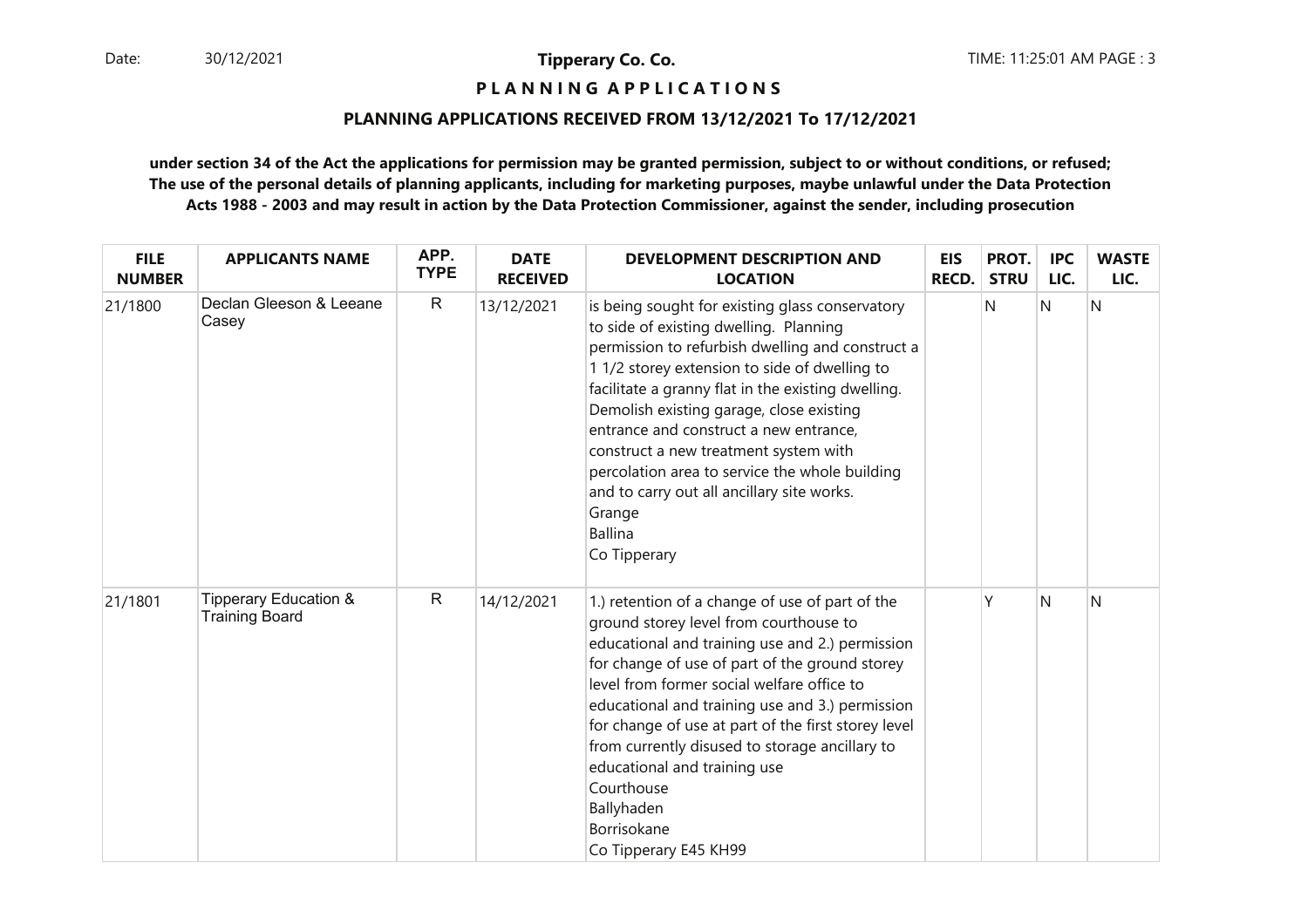**PLANNING APPLICATIONS**

**PLANNING APPLICATIONS RECEIVED FROM 13/12/2021 To 17/12/2021**

**under section 34 of the Act the applications for permission may be granted permission, subject to or without conditions, or refused; The use of the personal details of planning applicants, including for marketing purposes, maybe unlawful under the Data Protection Acts 1988 - 2003 and may result in action by the Data Protection Commissioner, against the sender, including prosecution**

| FILE NUMBER | APPLICANTS NAME | APP. TYPE | DATE RECEIVED | DEVELOPMENT DESCRIPTION AND LOCATION | EIS RECD. | PROT. STRU | IPC LIC. | WASTE LIC. |
|---|---|---|---|---|---|---|---|---|
| 21/1800 | Declan Gleeson & Leeane Casey | R | 13/12/2021 | is being sought for existing glass conservatory to side of existing dwelling. Planning permission to refurbish dwelling and construct a 1 1/2 storey extension to side of dwelling to facilitate a granny flat in the existing dwelling. Demolish existing garage, close existing entrance and construct a new entrance, construct a new treatment system with percolation area to service the whole building and to carry out all ancillary site works.<br>Grange<br>Ballina<br>Co Tipperary | | N | N | N |
| 21/1801 | Tipperary Education & Training Board | R | 14/12/2021 | 1.) retention of a change of use of part of the ground storey level from courthouse to educational and training use and 2.) permission for change of use of part of the ground storey level from former social welfare office to educational and training use and 3.) permission for change of use at part of the first storey level from currently disused to storage ancillary to educational and training use<br>Courthouse<br>Ballyhaden<br>Borrisokane<br>Co Tipperary E45 KH99 | | Y | N | N |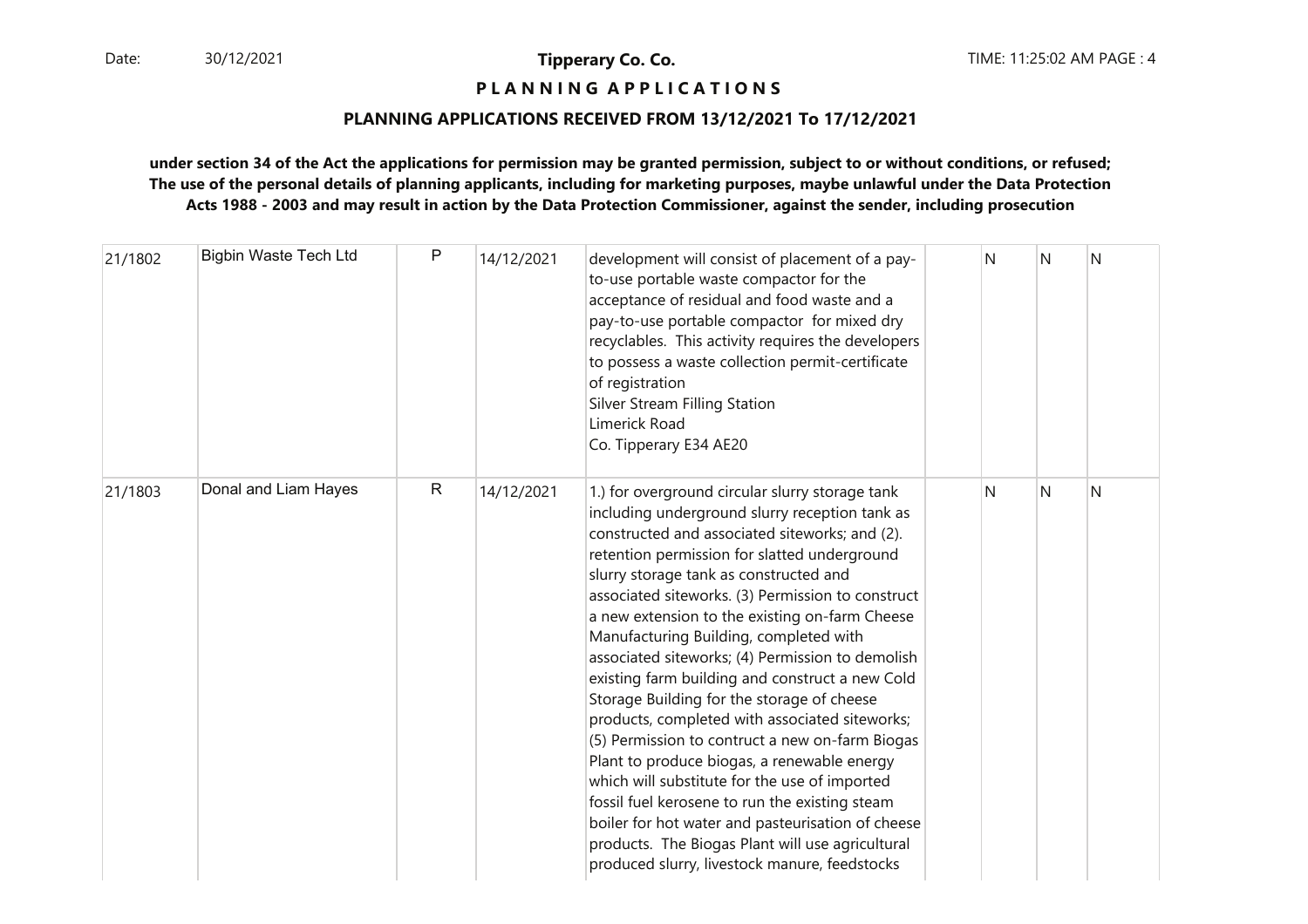**PLANNING APPLICATIONS**

**PLANNING APPLICATIONS RECEIVED FROM 13/12/2021 To 17/12/2021**

**under section 34 of the Act the applications for permission may be granted permission, subject to or without conditions, or refused; The use of the personal details of planning applicants, including for marketing purposes, maybe unlawful under the Data Protection Acts 1988 - 2003 and may result in action by the Data Protection Commissioner, against the sender, including prosecution**

| | | | | | | | | |
|---|---|---|---|---|---|---|---|---|
| 21/1802 | Bigbin Waste Tech Ltd | P | 14/12/2021 | development will consist of placement of a pay-to-use portable waste compactor for the acceptance of residual and food waste and a pay-to-use portable compactor for mixed dry recyclables. This activity requires the developers to possess a waste collection permit-certificate of registration<br>Silver Stream Filling Station<br>Limerick Road<br>Co. Tipperary E34 AE20 | | N | N | N |
| 21/1803 | Donal and Liam Hayes | R | 14/12/2021 | 1.) for overground circular slurry storage tank including underground slurry reception tank as constructed and associated siteworks; and (2). retention permission for slatted underground slurry storage tank as constructed and associated siteworks. (3) Permission to construct a new extension to the existing on-farm Cheese Manufacturing Building, completed with associated siteworks; (4) Permission to demolish existing farm building and construct a new Cold Storage Building for the storage of cheese products, completed with associated siteworks; (5) Permission to contruct a new on-farm Biogas Plant to produce biogas, a renewable energy which will substitute for the use of imported fossil fuel kerosene to run the existing steam boiler for hot water and pasteurisation of cheese products. The Biogas Plant will use agricultural produced slurry, livestock manure, feedstocks | | N | N | N |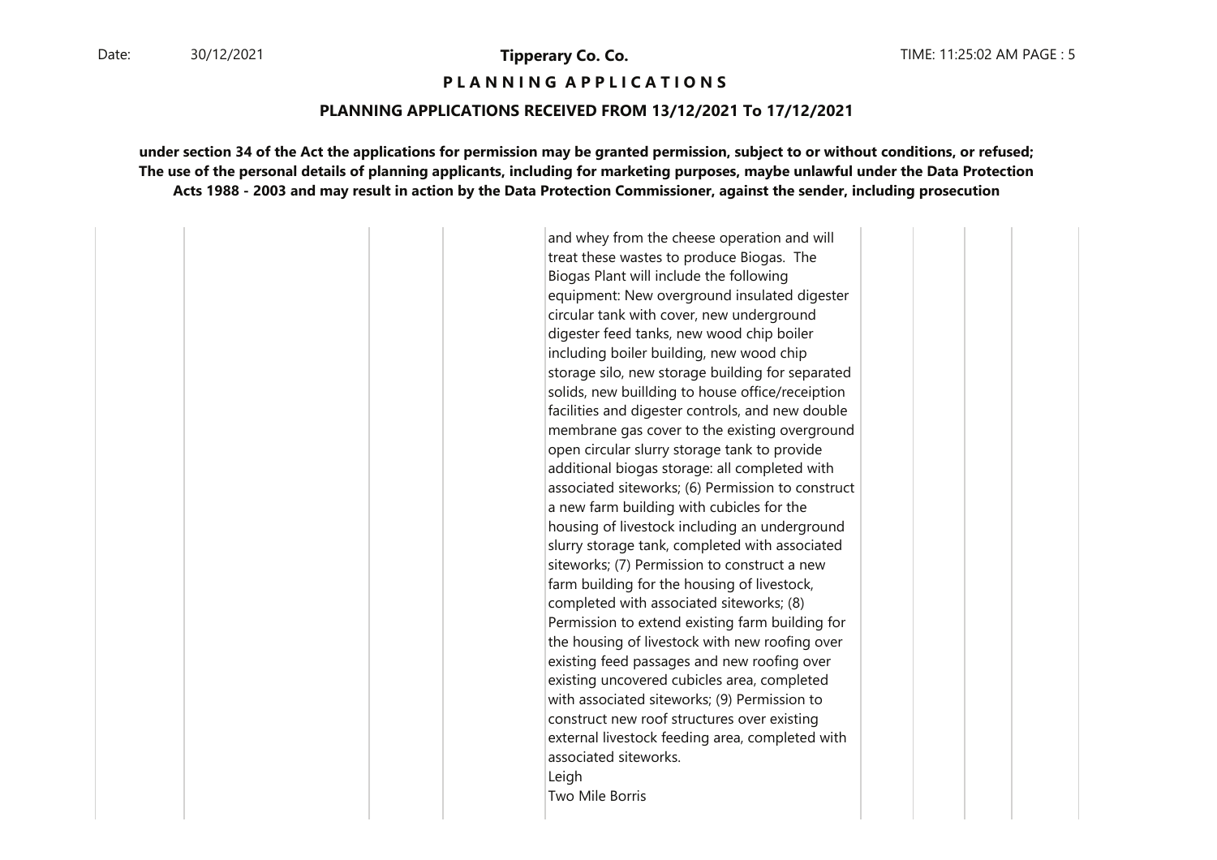**Tipperary Co. Co.**

**P L A N N I N G A P P L I C A T I O N S**

**PLANNING APPLICATIONS RECEIVED FROM 13/12/2021 To 17/12/2021**

**under section 34 of the Act the applications for permission may be granted permission, subject to or without conditions, or refused; The use of the personal details of planning applicants, including for marketing purposes, maybe unlawful under the Data Protection Acts 1988 - 2003 and may result in action by the Data Protection Commissioner, against the sender, including prosecution**

| | | | | | | | | |
|---|---|---|---|---|---|---|---|---|
| | | | | and whey from the cheese operation and will treat these wastes to produce Biogas. The Biogas Plant will include the following equipment: New overground insulated digester circular tank with cover, new underground digester feed tanks, new wood chip boiler including boiler building, new wood chip storage silo, new storage building for separated solids, new buillding to house office/receiption facilities and digester controls, and new double membrane gas cover to the existing overground open circular slurry storage tank to provide additional biogas storage: all completed with associated siteworks; (6) Permission to construct a new farm building with cubicles for the housing of livestock including an underground slurry storage tank, completed with associated siteworks; (7) Permission to construct a new farm building for the housing of livestock, completed with associated siteworks; (8) Permission to extend existing farm building for the housing of livestock with new roofing over existing feed passages and new roofing over existing uncovered cubicles area, completed with associated siteworks; (9) Permission to construct new roof structures over existing external livestock feeding area, completed with associated siteworks.<br>Leigh<br>Two Mile Borris | | | | |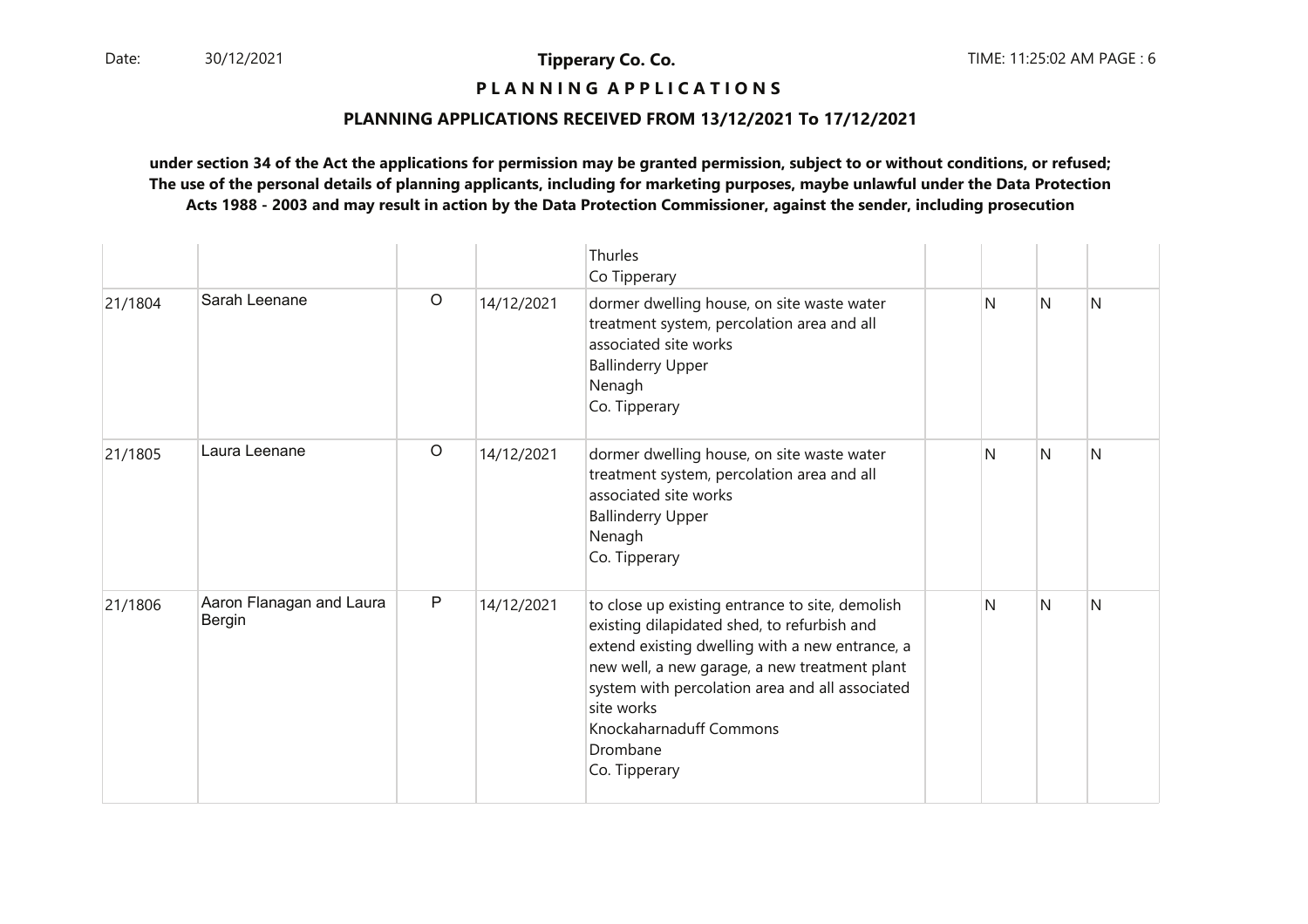# P L A N N I N G   A P P L I C A T I O N S

## PLANNING APPLICATIONS RECEIVED FROM 13/12/2021 To 17/12/2021

**under section 34 of the Act the applications for permission may be granted permission, subject to or without conditions, or refused; The use of the personal details of planning applicants, including for marketing purposes, maybe unlawful under the Data Protection Acts 1988 - 2003 and may result in action by the Data Protection Commissioner, against the sender, including prosecution**

| | | | | | | | | |
|---|---|---|---|---|---|---|---|---|
| | | | | Thurles<br>Co Tipperary | | | | |
| 21/1804 | Sarah Leenane | O | 14/12/2021 | dormer dwelling house, on site waste water treatment system, percolation area and all associated site works<br>Ballinderry Upper<br>Nenagh<br>Co. Tipperary | | N | N | N |
| 21/1805 | Laura Leenane | O | 14/12/2021 | dormer dwelling house, on site waste water treatment system, percolation area and all associated site works<br>Ballinderry Upper<br>Nenagh<br>Co. Tipperary | | N | N | N |
| 21/1806 | Aaron Flanagan and Laura Bergin | P | 14/12/2021 | to close up existing entrance to site, demolish existing dilapidated shed, to refurbish and extend existing dwelling with a new entrance, a new well, a new garage, a new treatment plant system with percolation area and all associated site works<br>Knockaharnaduff Commons<br>Drombane<br>Co. Tipperary | | N | N | N |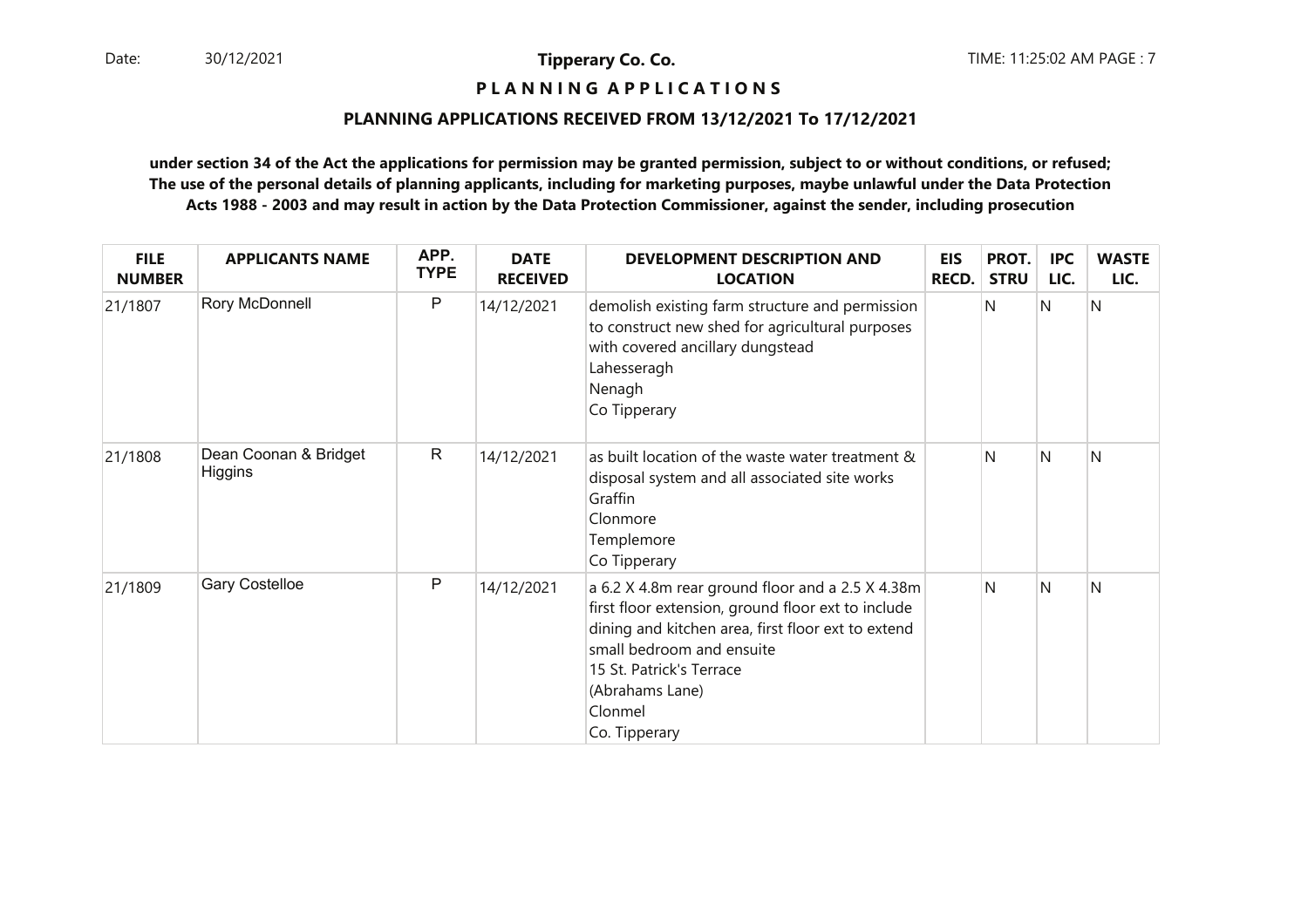**Tipperary Co. Co.**

**P L A N N I N G A P P L I C A T I O N S**

**PLANNING APPLICATIONS RECEIVED FROM 13/12/2021 To 17/12/2021**

**under section 34 of the Act the applications for permission may be granted permission, subject to or without conditions, or refused; The use of the personal details of planning applicants, including for marketing purposes, maybe unlawful under the Data Protection Acts 1988 - 2003 and may result in action by the Data Protection Commissioner, against the sender, including prosecution**

| FILE NUMBER | APPLICANTS NAME | APP. TYPE | DATE RECEIVED | DEVELOPMENT DESCRIPTION AND LOCATION | EIS RECD. | PROT. STRU | IPC LIC. | WASTE LIC. |
|---|---|---|---|---|---|---|---|---|
| 21/1807 | Rory McDonnell | P | 14/12/2021 | demolish existing farm structure and permission to construct new shed for agricultural purposes with covered ancillary dungstead<br>Lahesseragh<br>Nenagh<br>Co Tipperary | | N | N | N |
| 21/1808 | Dean Coonan & Bridget Higgins | R | 14/12/2021 | as built location of the waste water treatment & disposal system and all associated site works<br>Graffin<br>Clonmore<br>Templemore<br>Co Tipperary | | N | N | N |
| 21/1809 | Gary Costelloe | P | 14/12/2021 | a 6.2 X 4.8m rear ground floor and a 2.5 X 4.38m first floor extension, ground floor ext to include dining and kitchen area, first floor ext to extend small bedroom and ensuite<br>15 St. Patrick's Terrace<br>(Abrahams Lane)<br>Clonmel<br>Co. Tipperary | | N | N | N |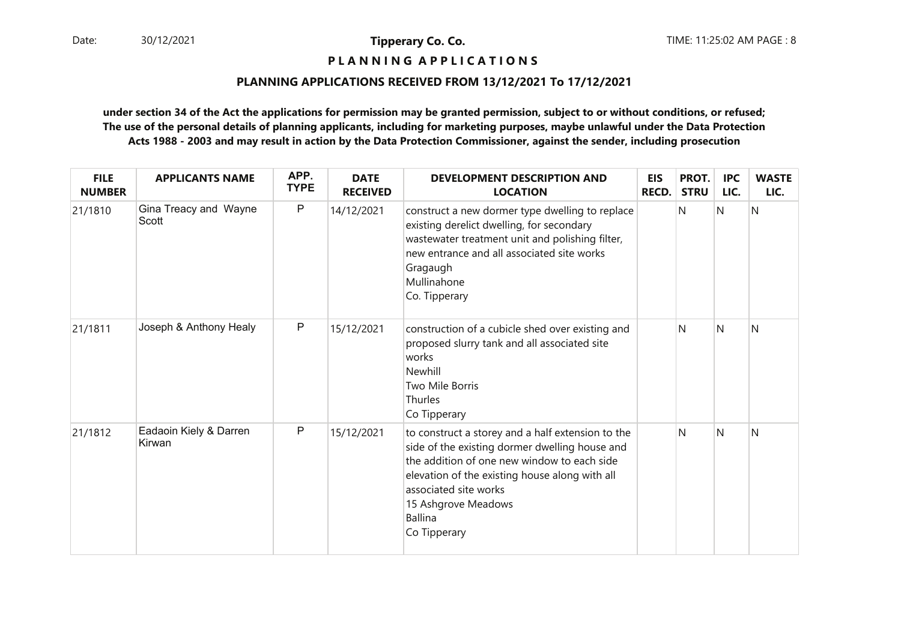**Tipperary Co. Co.**

# P L A N N I N G   A P P L I C A T I O N S

## PLANNING APPLICATIONS RECEIVED FROM 13/12/2021 To 17/12/2021

**under section 34 of the Act the applications for permission may be granted permission, subject to or without conditions, or refused; The use of the personal details of planning applicants, including for marketing purposes, maybe unlawful under the Data Protection Acts 1988 - 2003 and may result in action by the Data Protection Commissioner, against the sender, including prosecution**

| FILE NUMBER | APPLICANTS NAME | APP. TYPE | DATE RECEIVED | DEVELOPMENT DESCRIPTION AND LOCATION | EIS RECD. | PROT. STRU | IPC LIC. | WASTE LIC. |
|---|---|---|---|---|---|---|---|---|
| 21/1810 | Gina Treacy and Wayne Scott | P | 14/12/2021 | construct a new dormer type dwelling to replace existing derelict dwelling, for secondary wastewater treatment unit and polishing filter, new entrance and all associated site works Gragaugh Mullinahone Co. Tipperary | | N | N | N |
| 21/1811 | Joseph & Anthony Healy | P | 15/12/2021 | construction of a cubicle shed over existing and proposed slurry tank and all associated site works Newhill Two Mile Borris Thurles Co Tipperary | | N | N | N |
| 21/1812 | Eadaoin Kiely & Darren Kirwan | P | 15/12/2021 | to construct a storey and a half extension to the side of the existing dormer dwelling house and the addition of one new window to each side elevation of the existing house along with all associated site works 15 Ashgrove Meadows Ballina Co Tipperary | | N | N | N |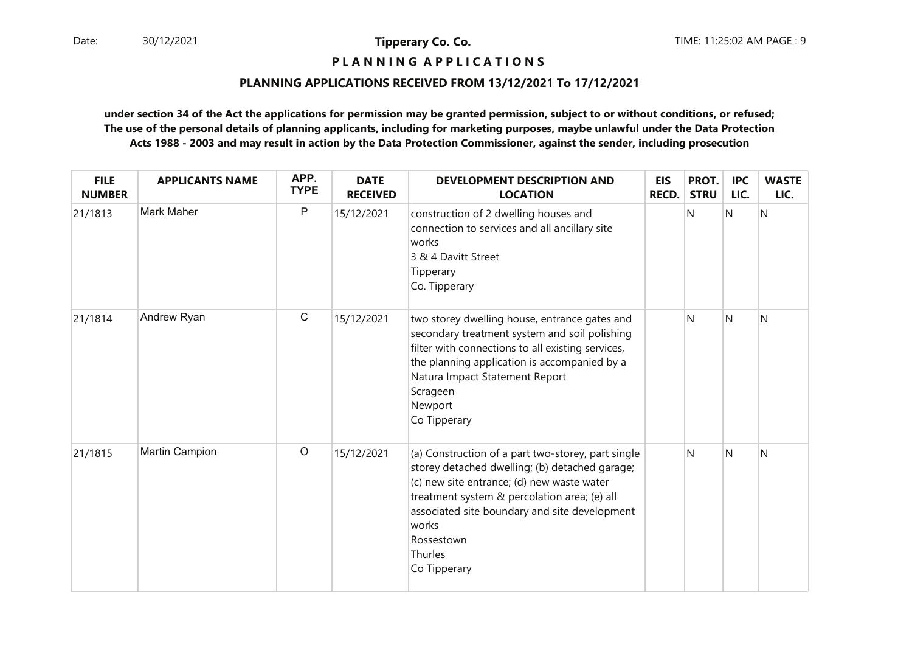**Tipperary Co. Co.**

**P L A N N I N G   A P P L I C A T I O N S**

**PLANNING APPLICATIONS RECEIVED FROM 13/12/2021 To 17/12/2021**

**under section 34 of the Act the applications for permission may be granted permission, subject to or without conditions, or refused; The use of the personal details of planning applicants, including for marketing purposes, maybe unlawful under the Data Protection Acts 1988 - 2003 and may result in action by the Data Protection Commissioner, against the sender, including prosecution**

| FILE NUMBER | APPLICANTS NAME | APP. TYPE | DATE RECEIVED | DEVELOPMENT DESCRIPTION AND LOCATION | EIS RECD. | PROT. STRU | IPC LIC. | WASTE LIC. |
|---|---|---|---|---|---|---|---|---|
| 21/1813 | Mark Maher | P | 15/12/2021 | construction of 2 dwelling houses and connection to services and all ancillary site works<br>3 & 4 Davitt Street<br>Tipperary<br>Co. Tipperary | | N | N | N |
| 21/1814 | Andrew Ryan | C | 15/12/2021 | two storey dwelling house, entrance gates and secondary treatment system and soil polishing filter with connections to all existing services, the planning application is accompanied by a Natura Impact Statement Report<br>Scragеen<br>Newport<br>Co Tipperary | | N | N | N |
| 21/1815 | Martin Campion | O | 15/12/2021 | (a) Construction of a part two-storey, part single storey detached dwelling; (b) detached garage; (c) new site entrance; (d) new waste water treatment system & percolation area; (e) all associated site boundary and site development works<br>Rossestown<br>Thurles<br>Co Tipperary | | N | N | N |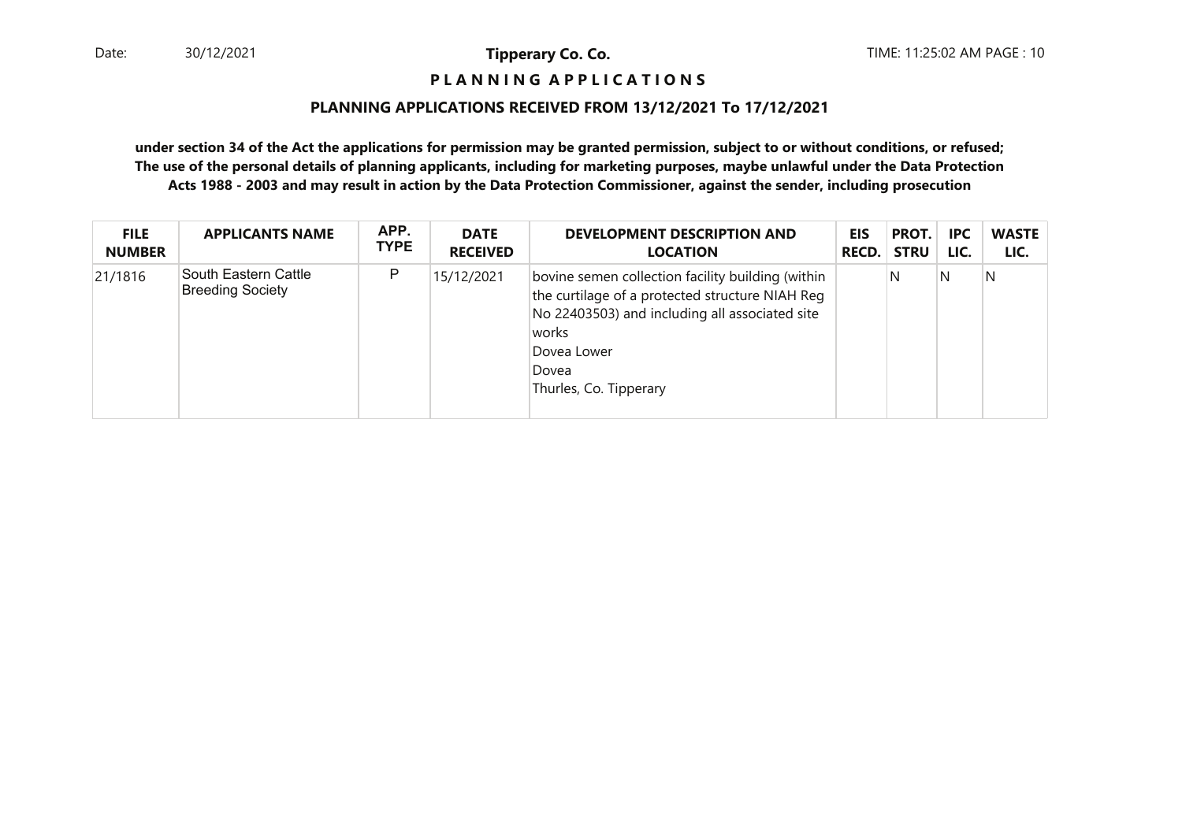# P L A N N I N G A P P L I C A T I O N S

## PLANNING APPLICATIONS RECEIVED FROM 13/12/2021 To 17/12/2021

**under section 34 of the Act the applications for permission may be granted permission, subject to or without conditions, or refused; The use of the personal details of planning applicants, including for marketing purposes, maybe unlawful under the Data Protection Acts 1988 - 2003 and may result in action by the Data Protection Commissioner, against the sender, including prosecution**

| FILE NUMBER | APPLICANTS NAME | APP. TYPE | DATE RECEIVED | DEVELOPMENT DESCRIPTION AND LOCATION | EIS RECD. | PROT. STRU | IPC LIC. | WASTE LIC. |
|---|---|---|---|---|---|---|---|---|
| 21/1816 | South Eastern Cattle Breeding Society | P | 15/12/2021 | bovine semen collection facility building (within the curtilage of a protected structure NIAH Reg No 22403503) and including all associated site works<br>Dovea Lower<br>Dovea<br>Thurles, Co. Tipperary | | N | N | N |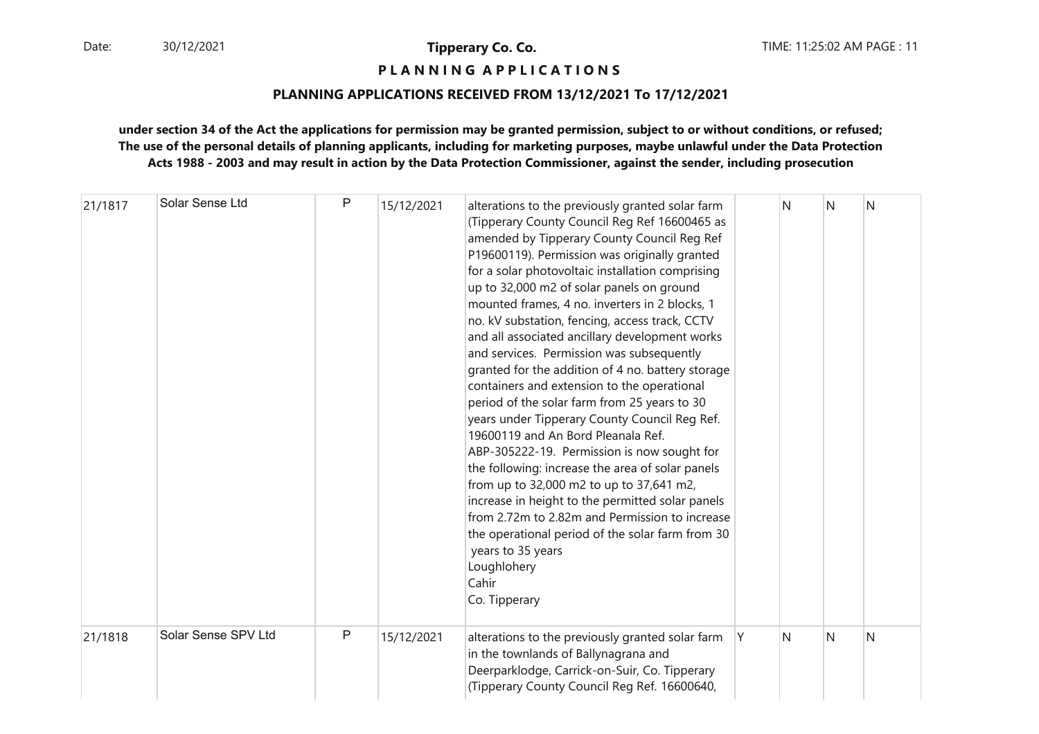**Tipperary Co. Co.**

**P L A N N I N G A P P L I C A T I O N S**

**PLANNING APPLICATIONS RECEIVED FROM 13/12/2021 To 17/12/2021**

**under section 34 of the Act the applications for permission may be granted permission, subject to or without conditions, or refused; The use of the personal details of planning applicants, including for marketing purposes, maybe unlawful under the Data Protection Acts 1988 - 2003 and may result in action by the Data Protection Commissioner, against the sender, including prosecution**

| | | | | | | | | |
|---|---|---|---|---|---|---|---|---|
| 21/1817 | Solar Sense Ltd | P | 15/12/2021 | alterations to the previously granted solar farm (Tipperary County Council Reg Ref 16600465 as amended by Tipperary County Council Reg Ref P19600119). Permission was originally granted for a solar photovoltaic installation comprising up to 32,000 m2 of solar panels on ground mounted frames, 4 no. inverters in 2 blocks, 1 no. kV substation, fencing, access track, CCTV and all associated ancillary development works and services. Permission was subsequently granted for the addition of 4 no. battery storage containers and extension to the operational period of the solar farm from 25 years to 30 years under Tipperary County Council Reg Ref. 19600119 and An Bord Pleanala Ref. ABP-305222-19. Permission is now sought for the following: increase the area of solar panels from up to 32,000 m2 to up to 37,641 m2, increase in height to the permitted solar panels from 2.72m to 2.82m and Permission to increase the operational period of the solar farm from 30 years to 35 years<br>Loughlohery<br>Cahir<br>Co. Tipperary | | N | N | N |
| 21/1818 | Solar Sense SPV Ltd | P | 15/12/2021 | alterations to the previously granted solar farm in the townlands of Ballynagrana and Deerparklodge, Carrick-on-Suir, Co. Tipperary (Tipperary County Council Reg Ref. 16600640, | Y | N | N | N |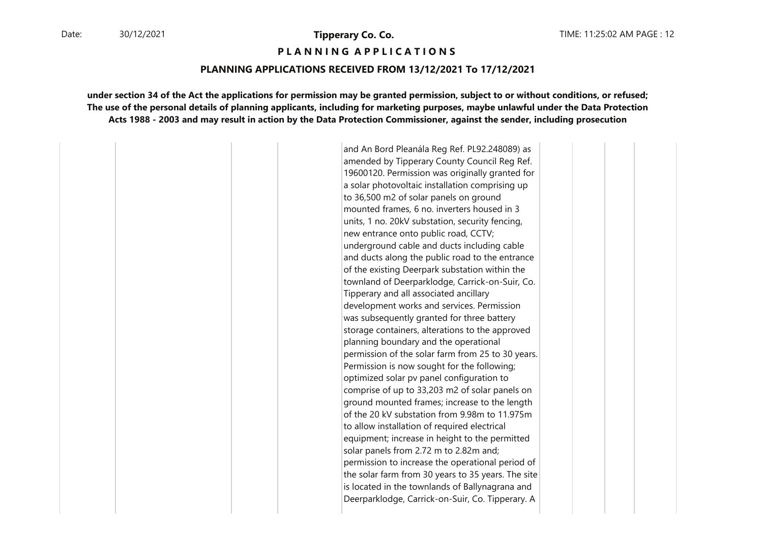**PLANNING APPLICATIONS**

**PLANNING APPLICATIONS RECEIVED FROM 13/12/2021 To 17/12/2021**

**under section 34 of the Act the applications for permission may be granted permission, subject to or without conditions, or refused; The use of the personal details of planning applicants, including for marketing purposes, maybe unlawful under the Data Protection Acts 1988 - 2003 and may result in action by the Data Protection Commissioner, against the sender, including prosecution**

| | | | | | | | | |
|---|---|---|---|---|---|---|---|---|
| | | | | and An Bord Pleanála Reg Ref. PL92.248089) as amended by Tipperary County Council Reg Ref. 19600120. Permission was originally granted for a solar photovoltaic installation comprising up to 36,500 m2 of solar panels on ground mounted frames, 6 no. inverters housed in 3 units, 1 no. 20kV substation, security fencing, new entrance onto public road, CCTV; underground cable and ducts including cable and ducts along the public road to the entrance of the existing Deerpark substation within the townland of Deerparklodge, Carrick-on-Suir, Co. Tipperary and all associated ancillary development works and services. Permission was subsequently granted for three battery storage containers, alterations to the approved planning boundary and the operational permission of the solar farm from 25 to 30 years. Permission is now sought for the following; optimized solar pv panel configuration to comprise of up to 33,203 m2 of solar panels on ground mounted frames; increase to the length of the 20 kV substation from 9.98m to 11.975m to allow installation of required electrical equipment; increase in height to the permitted solar panels from 2.72 m to 2.82m and; permission to increase the operational period of the solar farm from 30 years to 35 years. The site is located in the townlands of Ballynagrana and Deerparklodge, Carrick-on-Suir, Co. Tipperary. A | | | | |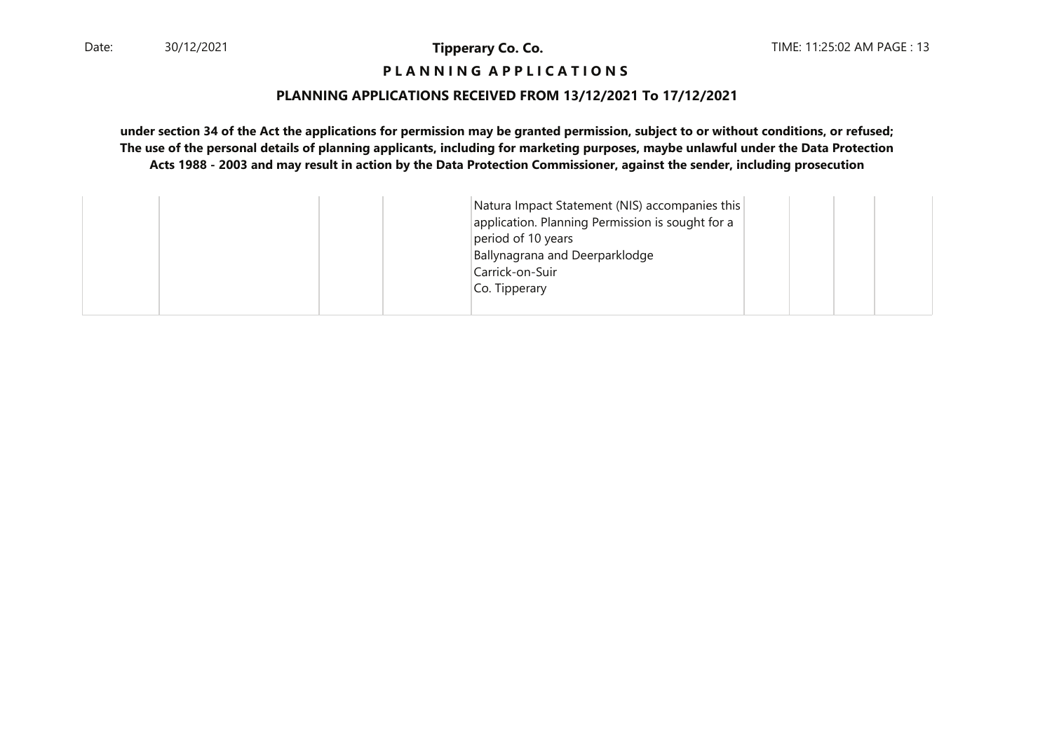**PLANNING APPLICATIONS**

**PLANNING APPLICATIONS RECEIVED FROM 13/12/2021 To 17/12/2021**

**under section 34 of the Act the applications for permission may be granted permission, subject to or without conditions, or refused; The use of the personal details of planning applicants, including for marketing purposes, maybe unlawful under the Data Protection Acts 1988 - 2003 and may result in action by the Data Protection Commissioner, against the sender, including prosecution**

| | | | | | | | | |
|---|---|---|---|---|---|---|---|---|
| | | | | Natura Impact Statement (NIS) accompanies this application. Planning Permission is sought for a period of 10 years<br>Ballynagrana and Deerparklodge<br>Carrick-on-Suir<br>Co. Tipperary | | | | |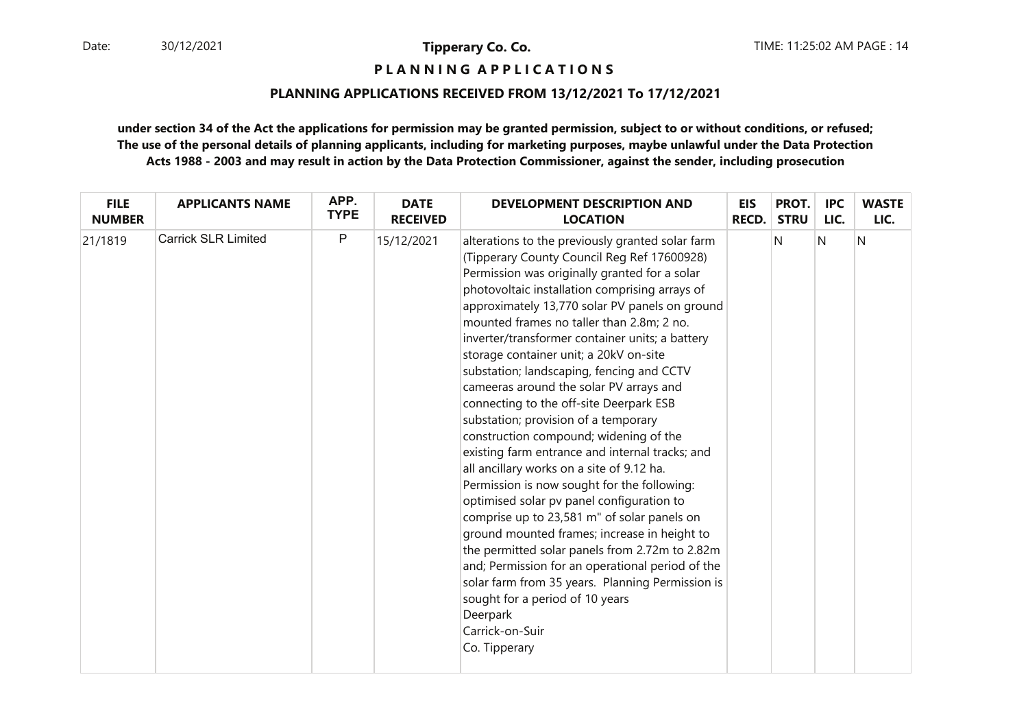# Tipperary Co. Co.

## P L A N N I N G A P P L I C A T I O N S

### PLANNING APPLICATIONS RECEIVED FROM 13/12/2021 To 17/12/2021

**under section 34 of the Act the applications for permission may be granted permission, subject to or without conditions, or refused; The use of the personal details of planning applicants, including for marketing purposes, maybe unlawful under the Data Protection Acts 1988 - 2003 and may result in action by the Data Protection Commissioner, against the sender, including prosecution**

| FILE NUMBER | APPLICANTS NAME | APP. TYPE | DATE RECEIVED | DEVELOPMENT DESCRIPTION AND LOCATION | EIS RECD. | PROT. STRU | IPC LIC. | WASTE LIC. |
|---|---|---|---|---|---|---|---|---|
| 21/1819 | Carrick SLR Limited | P | 15/12/2021 | alterations to the previously granted solar farm (Tipperary County Council Reg Ref 17600928) Permission was originally granted for a solar photovoltaic installation comprising arrays of approximately 13,770 solar PV panels on ground mounted frames no taller than 2.8m; 2 no. inverter/transformer container units; a battery storage container unit; a 20kV on-site substation; landscaping, fencing and CCTV cameeras around the solar PV arrays and connecting to the off-site Deerpark ESB substation; provision of a temporary construction compound; widening of the existing farm entrance and internal tracks; and all ancillary works on a site of 9.12 ha. Permission is now sought for the following: optimised solar pv panel configuration to comprise up to 23,581 m" of solar panels on ground mounted frames; increase in height to the permitted solar panels from 2.72m to 2.82m and; Permission for an operational period of the solar farm from 35 years. Planning Permission is sought for a period of 10 years<br>Deerpark<br>Carrick-on-Suir<br>Co. Tipperary | | N | N | N |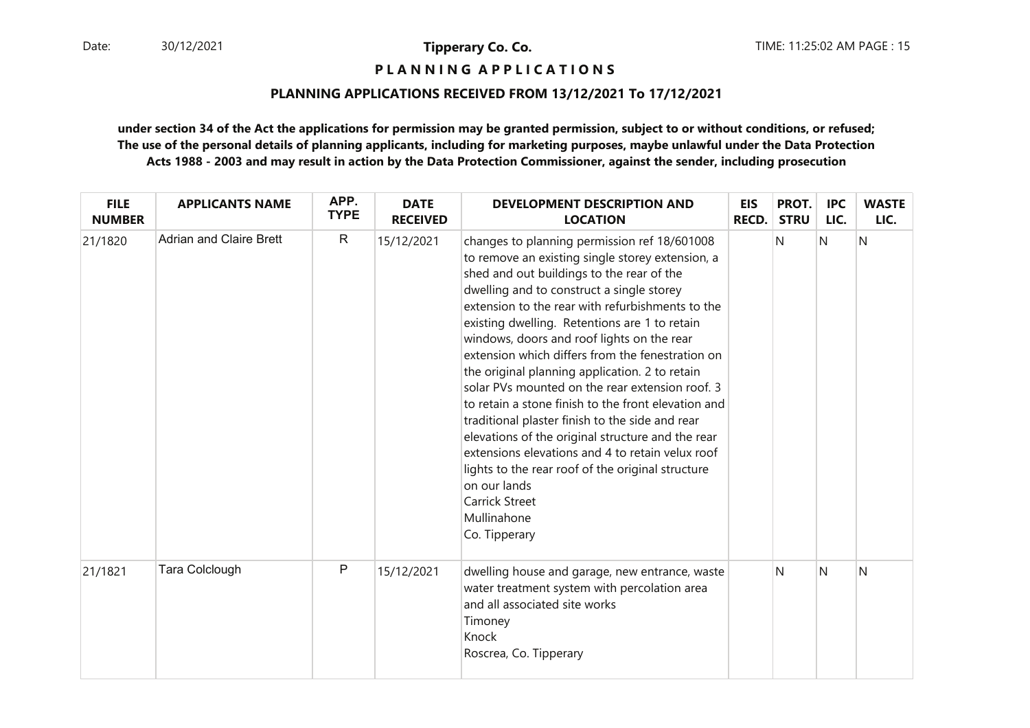**P L A N N I N G A P P L I C A T I O N S**

**PLANNING APPLICATIONS RECEIVED FROM 13/12/2021 To 17/12/2021**

**under section 34 of the Act the applications for permission may be granted permission, subject to or without conditions, or refused; The use of the personal details of planning applicants, including for marketing purposes, maybe unlawful under the Data Protection Acts 1988 - 2003 and may result in action by the Data Protection Commissioner, against the sender, including prosecution**

| FILE NUMBER | APPLICANTS NAME | APP. TYPE | DATE RECEIVED | DEVELOPMENT DESCRIPTION AND LOCATION | EIS RECD. | PROT. STRU | IPC LIC. | WASTE LIC. |
|---|---|---|---|---|---|---|---|---|
| 21/1820 | Adrian and Claire Brett | R | 15/12/2021 | changes to planning permission ref 18/601008 to remove an existing single storey extension, a shed and out buildings to the rear of the dwelling and to construct a single storey extension to the rear with refurbishments to the existing dwelling. Retentions are 1 to retain windows, doors and roof lights on the rear extension which differs from the fenestration on the original planning application. 2 to retain solar PVs mounted on the rear extension roof. 3 to retain a stone finish to the front elevation and traditional plaster finish to the side and rear elevations of the original structure and the rear extensions elevations and 4 to retain velux roof lights to the rear roof of the original structure on our lands<br>Carrick Street<br>Mullinahone<br>Co. Tipperary | | N | N | N |
| 21/1821 | Tara Colclough | P | 15/12/2021 | dwelling house and garage, new entrance, waste water treatment system with percolation area and all associated site works<br>Timoney<br>Knock<br>Roscrea, Co. Tipperary | | N | N | N |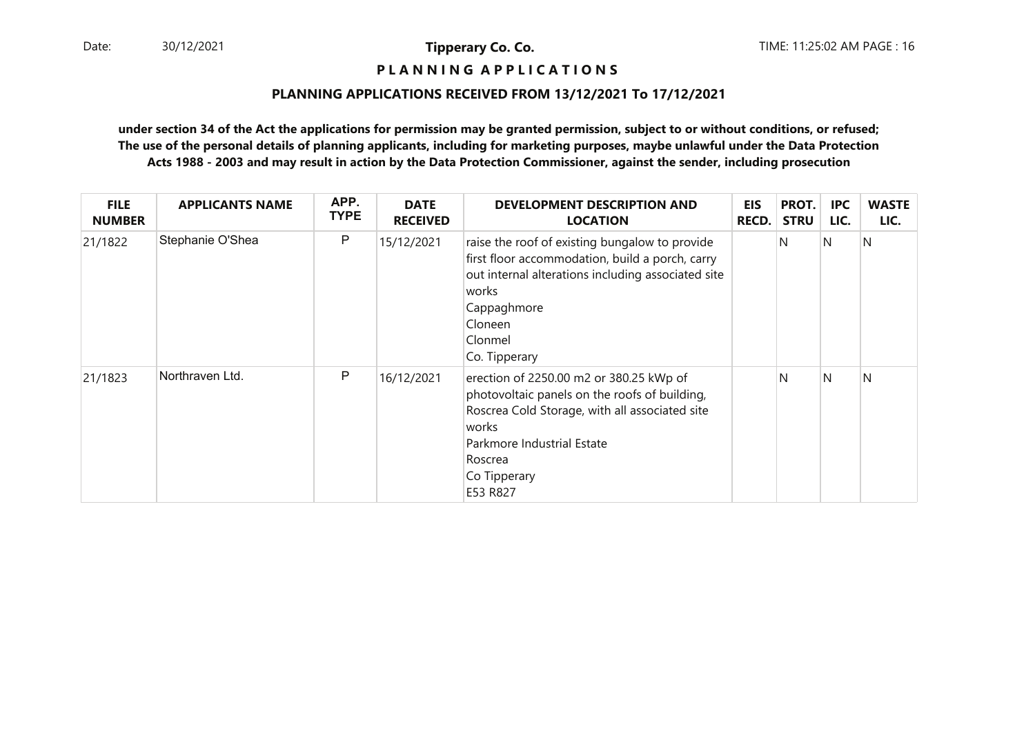**Tipperary Co. Co.**

**P L A N N I N G   A P P L I C A T I O N S**

**PLANNING APPLICATIONS RECEIVED FROM 13/12/2021 To 17/12/2021**

**under section 34 of the Act the applications for permission may be granted permission, subject to or without conditions, or refused; The use of the personal details of planning applicants, including for marketing purposes, maybe unlawful under the Data Protection Acts 1988 - 2003 and may result in action by the Data Protection Commissioner, against the sender, including prosecution**

| FILE NUMBER | APPLICANTS NAME | APP. TYPE | DATE RECEIVED | DEVELOPMENT DESCRIPTION AND LOCATION | EIS RECD. | PROT. STRU | IPC LIC. | WASTE LIC. |
|---|---|---|---|---|---|---|---|---|
| 21/1822 | Stephanie O'Shea | P | 15/12/2021 | raise the roof of existing bungalow to provide first floor accommodation, build a porch, carry out internal alterations including associated site works<br>Cappaghmore<br>Cloneen<br>Clonmel<br>Co. Tipperary | | N | N | N |
| 21/1823 | Northraven Ltd. | P | 16/12/2021 | erection of 2250.00 m2 or 380.25 kWp of photovoltaic panels on the roofs of building, Roscrea Cold Storage, with all associated site works<br>Parkmore Industrial Estate<br>Roscrea<br>Co Tipperary<br>E53 R827 | | N | N | N |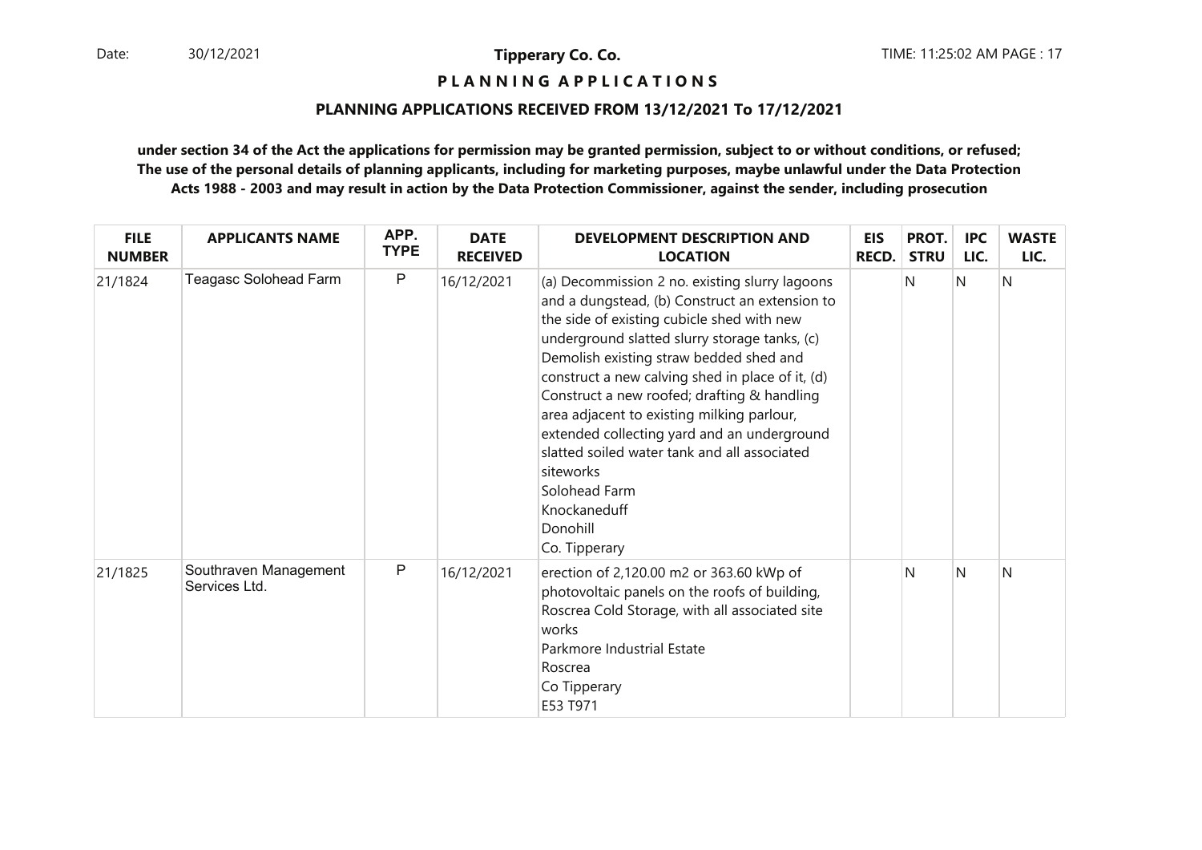**Tipperary Co. Co.**

**P L A N N I N G A P P L I C A T I O N S**

**PLANNING APPLICATIONS RECEIVED FROM 13/12/2021 To 17/12/2021**

**under section 34 of the Act the applications for permission may be granted permission, subject to or without conditions, or refused; The use of the personal details of planning applicants, including for marketing purposes, maybe unlawful under the Data Protection Acts 1988 - 2003 and may result in action by the Data Protection Commissioner, against the sender, including prosecution**

| FILE NUMBER | APPLICANTS NAME | APP. TYPE | DATE RECEIVED | DEVELOPMENT DESCRIPTION AND LOCATION | EIS RECD. | PROT. STRU | IPC LIC. | WASTE LIC. |
|---|---|---|---|---|---|---|---|---|
| 21/1824 | Teagasc Solohead Farm | P | 16/12/2021 | (a) Decommission 2 no. existing slurry lagoons and a dungstead, (b) Construct an extension to the side of existing cubicle shed with new underground slatted slurry storage tanks, (c) Demolish existing straw bedded shed and construct a new calving shed in place of it, (d) Construct a new roofed; drafting & handling area adjacent to existing milking parlour, extended collecting yard and an underground slatted soiled water tank and all associated siteworks<br>Solohead Farm<br>Knockaneduff<br>Donohill<br>Co. Tipperary | | N | N | N |
| 21/1825 | Southraven Management Services Ltd. | P | 16/12/2021 | erection of 2,120.00 m2 or 363.60 kWp of photovoltaic panels on the roofs of building, Roscrea Cold Storage, with all associated site works<br>Parkmore Industrial Estate<br>Roscrea<br>Co Tipperary<br>E53 T971 | | N | N | N |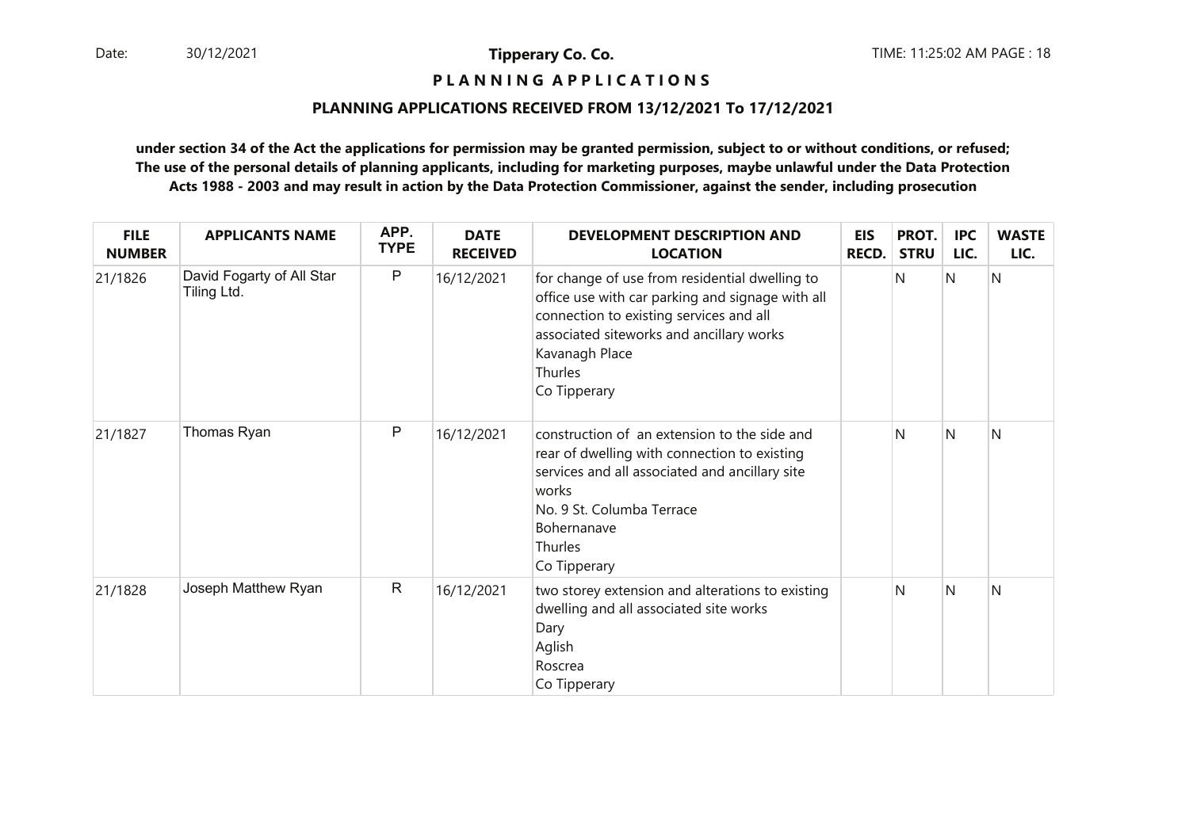**Tipperary Co. Co.**

**P L A N N I N G A P P L I C A T I O N S**

**PLANNING APPLICATIONS RECEIVED FROM 13/12/2021 To 17/12/2021**

**under section 34 of the Act the applications for permission may be granted permission, subject to or without conditions, or refused; The use of the personal details of planning applicants, including for marketing purposes, maybe unlawful under the Data Protection Acts 1988 - 2003 and may result in action by the Data Protection Commissioner, against the sender, including prosecution**

| FILE NUMBER | APPLICANTS NAME | APP. TYPE | DATE RECEIVED | DEVELOPMENT DESCRIPTION AND LOCATION | EIS RECD. | PROT. STRU | IPC LIC. | WASTE LIC. |
|---|---|---|---|---|---|---|---|---|
| 21/1826 | David Fogarty of All Star Tiling Ltd. | P | 16/12/2021 | for change of use from residential dwelling to office use with car parking and signage with all connection to existing services and all associated siteworks and ancillary works Kavanagh Place Thurles Co Tipperary | | N | N | N |
| 21/1827 | Thomas Ryan | P | 16/12/2021 | construction of an extension to the side and rear of dwelling with connection to existing services and all associated and ancillary site works No. 9 St. Columba Terrace Bohernanave Thurles Co Tipperary | | N | N | N |
| 21/1828 | Joseph Matthew Ryan | R | 16/12/2021 | two storey extension and alterations to existing dwelling and all associated site works Dary Aglish Roscrea Co Tipperary | | N | N | N |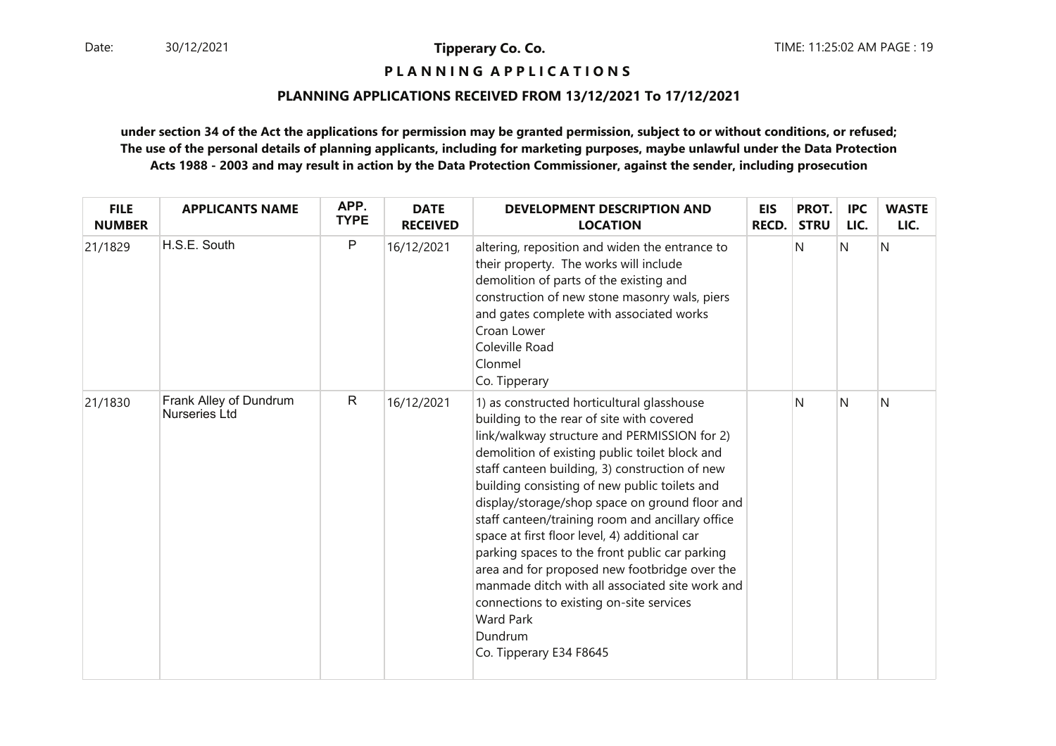**Tipperary Co. Co.**

**P L A N N I N G A P P L I C A T I O N S**

**PLANNING APPLICATIONS RECEIVED FROM 13/12/2021 To 17/12/2021**

**under section 34 of the Act the applications for permission may be granted permission, subject to or without conditions, or refused; The use of the personal details of planning applicants, including for marketing purposes, maybe unlawful under the Data Protection Acts 1988 - 2003 and may result in action by the Data Protection Commissioner, against the sender, including prosecution**

| FILE NUMBER | APPLICANTS NAME | APP. TYPE | DATE RECEIVED | DEVELOPMENT DESCRIPTION AND LOCATION | EIS RECD. | PROT. STRU | IPC LIC. | WASTE LIC. |
|---|---|---|---|---|---|---|---|---|
| 21/1829 | H.S.E. South | P | 16/12/2021 | altering, reposition and widen the entrance to their property. The works will include demolition of parts of the existing and construction of new stone masonry wals, piers and gates complete with associated works<br>Croan Lower<br>Coleville Road<br>Clonmel<br>Co. Tipperary | | N | N | N |
| 21/1830 | Frank Alley of Dundrum Nurseries Ltd | R | 16/12/2021 | 1) as constructed horticultural glasshouse building to the rear of site with covered link/walkway structure and PERMISSION for 2) demolition of existing public toilet block and staff canteen building, 3) construction of new building consisting of new public toilets and display/storage/shop space on ground floor and staff canteen/training room and ancillary office space at first floor level, 4) additional car parking spaces to the front public car parking area and for proposed new footbridge over the manmade ditch with all associated site work and connections to existing on-site services<br>Ward Park<br>Dundrum<br>Co. Tipperary E34 F8645 | | N | N | N |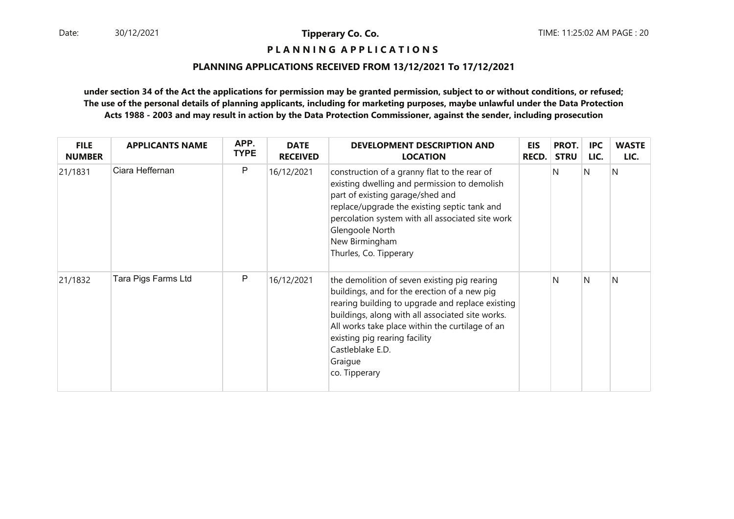**Tipperary Co. Co.**

**P L A N N I N G A P P L I C A T I O N S**

**PLANNING APPLICATIONS RECEIVED FROM 13/12/2021 To 17/12/2021**

**under section 34 of the Act the applications for permission may be granted permission, subject to or without conditions, or refused; The use of the personal details of planning applicants, including for marketing purposes, maybe unlawful under the Data Protection Acts 1988 - 2003 and may result in action by the Data Protection Commissioner, against the sender, including prosecution**

| FILE NUMBER | APPLICANTS NAME | APP. TYPE | DATE RECEIVED | DEVELOPMENT DESCRIPTION AND LOCATION | EIS RECD. | PROT. STRU | IPC LIC. | WASTE LIC. |
|---|---|---|---|---|---|---|---|---|
| 21/1831 | Ciara Heffernan | P | 16/12/2021 | construction of a granny flat to the rear of existing dwelling and permission to demolish part of existing garage/shed and replace/upgrade the existing septic tank and percolation system with all associated site work<br>Glengoole North<br>New Birmingham<br>Thurles, Co. Tipperary | | N | N | N |
| 21/1832 | Tara Pigs Farms Ltd | P | 16/12/2021 | the demolition of seven existing pig rearing buildings, and for the erection of a new pig rearing building to upgrade and replace existing buildings, along with all associated site works. All works take place within the curtilage of an existing pig rearing facility<br>Castleblake E.D.<br>Graigue<br>co. Tipperary | | N | N | N |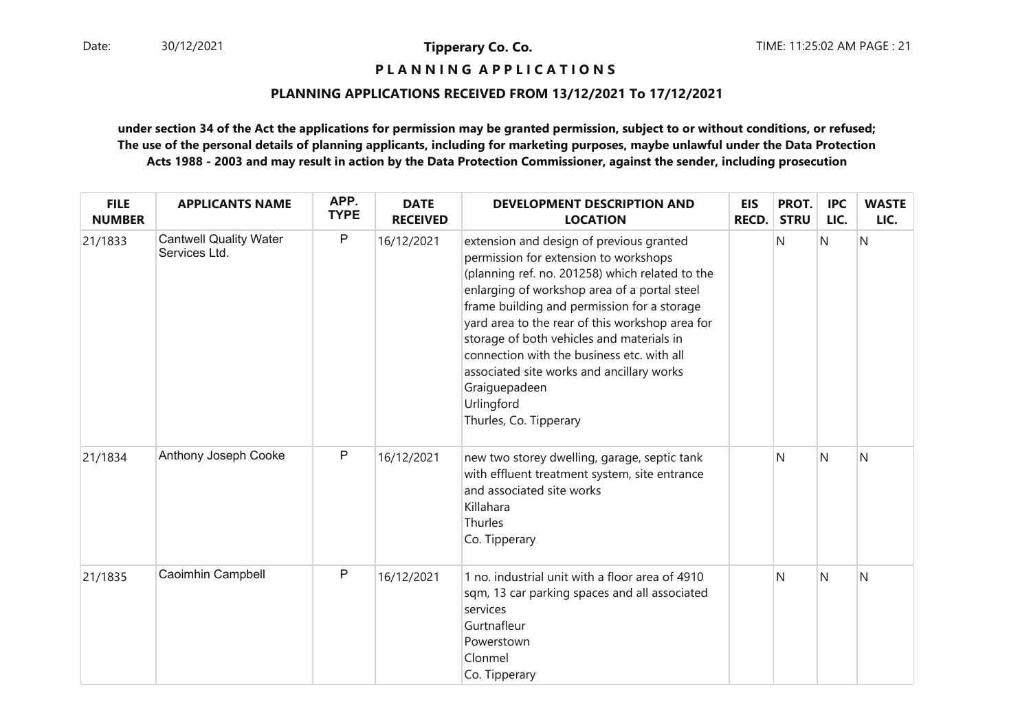**Tipperary Co. Co.**

**P L A N N I N G A P P L I C A T I O N S**

**PLANNING APPLICATIONS RECEIVED FROM 13/12/2021 To 17/12/2021**

**under section 34 of the Act the applications for permission may be granted permission, subject to or without conditions, or refused; The use of the personal details of planning applicants, including for marketing purposes, maybe unlawful under the Data Protection Acts 1988 - 2003 and may result in action by the Data Protection Commissioner, against the sender, including prosecution**

| FILE NUMBER | APPLICANTS NAME | APP. TYPE | DATE RECEIVED | DEVELOPMENT DESCRIPTION AND LOCATION | EIS RECD. | PROT. STRU | IPC LIC. | WASTE LIC. |
|---|---|---|---|---|---|---|---|---|
| 21/1833 | Cantwell Quality Water Services Ltd. | P | 16/12/2021 | extension and design of previous granted permission for extension to workshops (planning ref. no. 201258) which related to the enlarging of workshop area of a portal steel frame building and permission for a storage yard area to the rear of this workshop area for storage of both vehicles and materials in connection with the business etc. with all associated site works and ancillary works Graiguepadeen Urlingford Thurles, Co. Tipperary | | N | N | N |
| 21/1834 | Anthony Joseph Cooke | P | 16/12/2021 | new two storey dwelling, garage, septic tank with effluent treatment system, site entrance and associated site works Killahara Thurles Co. Tipperary | | N | N | N |
| 21/1835 | Caoimhin Campbell | P | 16/12/2021 | 1 no. industrial unit with a floor area of 4910 sqm, 13 car parking spaces and all associated services Gurtnafleur Powerstown Clonmel Co. Tipperary | | N | N | N |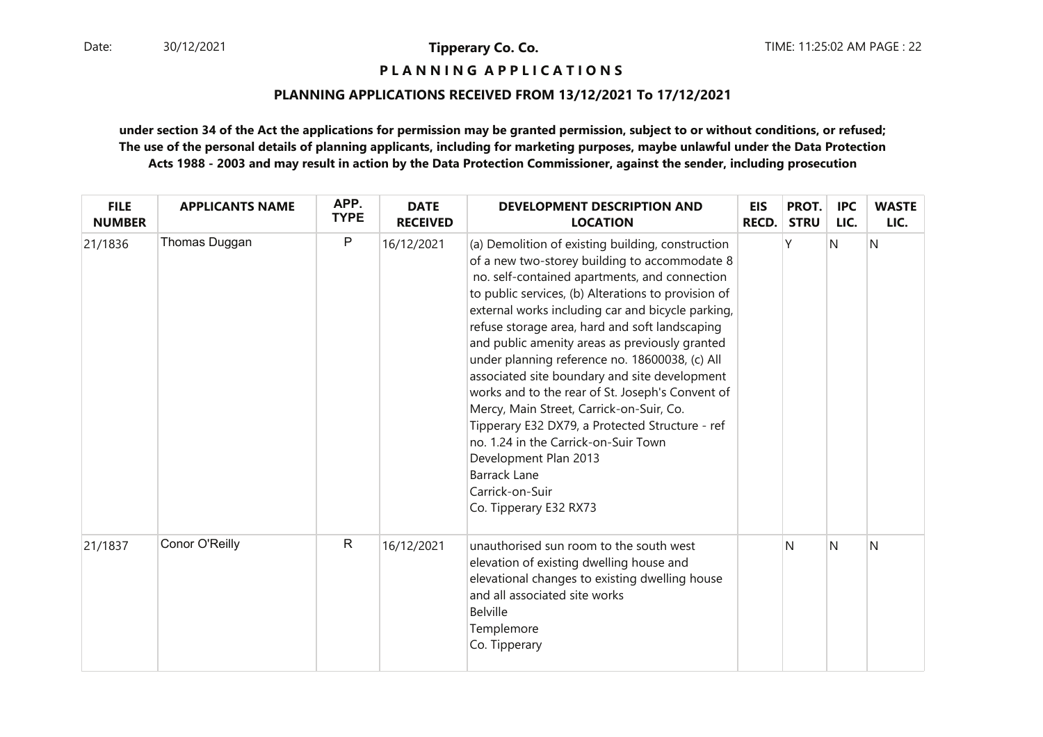**Tipperary Co. Co.**

**P L A N N I N G A P P L I C A T I O N S**

**PLANNING APPLICATIONS RECEIVED FROM 13/12/2021 To 17/12/2021**

**under section 34 of the Act the applications for permission may be granted permission, subject to or without conditions, or refused; The use of the personal details of planning applicants, including for marketing purposes, maybe unlawful under the Data Protection Acts 1988 - 2003 and may result in action by the Data Protection Commissioner, against the sender, including prosecution**

| FILE NUMBER | APPLICANTS NAME | APP. TYPE | DATE RECEIVED | DEVELOPMENT DESCRIPTION AND LOCATION | EIS RECD. | PROT. STRU | IPC LIC. | WASTE LIC. |
|---|---|---|---|---|---|---|---|---|
| 21/1836 | Thomas Duggan | P | 16/12/2021 | (a) Demolition of existing building, construction of a new two-storey building to accommodate 8 no. self-contained apartments, and connection to public services, (b) Alterations to provision of external works including car and bicycle parking, refuse storage area, hard and soft landscaping and public amenity areas as previously granted under planning reference no. 18600038, (c) All associated site boundary and site development works and to the rear of St. Joseph's Convent of Mercy, Main Street, Carrick-on-Suir, Co. Tipperary E32 DX79, a Protected Structure - ref no. 1.24 in the Carrick-on-Suir Town Development Plan 2013<br>Barrack Lane<br>Carrick-on-Suir<br>Co. Tipperary E32 RX73 | | Y | N | N |
| 21/1837 | Conor O'Reilly | R | 16/12/2021 | unauthorised sun room to the south west elevation of existing dwelling house and elevational changes to existing dwelling house and all associated site works<br>Belville<br>Templemore<br>Co. Tipperary | | N | N | N |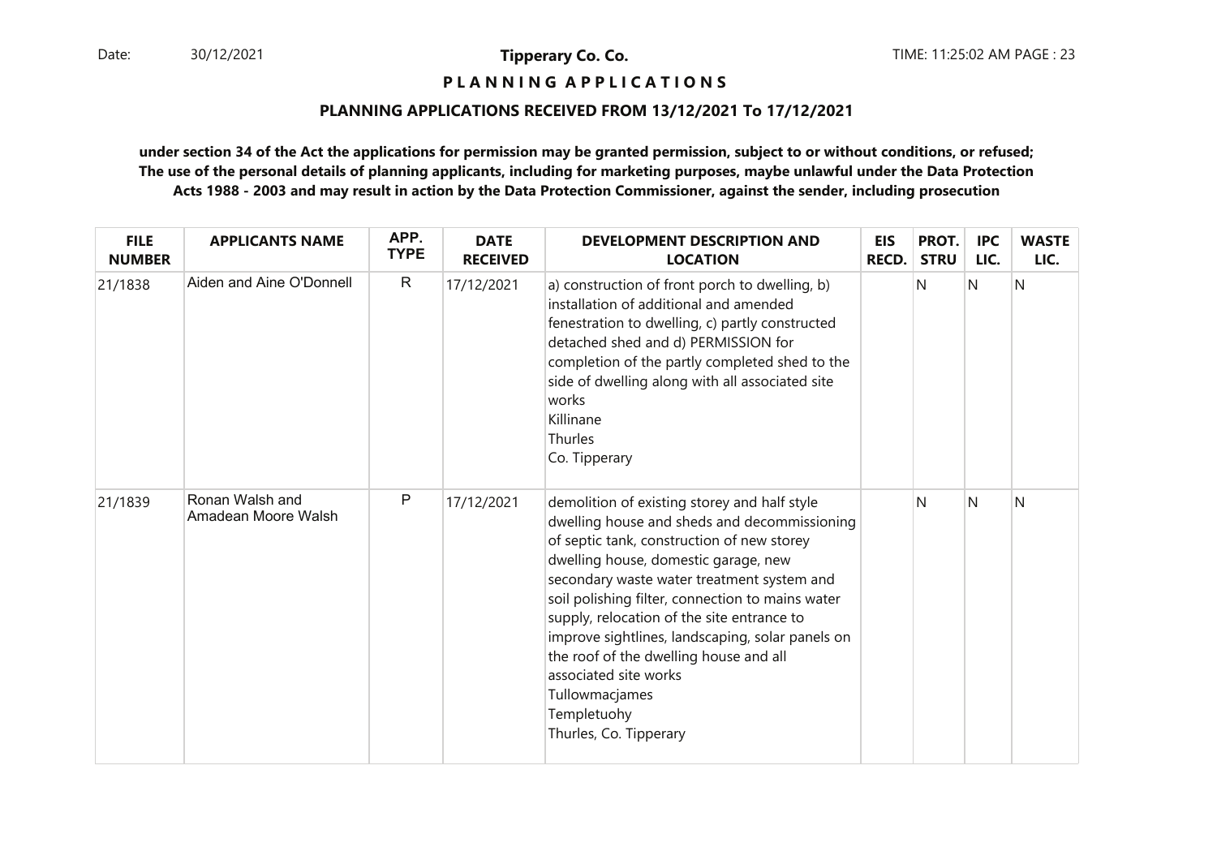**PLANNING APPLICATIONS**

**PLANNING APPLICATIONS RECEIVED FROM 13/12/2021 To 17/12/2021**

**under section 34 of the Act the applications for permission may be granted permission, subject to or without conditions, or refused; The use of the personal details of planning applicants, including for marketing purposes, maybe unlawful under the Data Protection Acts 1988 - 2003 and may result in action by the Data Protection Commissioner, against the sender, including prosecution**

| FILE NUMBER | APPLICANTS NAME | APP. TYPE | DATE RECEIVED | DEVELOPMENT DESCRIPTION AND LOCATION | EIS RECD. | PROT. STRU | IPC LIC. | WASTE LIC. |
|---|---|---|---|---|---|---|---|---|
| 21/1838 | Aiden and Aine O'Donnell | R | 17/12/2021 | a) construction of front porch to dwelling, b) installation of additional and amended fenestration to dwelling, c) partly constructed detached shed and d) PERMISSION for completion of the partly completed shed to the side of dwelling along with all associated site works<br>Killinane<br>Thurles<br>Co. Tipperary | | N | N | N |
| 21/1839 | Ronan Walsh and Amadean Moore Walsh | P | 17/12/2021 | demolition of existing storey and half style dwelling house and sheds and decommissioning of septic tank, construction of new storey dwelling house, domestic garage, new secondary waste water treatment system and soil polishing filter, connection to mains water supply, relocation of the site entrance to improve sightlines, landscaping, solar panels on the roof of the dwelling house and all associated site works<br>Tullowmacjames<br>Templetuohy<br>Thurles, Co. Tipperary | | N | N | N |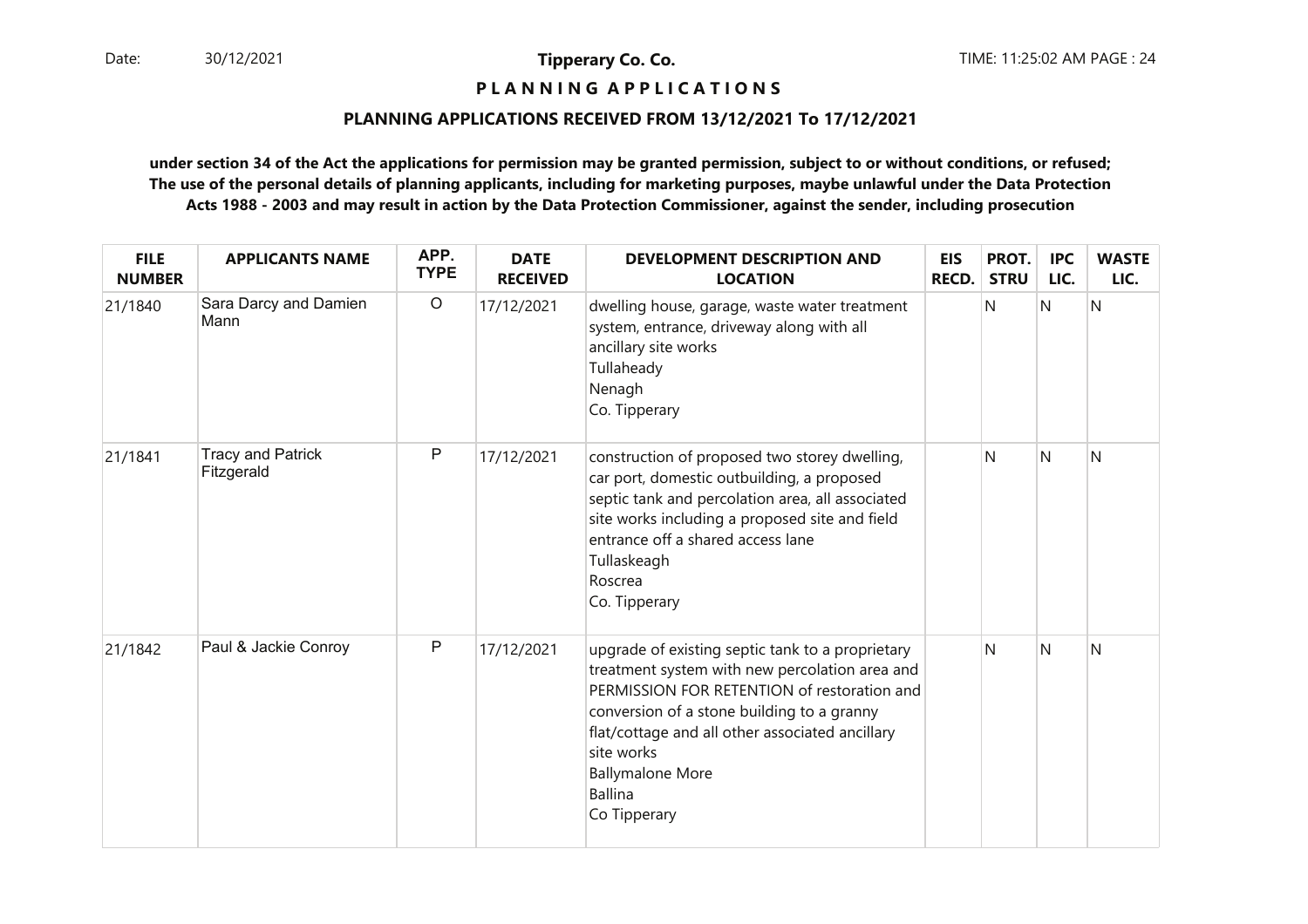**Tipperary Co. Co.**

**PLANNING APPLICATIONS**

**PLANNING APPLICATIONS RECEIVED FROM 13/12/2021 To 17/12/2021**

**under section 34 of the Act the applications for permission may be granted permission, subject to or without conditions, or refused; The use of the personal details of planning applicants, including for marketing purposes, maybe unlawful under the Data Protection Acts 1988 - 2003 and may result in action by the Data Protection Commissioner, against the sender, including prosecution**

| FILE NUMBER | APPLICANTS NAME | APP. TYPE | DATE RECEIVED | DEVELOPMENT DESCRIPTION AND LOCATION | EIS RECD. | PROT. STRU | IPC LIC. | WASTE LIC. |
|---|---|---|---|---|---|---|---|---|
| 21/1840 | Sara Darcy and Damien Mann | O | 17/12/2021 | dwelling house, garage, waste water treatment system, entrance, driveway along with all ancillary site works<br>Tullaheady<br>Nenagh<br>Co. Tipperary | | N | N | N |
| 21/1841 | Tracy and Patrick Fitzgerald | P | 17/12/2021 | construction of proposed two storey dwelling, car port, domestic outbuilding, a proposed septic tank and percolation area, all associated site works including a proposed site and field entrance off a shared access lane<br>Tullaskeagh<br>Roscrea<br>Co. Tipperary | | N | N | N |
| 21/1842 | Paul & Jackie Conroy | P | 17/12/2021 | upgrade of existing septic tank to a proprietary treatment system with new percolation area and PERMISSION FOR RETENTION of restoration and conversion of a stone building to a granny flat/cottage and all other associated ancillary site works<br>Ballymalone More<br>Ballina<br>Co Tipperary | | N | N | N |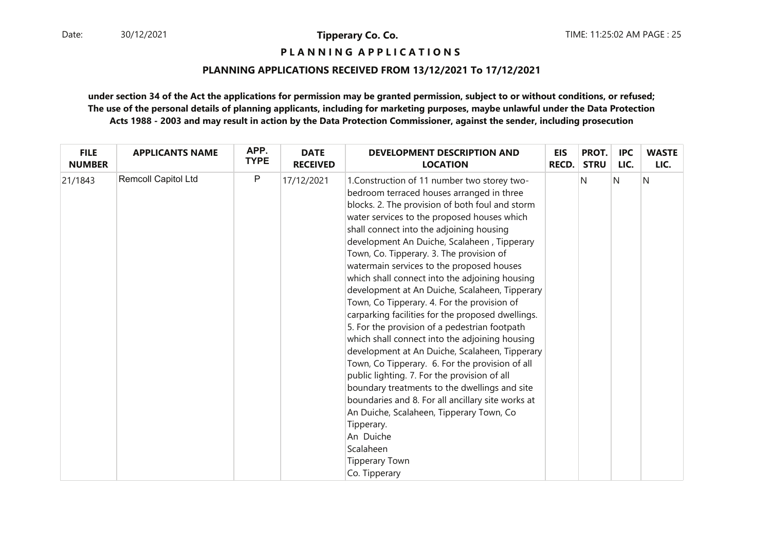**Tipperary Co. Co.**

**P L A N N I N G A P P L I C A T I O N S**

**PLANNING APPLICATIONS RECEIVED FROM 13/12/2021 To 17/12/2021**

**under section 34 of the Act the applications for permission may be granted permission, subject to or without conditions, or refused; The use of the personal details of planning applicants, including for marketing purposes, maybe unlawful under the Data Protection Acts 1988 - 2003 and may result in action by the Data Protection Commissioner, against the sender, including prosecution**

| FILE NUMBER | APPLICANTS NAME | APP. TYPE | DATE RECEIVED | DEVELOPMENT DESCRIPTION AND LOCATION | EIS RECD. | PROT. STRU | IPC LIC. | WASTE LIC. |
|---|---|---|---|---|---|---|---|---|
| 21/1843 | Remcoll Capitol Ltd | P | 17/12/2021 | 1.Construction of 11 number two storey two-bedroom terraced houses arranged in three blocks. 2. The provision of both foul and storm water services to the proposed houses which shall connect into the adjoining housing development An Duiche, Scalaheen , Tipperary Town, Co. Tipperary. 3. The provision of watermain services to the proposed houses which shall connect into the adjoining housing development at An Duiche, Scalaheen, Tipperary Town, Co Tipperary. 4. For the provision of carparking facilities for the proposed dwellings. 5. For the provision of a pedestrian footpath which shall connect into the adjoining housing development at An Duiche, Scalaheen, Tipperary Town, Co Tipperary. 6. For the provision of all public lighting. 7. For the provision of all boundary treatments to the dwellings and site boundaries and 8. For all ancillary site works at An Duiche, Scalaheen, Tipperary Town, Co Tipperary.<br>An Duiche<br>Scalaheen<br>Tipperary Town<br>Co. Tipperary | | N | N | N |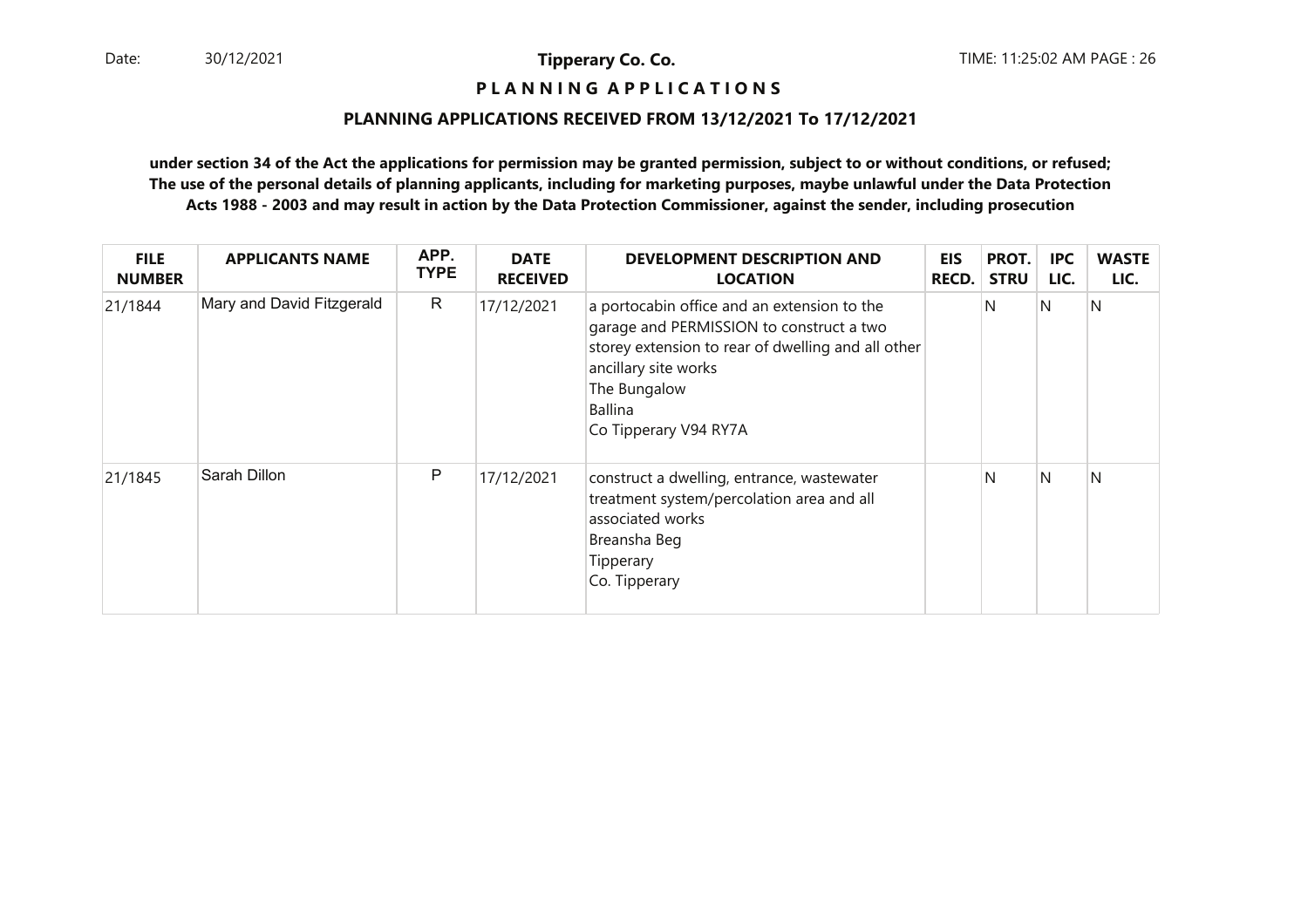**P L A N N I N G A P P L I C A T I O N S**

**PLANNING APPLICATIONS RECEIVED FROM 13/12/2021 To 17/12/2021**

**under section 34 of the Act the applications for permission may be granted permission, subject to or without conditions, or refused; The use of the personal details of planning applicants, including for marketing purposes, maybe unlawful under the Data Protection Acts 1988 - 2003 and may result in action by the Data Protection Commissioner, against the sender, including prosecution**

| FILE NUMBER | APPLICANTS NAME | APP. TYPE | DATE RECEIVED | DEVELOPMENT DESCRIPTION AND LOCATION | EIS RECD. | PROT. STRU | IPC LIC. | WASTE LIC. |
|---|---|---|---|---|---|---|---|---|
| 21/1844 | Mary and David Fitzgerald | R | 17/12/2021 | a portocabin office and an extension to the garage and PERMISSION to construct a two storey extension to rear of dwelling and all other ancillary site works<br>The Bungalow<br>Ballina<br>Co Tipperary V94 RY7A | | N | N | N |
| 21/1845 | Sarah Dillon | P | 17/12/2021 | construct a dwelling, entrance, wastewater treatment system/percolation area and all associated works<br>Breansha Beg<br>Tipperary<br>Co. Tipperary | | N | N | N |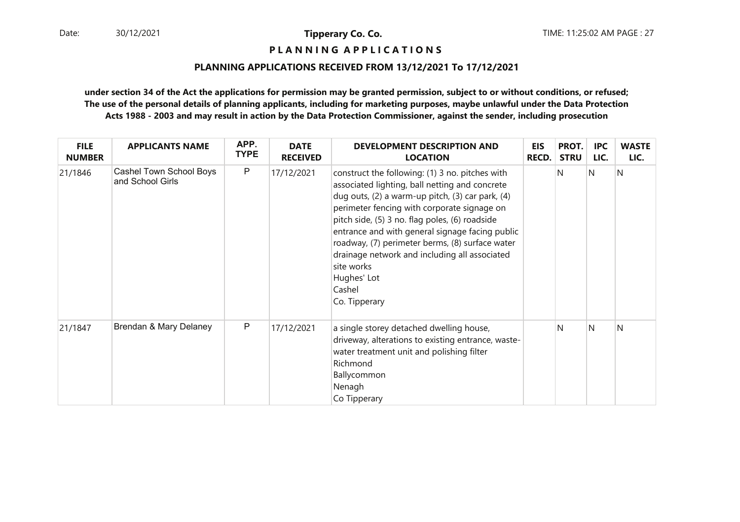# PLANNING APPLICATIONS

## PLANNING APPLICATIONS RECEIVED FROM 13/12/2021 To 17/12/2021

**under section 34 of the Act the applications for permission may be granted permission, subject to or without conditions, or refused; The use of the personal details of planning applicants, including for marketing purposes, maybe unlawful under the Data Protection Acts 1988 - 2003 and may result in action by the Data Protection Commissioner, against the sender, including prosecution**

| FILE NUMBER | APPLICANTS NAME | APP. TYPE | DATE RECEIVED | DEVELOPMENT DESCRIPTION AND LOCATION | EIS RECD. | PROT. STRU | IPC LIC. | WASTE LIC. |
|---|---|---|---|---|---|---|---|---|
| 21/1846 | Cashel Town School Boys and School Girls | P | 17/12/2021 | construct the following: (1) 3 no. pitches with associated lighting, ball netting and concrete dug outs, (2) a warm-up pitch, (3) car park, (4) perimeter fencing with corporate signage on pitch side, (5) 3 no. flag poles, (6) roadside entrance and with general signage facing public roadway, (7) perimeter berms, (8) surface water drainage network and including all associated site works<br>Hughes' Lot<br>Cashel<br>Co. Tipperary | | N | N | N |
| 21/1847 | Brendan & Mary Delaney | P | 17/12/2021 | a single storey detached dwelling house, driveway, alterations to existing entrance, waste-water treatment unit and polishing filter<br>Richmond<br>Ballycommon<br>Nenagh<br>Co Tipperary | | N | N | N |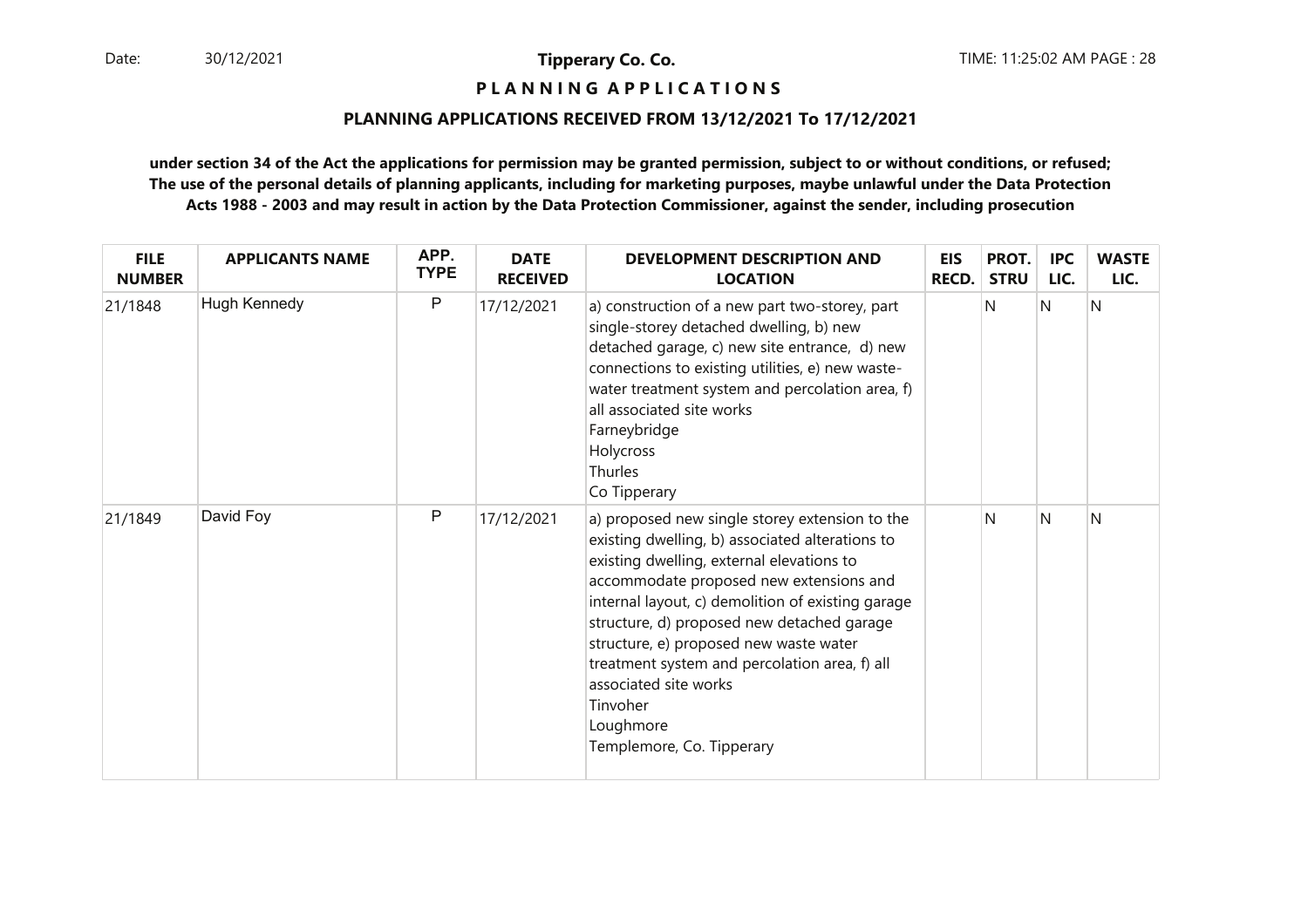**P L A N N I N G A P P L I C A T I O N S**

**PLANNING APPLICATIONS RECEIVED FROM 13/12/2021 To 17/12/2021**

**under section 34 of the Act the applications for permission may be granted permission, subject to or without conditions, or refused; The use of the personal details of planning applicants, including for marketing purposes, maybe unlawful under the Data Protection Acts 1988 - 2003 and may result in action by the Data Protection Commissioner, against the sender, including prosecution**

| FILE NUMBER | APPLICANTS NAME | APP. TYPE | DATE RECEIVED | DEVELOPMENT DESCRIPTION AND LOCATION | EIS RECD. | PROT. STRU | IPC LIC. | WASTE LIC. |
|---|---|---|---|---|---|---|---|---|
| 21/1848 | Hugh Kennedy | P | 17/12/2021 | a) construction of a new part two-storey, part single-storey detached dwelling, b) new detached garage, c) new site entrance, d) new connections to existing utilities, e) new waste-water treatment system and percolation area, f) all associated site works<br>Farneybridge<br>Holycross<br>Thurles<br>Co Tipperary | | N | N | N |
| 21/1849 | David Foy | P | 17/12/2021 | a) proposed new single storey extension to the existing dwelling, b) associated alterations to existing dwelling, external elevations to accommodate proposed new extensions and internal layout, c) demolition of existing garage structure, d) proposed new detached garage structure, e) proposed new waste water treatment system and percolation area, f) all associated site works<br>Tinvoher<br>Loughmore<br>Templemore, Co. Tipperary | | N | N | N |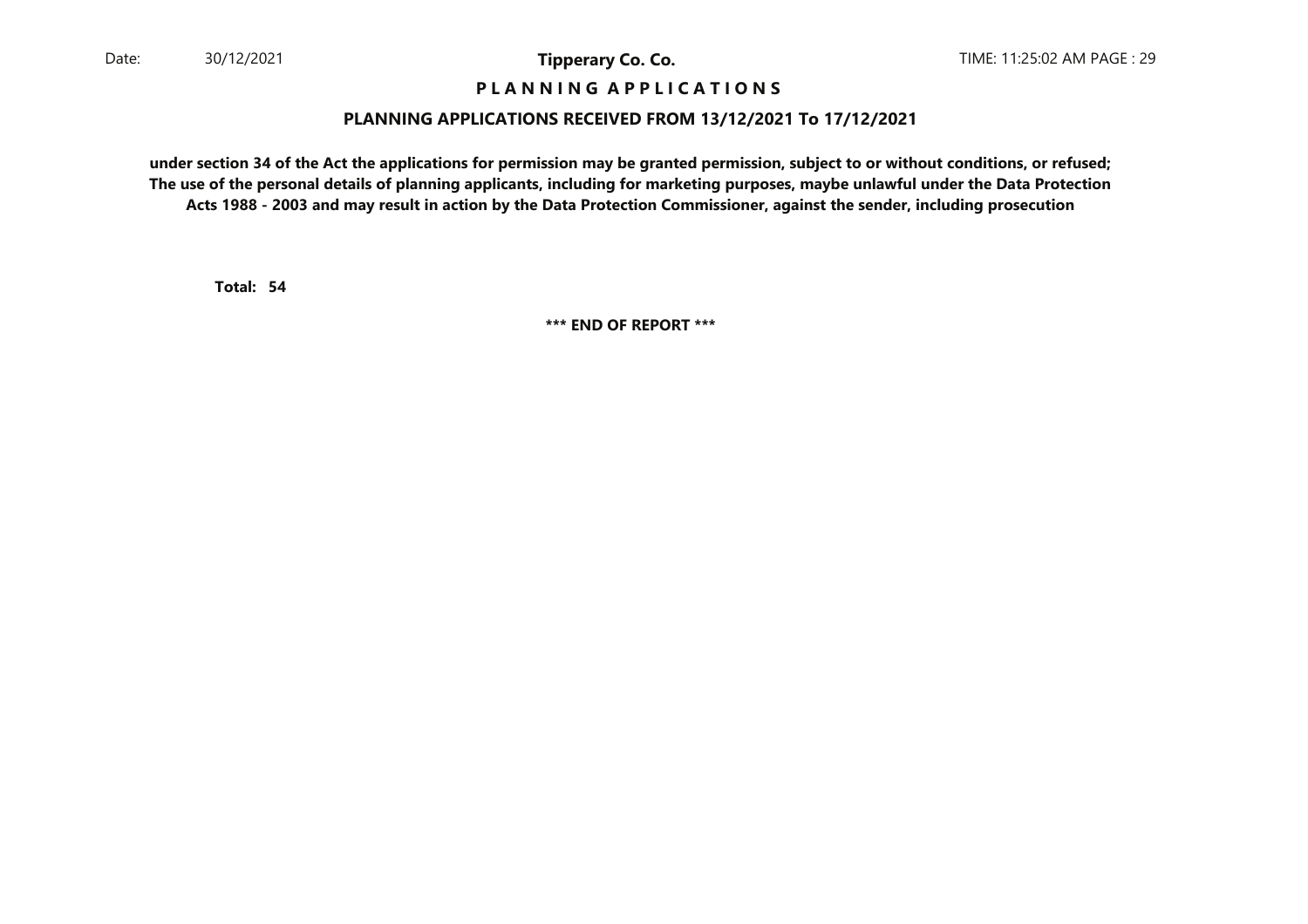**P L A N N I N G   A P P L I C A T I O N S**

**PLANNING APPLICATIONS RECEIVED FROM 13/12/2021 To 17/12/2021**

**under section 34 of the Act the applications for permission may be granted permission, subject to or without conditions, or refused; The use of the personal details of planning applicants, including for marketing purposes, maybe unlawful under the Data Protection Acts 1988 - 2003 and may result in action by the Data Protection Commissioner, against the sender, including prosecution**

**Total: 54**

**\*\*\* END OF REPORT \*\*\***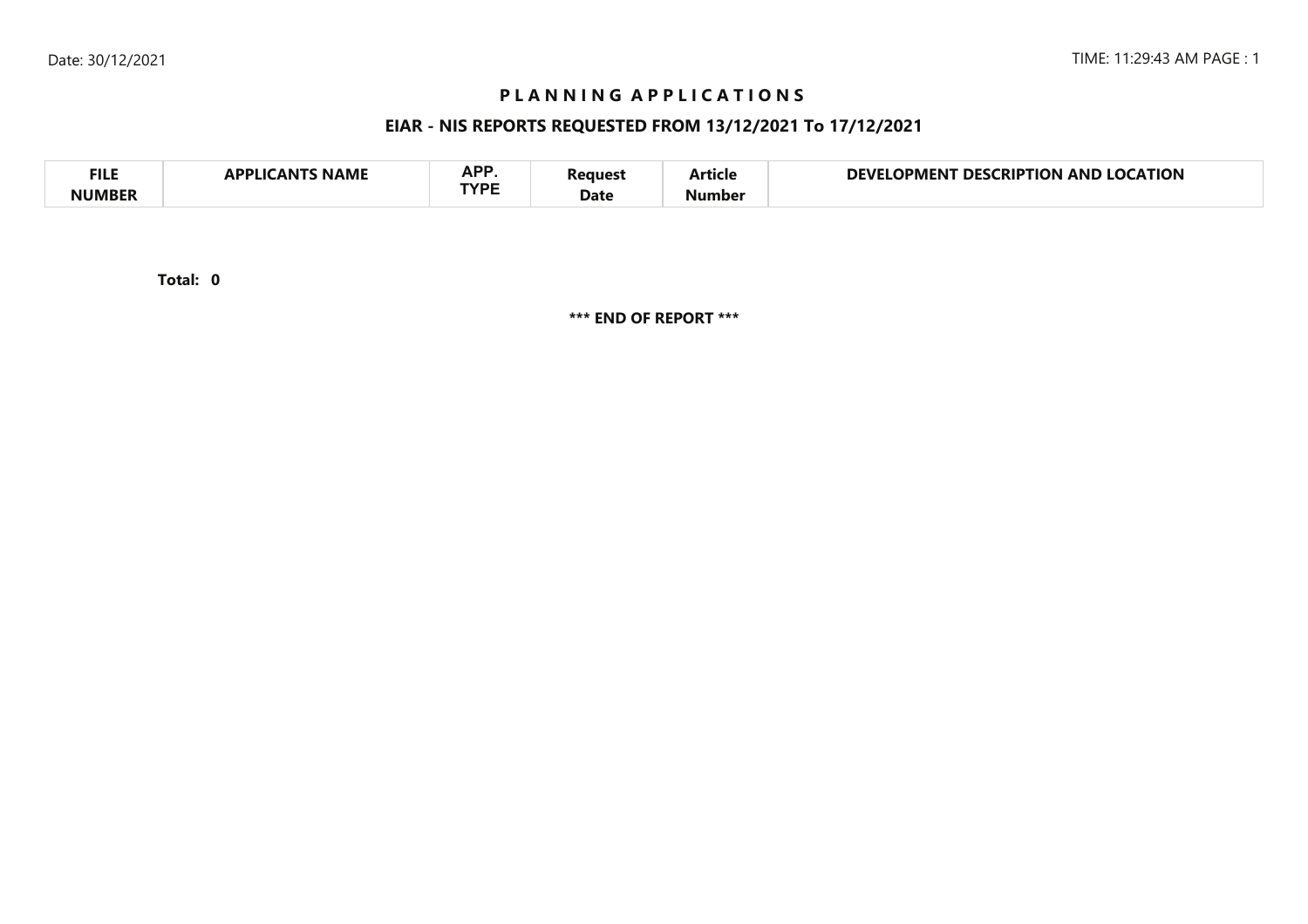# PLANNING APPLICATIONS

## EIAR - NIS REPORTS REQUESTED FROM 13/12/2021 To 17/12/2021

| FILE NUMBER | APPLICANTS NAME | APP. TYPE | Request Date | Article Number | DEVELOPMENT DESCRIPTION AND LOCATION |
|---|---|---|---|---|---|

**Total: 0**

**\*\*\* END OF REPORT \*\*\***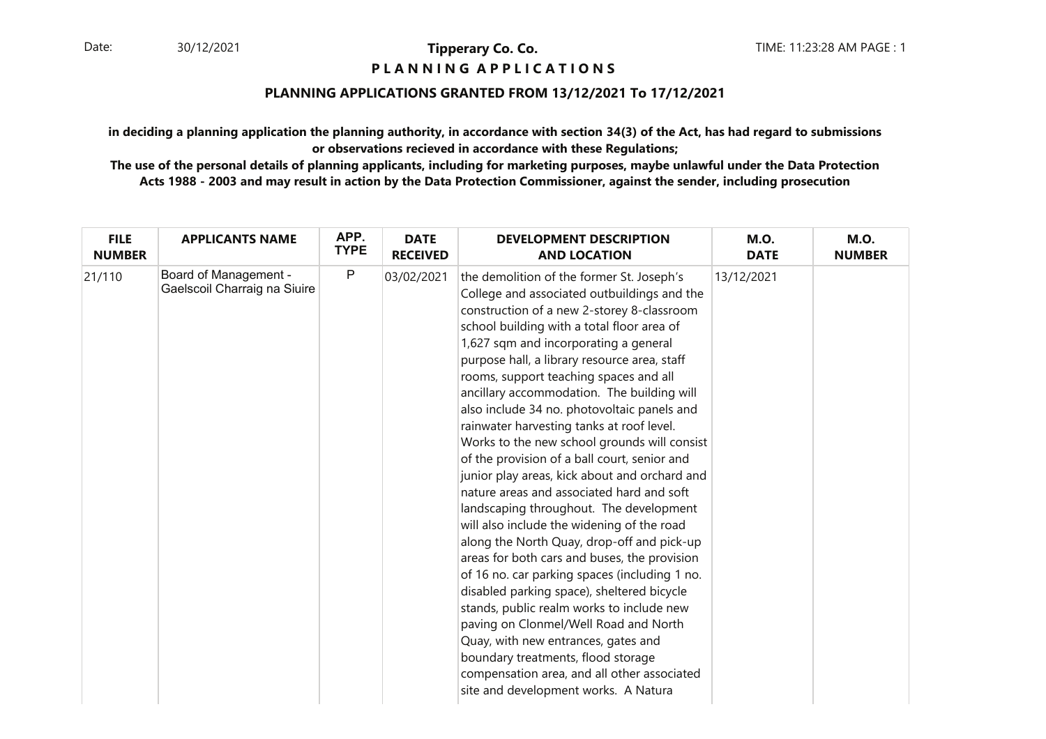Date: 30/12/2021

**Tipperary Co. Co.**

**P L A N N I N G A P P L I C A T I O N S**

TIME: 11:23:28 AM PAGE : 1

**PLANNING APPLICATIONS GRANTED FROM 13/12/2021 To 17/12/2021**

**in deciding a planning application the planning authority, in accordance with section 34(3) of the Act, has had regard to submissions or observations recieved in accordance with these Regulations;**

**The use of the personal details of planning applicants, including for marketing purposes, maybe unlawful under the Data Protection Acts 1988 - 2003 and may result in action by the Data Protection Commissioner, against the sender, including prosecution**

| FILE NUMBER | APPLICANTS NAME | APP. TYPE | DATE RECEIVED | DEVELOPMENT DESCRIPTION AND LOCATION | M.O. DATE | M.O. NUMBER |
|---|---|---|---|---|---|---|
| 21/110 | Board of Management - Gaelscoil Charraig na Siuire | P | 03/02/2021 | the demolition of the former St. Joseph's College and associated outbuildings and the construction of a new 2-storey 8-classroom school building with a total floor area of 1,627 sqm and incorporating a general purpose hall, a library resource area, staff rooms, support teaching spaces and all ancillary accommodation. The building will also include 34 no. photovoltaic panels and rainwater harvesting tanks at roof level. Works to the new school grounds will consist of the provision of a ball court, senior and junior play areas, kick about and orchard and nature areas and associated hard and soft landscaping throughout. The development will also include the widening of the road along the North Quay, drop-off and pick-up areas for both cars and buses, the provision of 16 no. car parking spaces (including 1 no. disabled parking space), sheltered bicycle stands, public realm works to include new paving on Clonmel/Well Road and North Quay, with new entrances, gates and boundary treatments, flood storage compensation area, and all other associated site and development works. A Natura | 13/12/2021 | |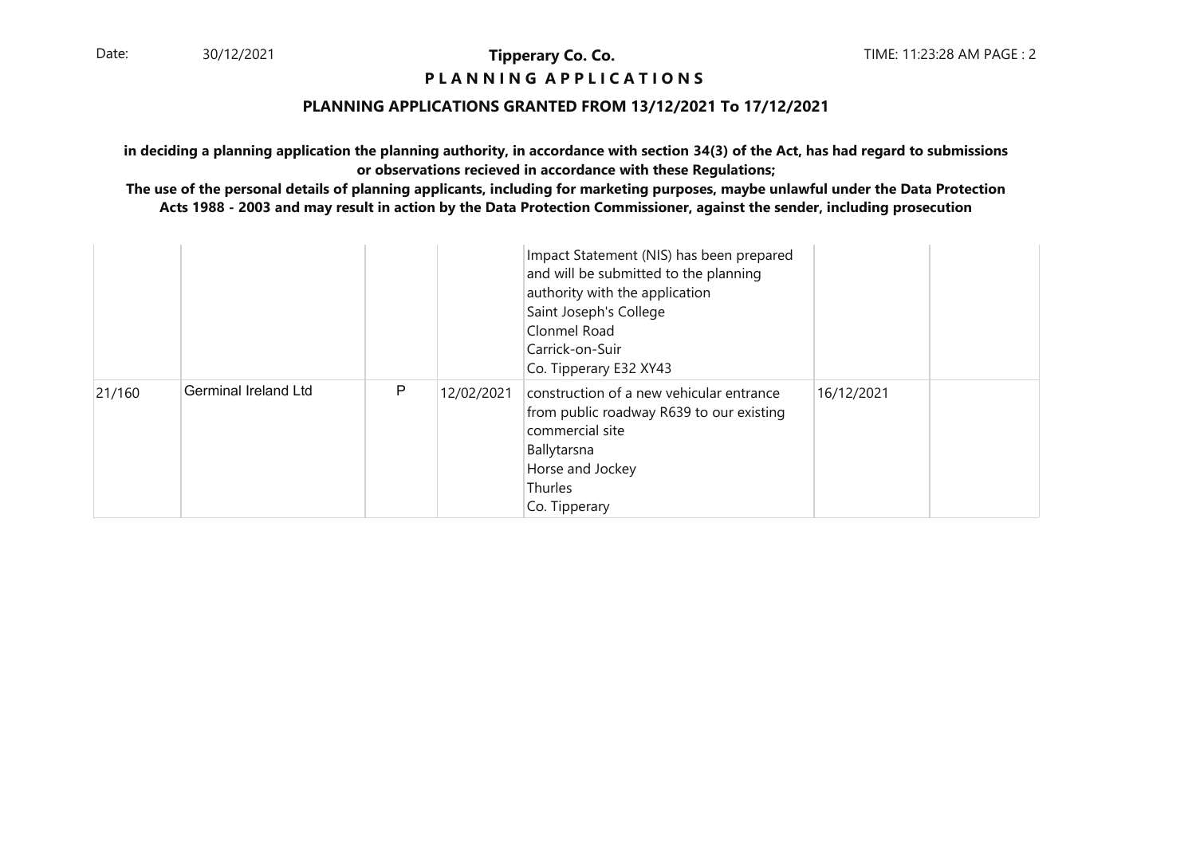## PLANNING APPLICATIONS

### PLANNING APPLICATIONS GRANTED FROM 13/12/2021 To 17/12/2021

**in deciding a planning application the planning authority, in accordance with section 34(3) of the Act, has had regard to submissions or observations recieved in accordance with these Regulations;**

**The use of the personal details of planning applicants, including for marketing purposes, maybe unlawful under the Data Protection Acts 1988 - 2003 and may result in action by the Data Protection Commissioner, against the sender, including prosecution**

| | | | | | | |
|---|---|---|---|---|---|---|
| | | | | Impact Statement (NIS) has been prepared and will be submitted to the planning authority with the application<br>Saint Joseph's College<br>Clonmel Road<br>Carrick-on-Suir<br>Co. Tipperary E32 XY43 | | |
| 21/160 | Germinal Ireland Ltd | P | 12/02/2021 | construction of a new vehicular entrance from public roadway R639 to our existing commercial site<br>Ballytarsna<br>Horse and Jockey<br>Thurles<br>Co. Tipperary | 16/12/2021 | |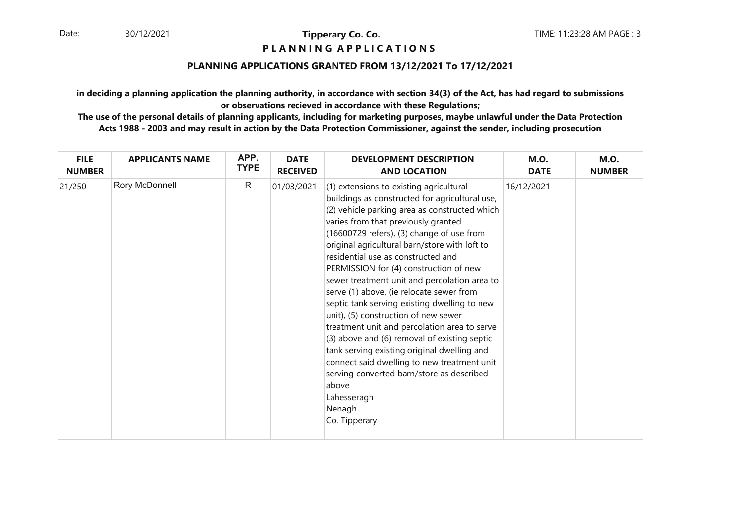**Tipperary Co. Co.**

**P L A N N I N G  A P P L I C A T I O N S**

## PLANNING APPLICATIONS GRANTED FROM 13/12/2021 To 17/12/2021

**in deciding a planning application the planning authority, in accordance with section 34(3) of the Act, has had regard to submissions or observations recieved in accordance with these Regulations;**

**The use of the personal details of planning applicants, including for marketing purposes, maybe unlawful under the Data Protection Acts 1988 - 2003 and may result in action by the Data Protection Commissioner, against the sender, including prosecution**

| FILE NUMBER | APPLICANTS NAME | APP. TYPE | DATE RECEIVED | DEVELOPMENT DESCRIPTION AND LOCATION | M.O. DATE | M.O. NUMBER |
|---|---|---|---|---|---|---|
| 21/250 | Rory McDonnell | R | 01/03/2021 | (1) extensions to existing agricultural buildings as constructed for agricultural use, (2) vehicle parking area as constructed which varies from that previously granted (16600729 refers), (3) change of use from original agricultural barn/store with loft to residential use as constructed and PERMISSION for (4) construction of new sewer treatment unit and percolation area to serve (1) above, (ie relocate sewer from septic tank serving existing dwelling to new unit), (5) construction of new sewer treatment unit and percolation area to serve (3) above and (6) removal of existing septic tank serving existing original dwelling and connect said dwelling to new treatment unit serving converted barn/store as described above<br>Lahesseragh<br>Nenagh<br>Co. Tipperary | 16/12/2021 | |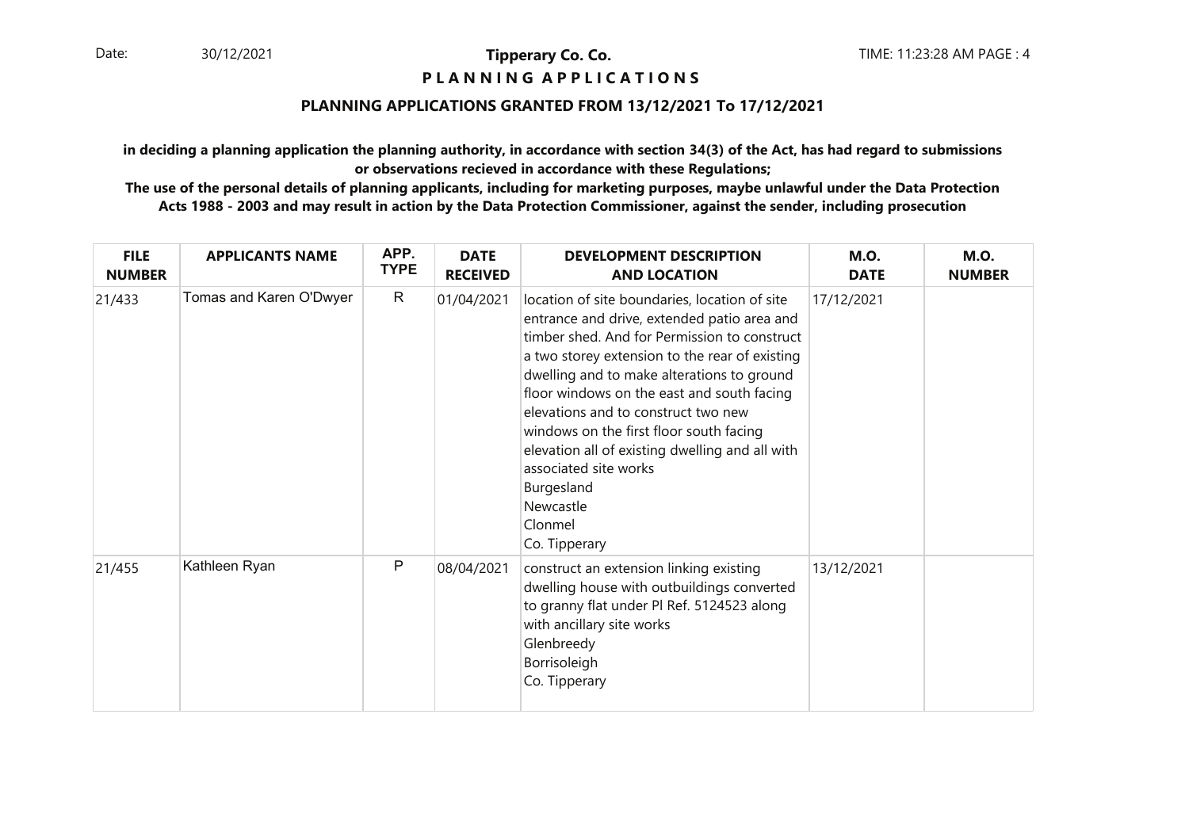## Tipperary Co. Co.

**P L A N N I N G A P P L I C A T I O N S**

**PLANNING APPLICATIONS GRANTED FROM 13/12/2021 To 17/12/2021**

**in deciding a planning application the planning authority, in accordance with section 34(3) of the Act, has had regard to submissions or observations recieved in accordance with these Regulations;**

**The use of the personal details of planning applicants, including for marketing purposes, maybe unlawful under the Data Protection Acts 1988 - 2003 and may result in action by the Data Protection Commissioner, against the sender, including prosecution**

| FILE NUMBER | APPLICANTS NAME | APP. TYPE | DATE RECEIVED | DEVELOPMENT DESCRIPTION AND LOCATION | M.O. DATE | M.O. NUMBER |
|---|---|---|---|---|---|---|
| 21/433 | Tomas and Karen O'Dwyer | R | 01/04/2021 | location of site boundaries, location of site entrance and drive, extended patio area and timber shed. And for Permission to construct a two storey extension to the rear of existing dwelling and to make alterations to ground floor windows on the east and south facing elevations and to construct two new windows on the first floor south facing elevation all of existing dwelling and all with associated site works<br>Burgesland<br>Newcastle<br>Clonmel<br>Co. Tipperary | 17/12/2021 | |
| 21/455 | Kathleen Ryan | P | 08/04/2021 | construct an extension linking existing dwelling house with outbuildings converted to granny flat under Pl Ref. 5124523 along with ancillary site works<br>Glenbreedy<br>Borrisoleigh<br>Co. Tipperary | 13/12/2021 | |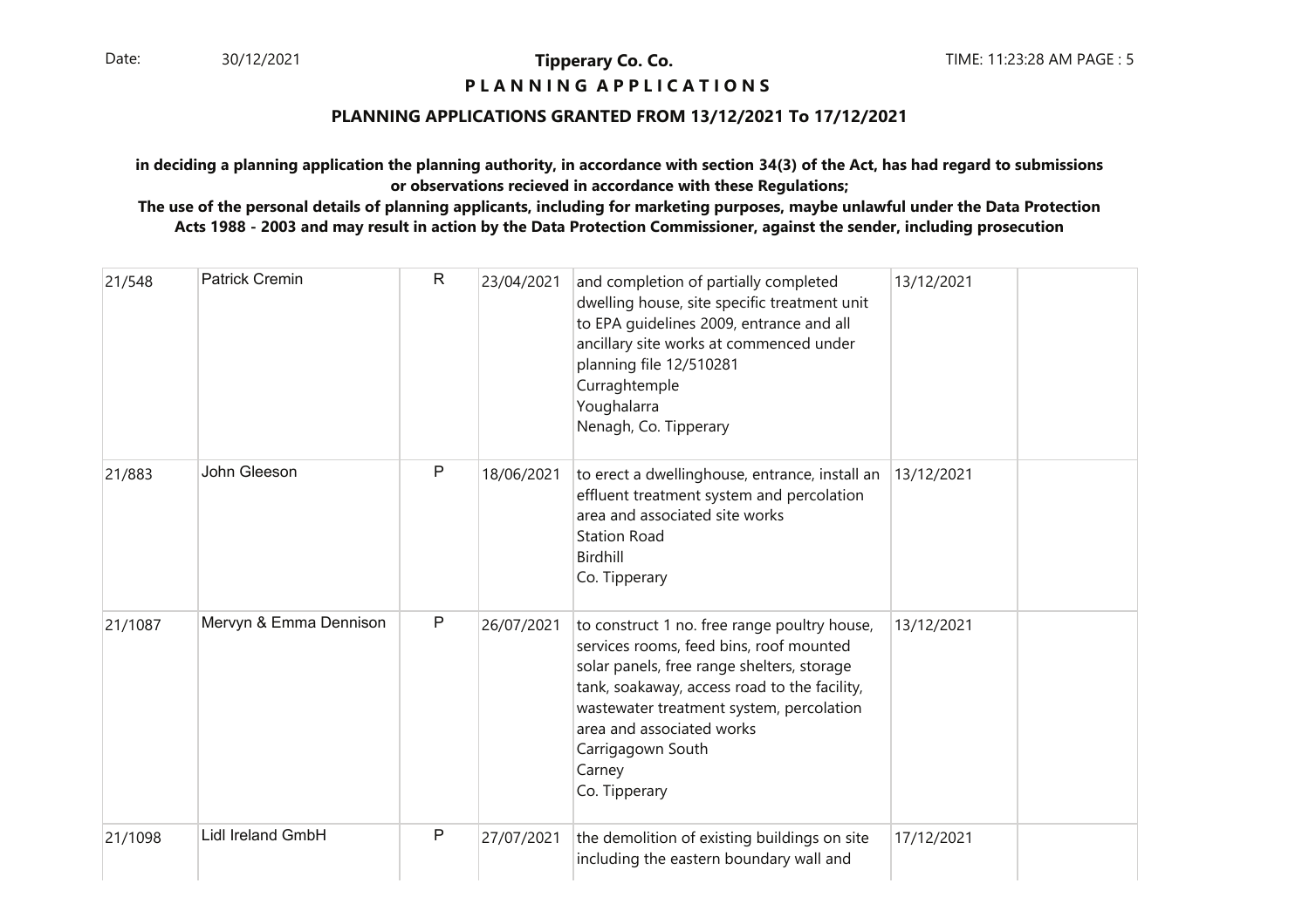**Tipperary Co. Co.**

**P L A N N I N G A P P L I C A T I O N S**

**PLANNING APPLICATIONS GRANTED FROM 13/12/2021 To 17/12/2021**

**in deciding a planning application the planning authority, in accordance with section 34(3) of the Act, has had regard to submissions or observations recieved in accordance with these Regulations;**

**The use of the personal details of planning applicants, including for marketing purposes, maybe unlawful under the Data Protection Acts 1988 - 2003 and may result in action by the Data Protection Commissioner, against the sender, including prosecution**

| | | | | | | |
|---|---|---|---|---|---|---|
| 21/548 | Patrick Cremin | R | 23/04/2021 | and completion of partially completed dwelling house, site specific treatment unit to EPA guidelines 2009, entrance and all ancillary site works at commenced under planning file 12/510281<br>Curraghtemple<br>Youghalarra<br>Nenagh, Co. Tipperary | 13/12/2021 | |
| 21/883 | John Gleeson | P | 18/06/2021 | to erect a dwellinghouse, entrance, install an effluent treatment system and percolation area and associated site works<br>Station Road<br>Birdhill<br>Co. Tipperary | 13/12/2021 | |
| 21/1087 | Mervyn & Emma Dennison | P | 26/07/2021 | to construct 1 no. free range poultry house, services rooms, feed bins, roof mounted solar panels, free range shelters, storage tank, soakaway, access road to the facility, wastewater treatment system, percolation area and associated works<br>Carrigagown South<br>Carney<br>Co. Tipperary | 13/12/2021 | |
| 21/1098 | Lidl Ireland GmbH | P | 27/07/2021 | the demolition of existing buildings on site including the eastern boundary wall and | 17/12/2021 | |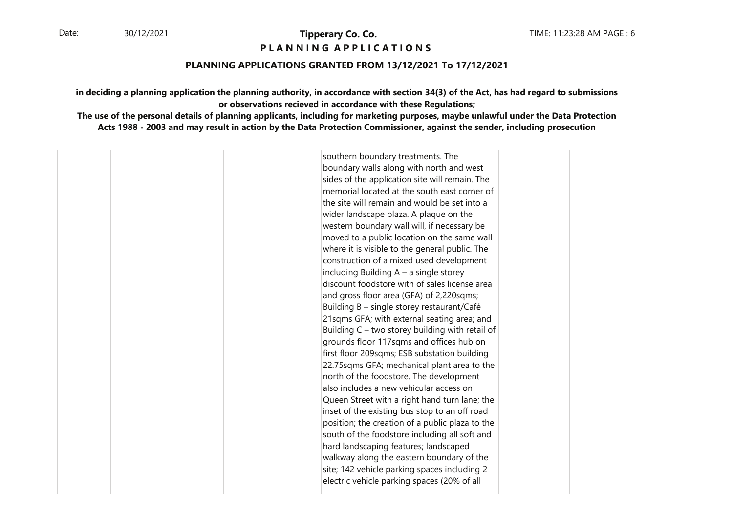PLANNING APPLICATIONS GRANTED FROM 13/12/2021 To 17/12/2021

**in deciding a planning application the planning authority, in accordance with section 34(3) of the Act, has had regard to submissions or observations recieved in accordance with these Regulations;**

**The use of the personal details of planning applicants, including for marketing purposes, maybe unlawful under the Data Protection Acts 1988 - 2003 and may result in action by the Data Protection Commissioner, against the sender, including prosecution**

| | | | | | | |
|---|---|---|---|---|---|---|
| | | | | southern boundary treatments. The boundary walls along with north and west sides of the application site will remain. The memorial located at the south east corner of the site will remain and would be set into a wider landscape plaza. A plaque on the western boundary wall will, if necessary be moved to a public location on the same wall where it is visible to the general public. The construction of a mixed used development including Building A – a single storey discount foodstore with of sales license area and gross floor area (GFA) of 2,220sqms; Building B – single storey restaurant/Café 21sqms GFA; with external seating area; and Building C – two storey building with retail of grounds floor 117sqms and offices hub on first floor 209sqms; ESB substation building 22.75sqms GFA; mechanical plant area to the north of the foodstore. The development also includes a new vehicular access on Queen Street with a right hand turn lane; the inset of the existing bus stop to an off road position; the creation of a public plaza to the south of the foodstore including all soft and hard landscaping features; landscaped walkway along the eastern boundary of the site; 142 vehicle parking spaces including 2 electric vehicle parking spaces (20% of all | | |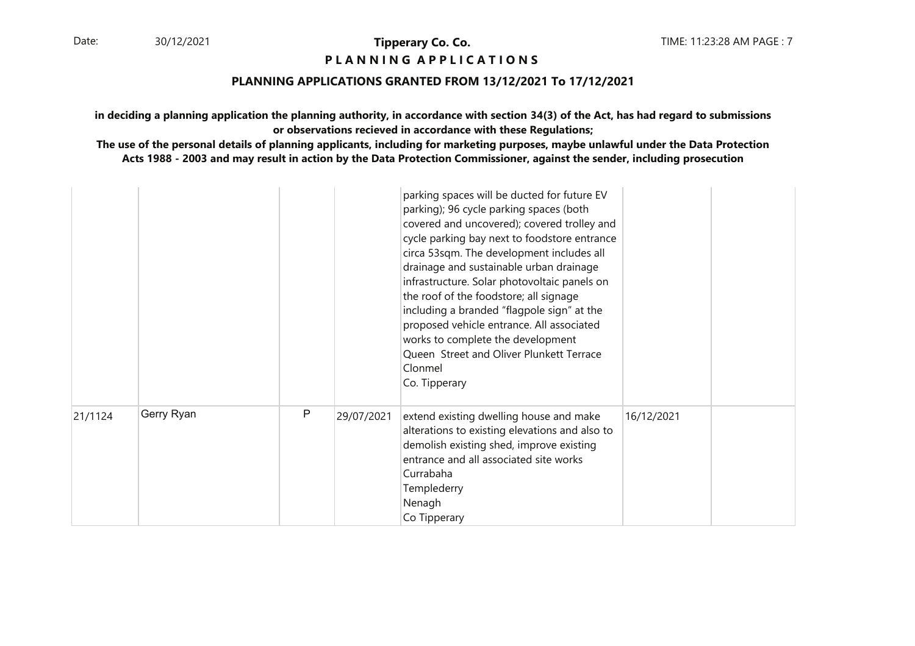## PLANNING APPLICATIONS

### PLANNING APPLICATIONS GRANTED FROM 13/12/2021 To 17/12/2021

**in deciding a planning application the planning authority, in accordance with section 34(3) of the Act, has had regard to submissions or observations recieved in accordance with these Regulations;**

**The use of the personal details of planning applicants, including for marketing purposes, maybe unlawful under the Data Protection Acts 1988 - 2003 and may result in action by the Data Protection Commissioner, against the sender, including prosecution**

| | | | | | | |
|---|---|---|---|---|---|---|
| | | | | parking spaces will be ducted for future EV parking); 96 cycle parking spaces (both covered and uncovered); covered trolley and cycle parking bay next to foodstore entrance circa 53sqm. The development includes all drainage and sustainable urban drainage infrastructure. Solar photovoltaic panels on the roof of the foodstore; all signage including a branded "flagpole sign" at the proposed vehicle entrance. All associated works to complete the development<br>Queen Street and Oliver Plunkett Terrace<br>Clonmel<br>Co. Tipperary | | |
| 21/1124 | Gerry Ryan | P | 29/07/2021 | extend existing dwelling house and make alterations to existing elevations and also to demolish existing shed, improve existing entrance and all associated site works<br>Currabaha<br>Templederry<br>Nenagh<br>Co Tipperary | 16/12/2021 | |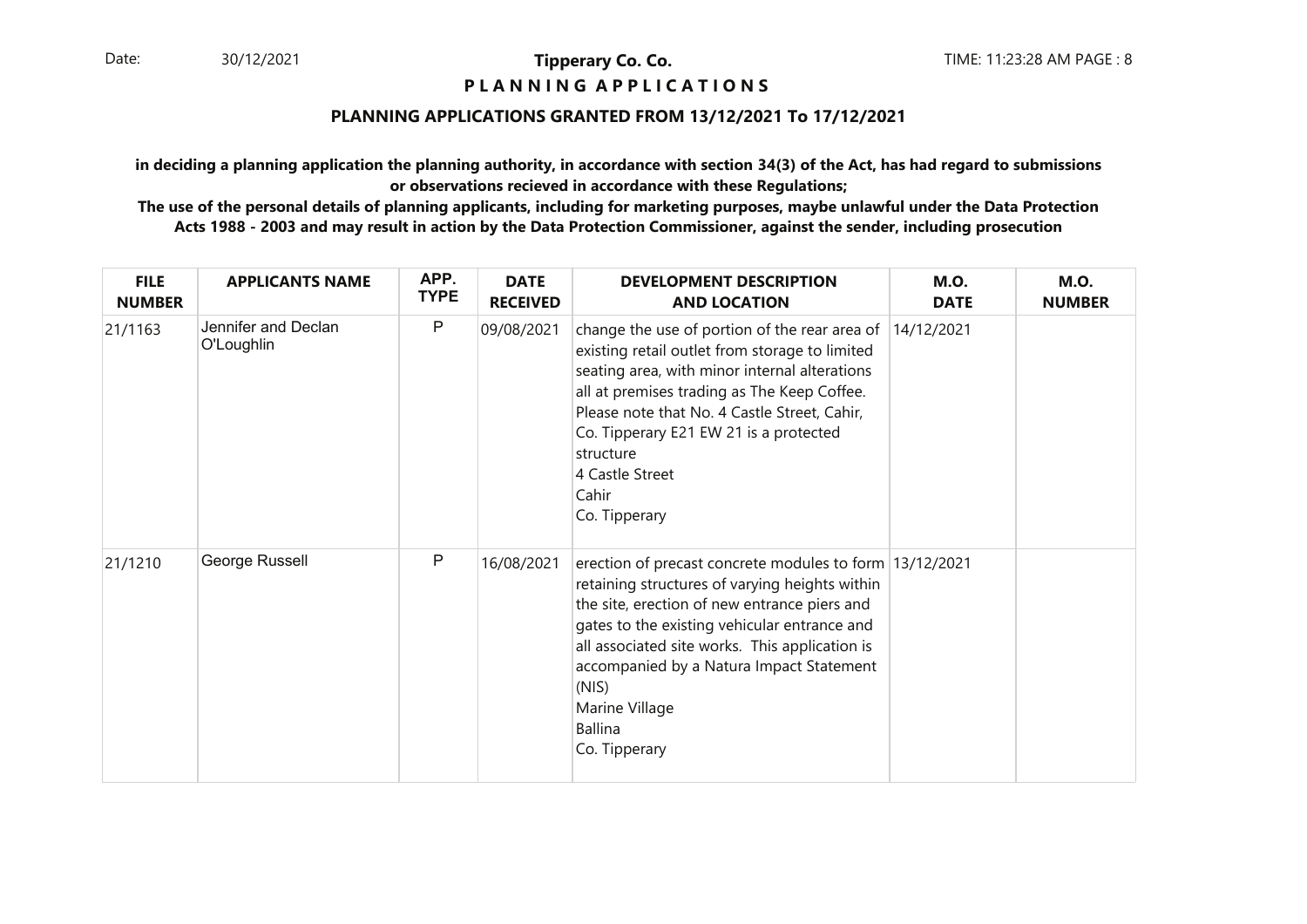**Tipperary Co. Co.**

**P L A N N I N G A P P L I C A T I O N S**

**PLANNING APPLICATIONS GRANTED FROM 13/12/2021 To 17/12/2021**

**in deciding a planning application the planning authority, in accordance with section 34(3) of the Act, has had regard to submissions or observations recieved in accordance with these Regulations;**

**The use of the personal details of planning applicants, including for marketing purposes, maybe unlawful under the Data Protection Acts 1988 - 2003 and may result in action by the Data Protection Commissioner, against the sender, including prosecution**

| FILE NUMBER | APPLICANTS NAME | APP. TYPE | DATE RECEIVED | DEVELOPMENT DESCRIPTION AND LOCATION | M.O. DATE | M.O. NUMBER |
|---|---|---|---|---|---|---|
| 21/1163 | Jennifer and Declan O'Loughlin | P | 09/08/2021 | change the use of portion of the rear area of existing retail outlet from storage to limited seating area, with minor internal alterations all at premises trading as The Keep Coffee. Please note that No. 4 Castle Street, Cahir, Co. Tipperary E21 EW 21 is a protected structure 4 Castle Street Cahir Co. Tipperary | 14/12/2021 | |
| 21/1210 | George Russell | P | 16/08/2021 | erection of precast concrete modules to form retaining structures of varying heights within the site, erection of new entrance piers and gates to the existing vehicular entrance and all associated site works. This application is accompanied by a Natura Impact Statement (NIS) Marine Village Ballina Co. Tipperary | 13/12/2021 | |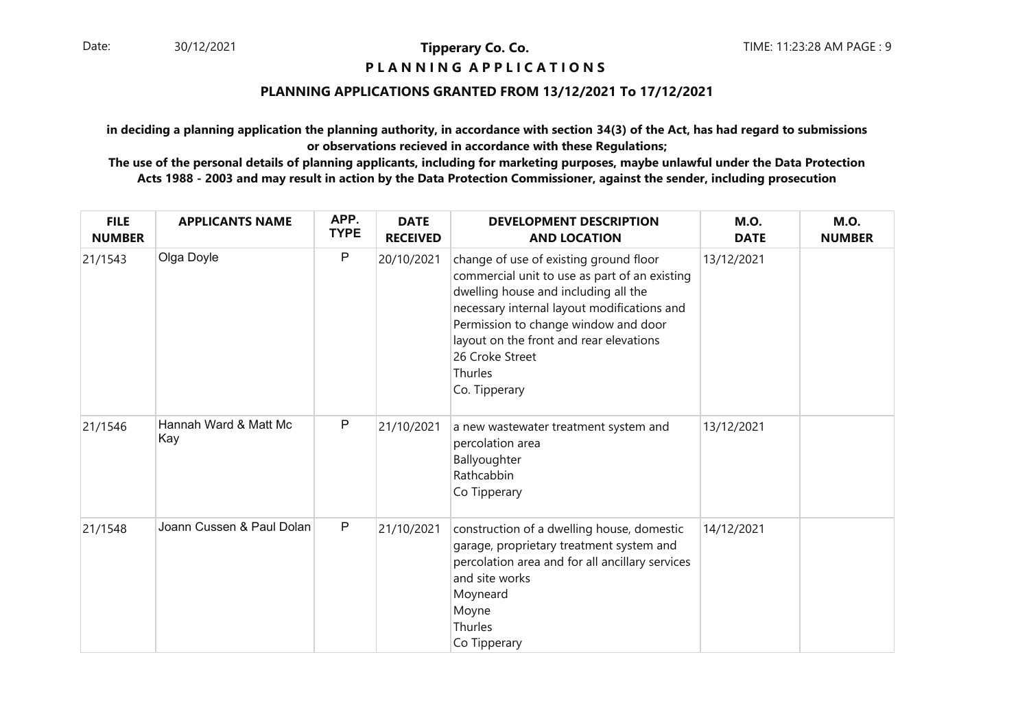**Tipperary Co. Co.**

**P L A N N I N G A P P L I C A T I O N S**

## PLANNING APPLICATIONS GRANTED FROM 13/12/2021 To 17/12/2021

**in deciding a planning application the planning authority, in accordance with section 34(3) of the Act, has had regard to submissions or observations recieved in accordance with these Regulations;**

**The use of the personal details of planning applicants, including for marketing purposes, maybe unlawful under the Data Protection Acts 1988 - 2003 and may result in action by the Data Protection Commissioner, against the sender, including prosecution**

| FILE NUMBER | APPLICANTS NAME | APP. TYPE | DATE RECEIVED | DEVELOPMENT DESCRIPTION AND LOCATION | M.O. DATE | M.O. NUMBER |
|---|---|---|---|---|---|---|
| 21/1543 | Olga Doyle | P | 20/10/2021 | change of use of existing ground floor commercial unit to use as part of an existing dwelling house and including all the necessary internal layout modifications and Permission to change window and door layout on the front and rear elevations 26 Croke Street Thurles Co. Tipperary | 13/12/2021 | |
| 21/1546 | Hannah Ward & Matt Mc Kay | P | 21/10/2021 | a new wastewater treatment system and percolation area Ballyoughter Rathcabbin Co Tipperary | 13/12/2021 | |
| 21/1548 | Joann Cussen & Paul Dolan | P | 21/10/2021 | construction of a dwelling house, domestic garage, proprietary treatment system and percolation area and for all ancillary services and site works Moyneard Moyne Thurles Co Tipperary | 14/12/2021 | |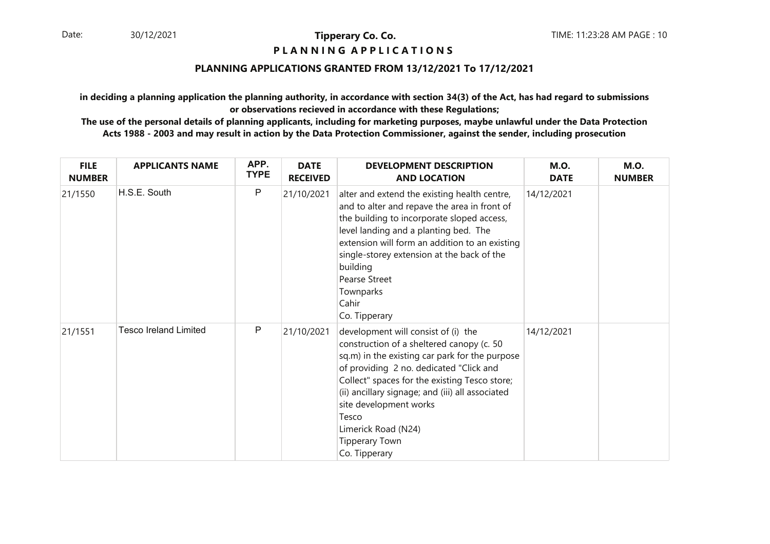**Tipperary Co. Co.**

**P L A N N I N G A P P L I C A T I O N S**

**PLANNING APPLICATIONS GRANTED FROM 13/12/2021 To 17/12/2021**

**in deciding a planning application the planning authority, in accordance with section 34(3) of the Act, has had regard to submissions or observations recieved in accordance with these Regulations;**

**The use of the personal details of planning applicants, including for marketing purposes, maybe unlawful under the Data Protection Acts 1988 - 2003 and may result in action by the Data Protection Commissioner, against the sender, including prosecution**

| FILE NUMBER | APPLICANTS NAME | APP. TYPE | DATE RECEIVED | DEVELOPMENT DESCRIPTION AND LOCATION | M.O. DATE | M.O. NUMBER |
|---|---|---|---|---|---|---|
| 21/1550 | H.S.E. South | P | 21/10/2021 | alter and extend the existing health centre, and to alter and repave the area in front of the building to incorporate sloped access, level landing and a planting bed. The extension will form an addition to an existing single-storey extension at the back of the building Pearse Street Townparks Cahir Co. Tipperary | 14/12/2021 | |
| 21/1551 | Tesco Ireland Limited | P | 21/10/2021 | development will consist of (i) the construction of a sheltered canopy (c. 50 sq.m) in the existing car park for the purpose of providing 2 no. dedicated "Click and Collect" spaces for the existing Tesco store; (ii) ancillary signage; and (iii) all associated site development works Tesco Limerick Road (N24) Tipperary Town Co. Tipperary | 14/12/2021 | |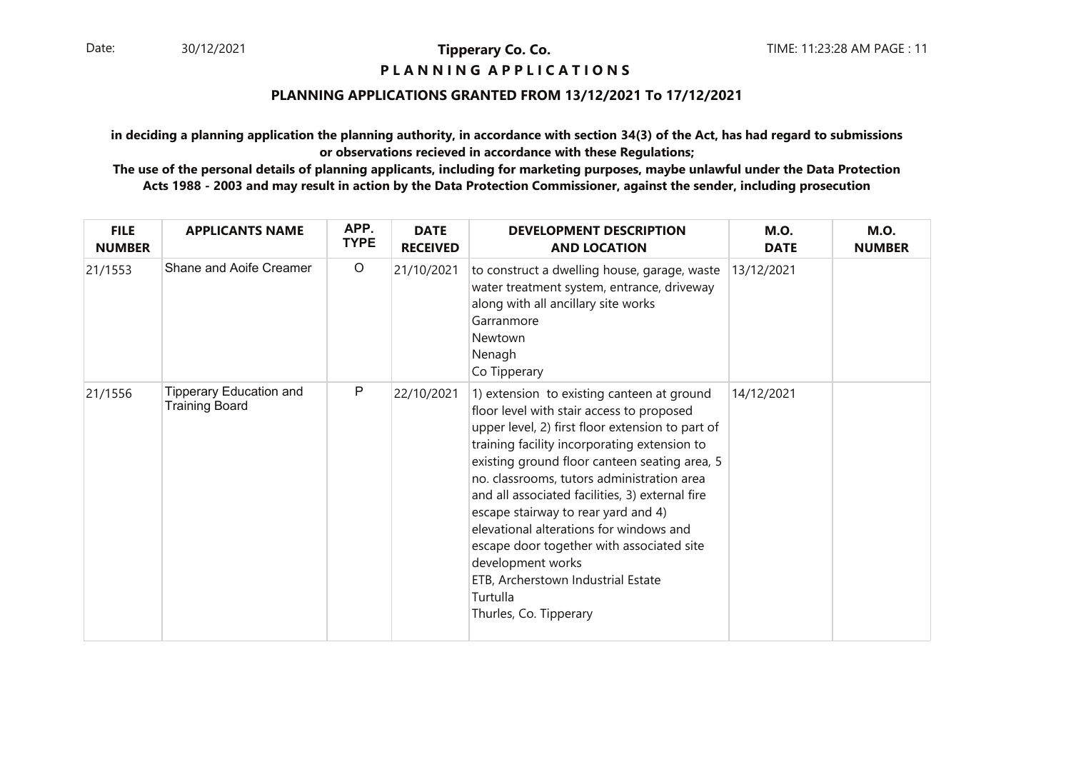**Tipperary Co. Co.**

**P L A N N I N G   A P P L I C A T I O N S**

**PLANNING APPLICATIONS GRANTED FROM 13/12/2021 To 17/12/2021**

**in deciding a planning application the planning authority, in accordance with section 34(3) of the Act, has had regard to submissions or observations recieved in accordance with these Regulations;**

**The use of the personal details of planning applicants, including for marketing purposes, maybe unlawful under the Data Protection Acts 1988 - 2003 and may result in action by the Data Protection Commissioner, against the sender, including prosecution**

| FILE NUMBER | APPLICANTS NAME | APP. TYPE | DATE RECEIVED | DEVELOPMENT DESCRIPTION AND LOCATION | M.O. DATE | M.O. NUMBER |
|---|---|---|---|---|---|---|
| 21/1553 | Shane and Aoife Creamer | O | 21/10/2021 | to construct a dwelling house, garage, waste water treatment system, entrance, driveway along with all ancillary site works<br>Garranmore<br>Newtown<br>Nenagh<br>Co Tipperary | 13/12/2021 | |
| 21/1556 | Tipperary Education and Training Board | P | 22/10/2021 | 1) extension to existing canteen at ground floor level with stair access to proposed upper level, 2) first floor extension to part of training facility incorporating extension to existing ground floor canteen seating area, 5 no. classrooms, tutors administration area and all associated facilities, 3) external fire escape stairway to rear yard and 4) elevational alterations for windows and escape door together with associated site development works<br>ETB, Archerstown Industrial Estate<br>Turtulla<br>Thurles, Co. Tipperary | 14/12/2021 | |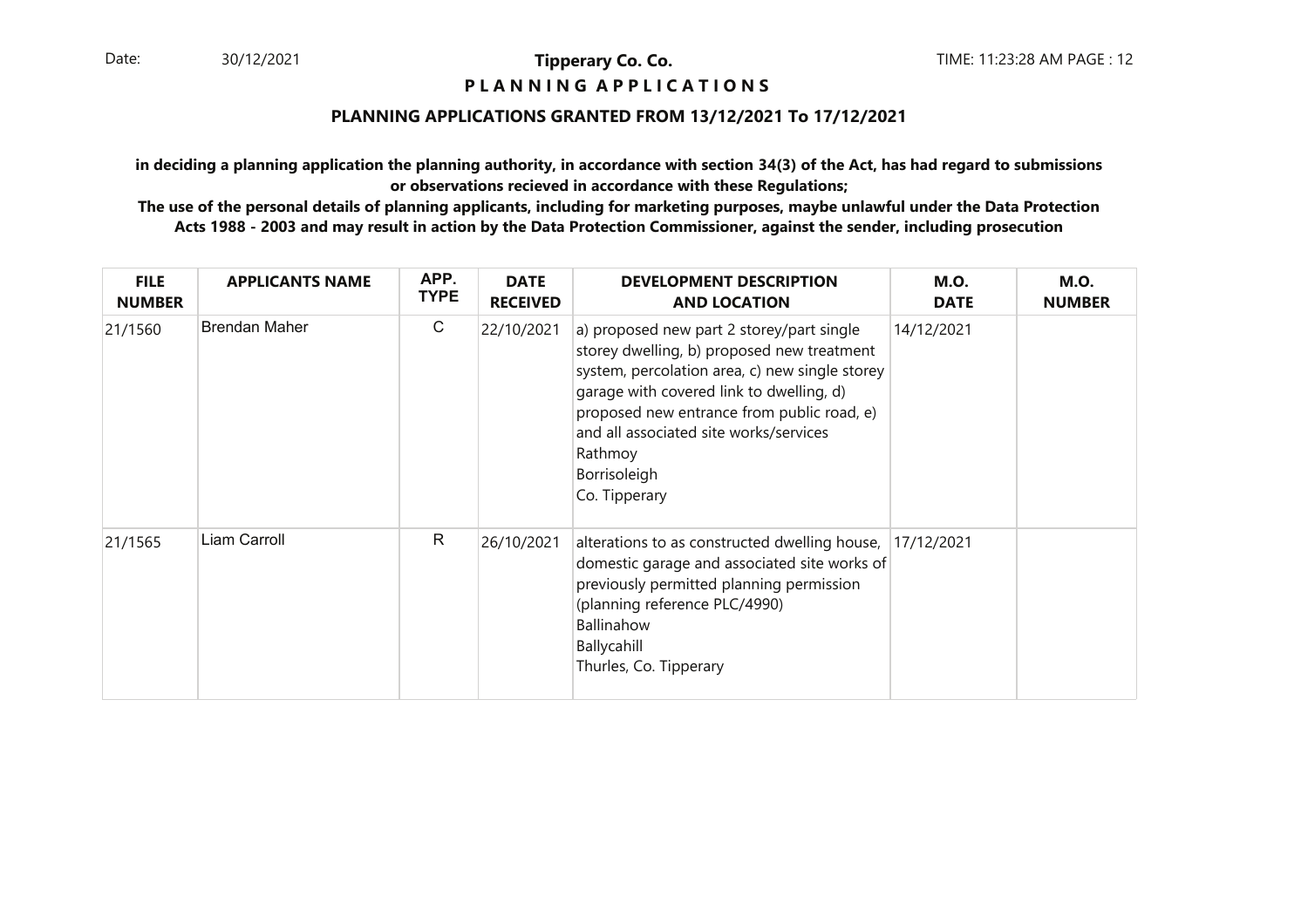**Tipperary Co. Co.**

**P L A N N I N G A P P L I C A T I O N S**

**PLANNING APPLICATIONS GRANTED FROM 13/12/2021 To 17/12/2021**

**in deciding a planning application the planning authority, in accordance with section 34(3) of the Act, has had regard to submissions or observations recieved in accordance with these Regulations;**

**The use of the personal details of planning applicants, including for marketing purposes, maybe unlawful under the Data Protection Acts 1988 - 2003 and may result in action by the Data Protection Commissioner, against the sender, including prosecution**

| FILE NUMBER | APPLICANTS NAME | APP. TYPE | DATE RECEIVED | DEVELOPMENT DESCRIPTION AND LOCATION | M.O. DATE | M.O. NUMBER |
|---|---|---|---|---|---|---|
| 21/1560 | Brendan Maher | C | 22/10/2021 | a) proposed new part 2 storey/part single storey dwelling, b) proposed new treatment system, percolation area, c) new single storey garage with covered link to dwelling, d) proposed new entrance from public road, e) and all associated site works/services Rathmoy Borrisoleigh Co. Tipperary | 14/12/2021 | |
| 21/1565 | Liam Carroll | R | 26/10/2021 | alterations to as constructed dwelling house, domestic garage and associated site works of previously permitted planning permission (planning reference PLC/4990) Ballinahow Ballycahill Thurles, Co. Tipperary | 17/12/2021 | |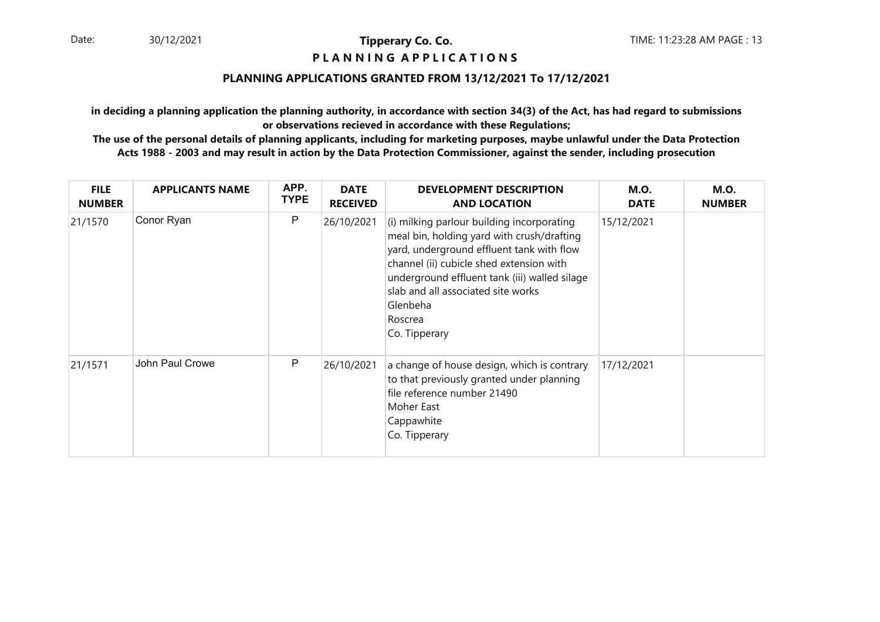## Tipperary Co. Co.

### PLANNING APPLICATIONS

### PLANNING APPLICATIONS GRANTED FROM 13/12/2021 To 17/12/2021

**in deciding a planning application the planning authority, in accordance with section 34(3) of the Act, has had regard to submissions or observations recieved in accordance with these Regulations;**

**The use of the personal details of planning applicants, including for marketing purposes, maybe unlawful under the Data Protection Acts 1988 - 2003 and may result in action by the Data Protection Commissioner, against the sender, including prosecution**

| FILE NUMBER | APPLICANTS NAME | APP. TYPE | DATE RECEIVED | DEVELOPMENT DESCRIPTION AND LOCATION | M.O. DATE | M.O. NUMBER |
|---|---|---|---|---|---|---|
| 21/1570 | Conor Ryan | P | 26/10/2021 | (i) milking parlour building incorporating meal bin, holding yard with crush/drafting yard, underground effluent tank with flow channel (ii) cubicle shed extension with underground effluent tank (iii) walled silage slab and all associated site works<br>Glenbeha<br>Roscrea<br>Co. Tipperary | 15/12/2021 | |
| 21/1571 | John Paul Crowe | P | 26/10/2021 | a change of house design, which is contrary to that previously granted under planning file reference number 21490<br>Moher East<br>Cappawhite<br>Co. Tipperary | 17/12/2021 | |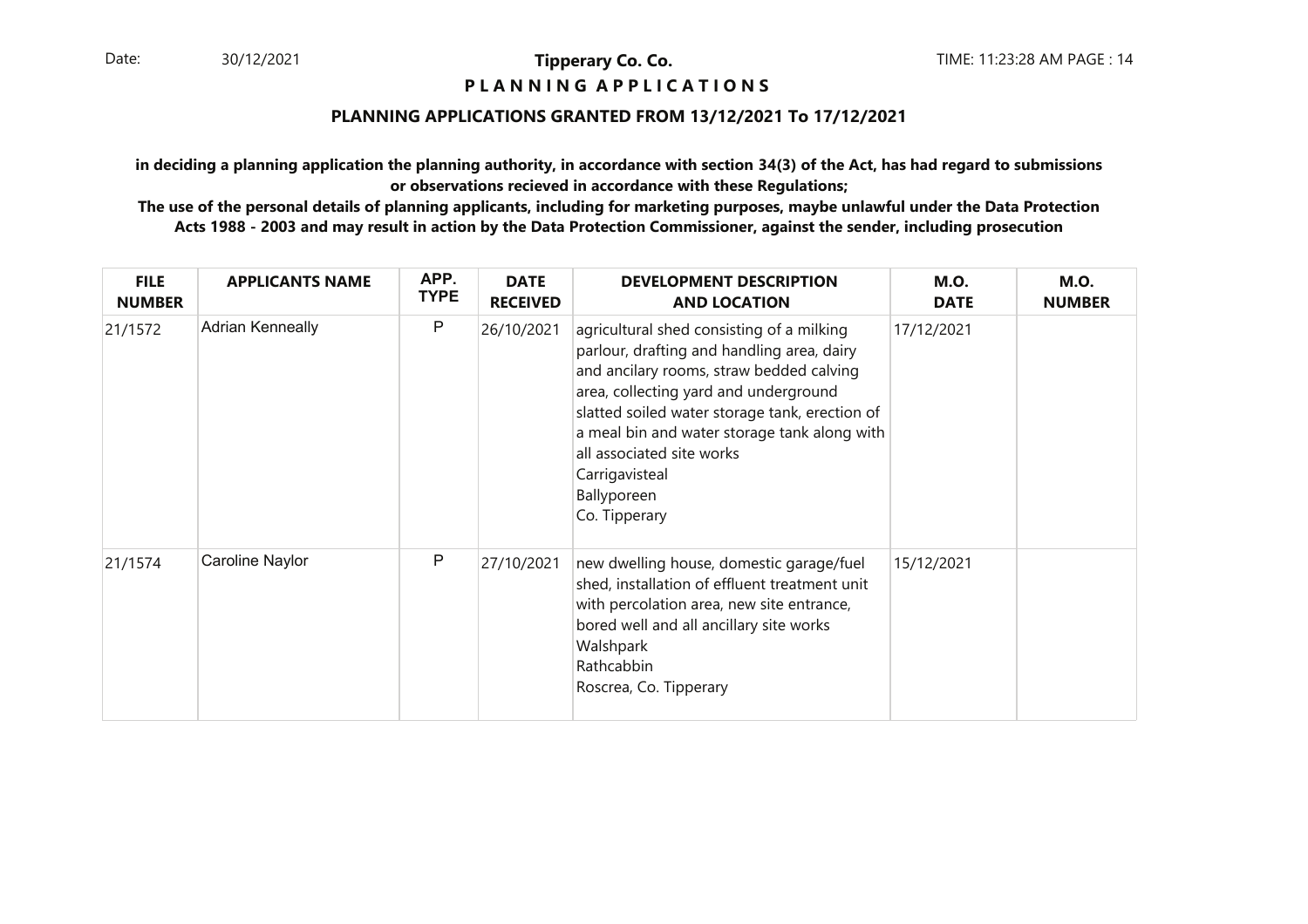**Tipperary Co. Co.**

**P L A N N I N G A P P L I C A T I O N S**

**PLANNING APPLICATIONS GRANTED FROM 13/12/2021 To 17/12/2021**

**in deciding a planning application the planning authority, in accordance with section 34(3) of the Act, has had regard to submissions or observations recieved in accordance with these Regulations;**

**The use of the personal details of planning applicants, including for marketing purposes, maybe unlawful under the Data Protection Acts 1988 - 2003 and may result in action by the Data Protection Commissioner, against the sender, including prosecution**

| FILE NUMBER | APPLICANTS NAME | APP. TYPE | DATE RECEIVED | DEVELOPMENT DESCRIPTION AND LOCATION | M.O. DATE | M.O. NUMBER |
|---|---|---|---|---|---|---|
| 21/1572 | Adrian Kenneally | P | 26/10/2021 | agricultural shed consisting of a milking parlour, drafting and handling area, dairy and ancilary rooms, straw bedded calving area, collecting yard and underground slatted soiled water storage tank, erection of a meal bin and water storage tank along with all associated site works Carrigavisteal Ballyporeen Co. Tipperary | 17/12/2021 | |
| 21/1574 | Caroline Naylor | P | 27/10/2021 | new dwelling house, domestic garage/fuel shed, installation of effluent treatment unit with percolation area, new site entrance, bored well and all ancillary site works Walshpark Rathcabbin Roscrea, Co. Tipperary | 15/12/2021 | |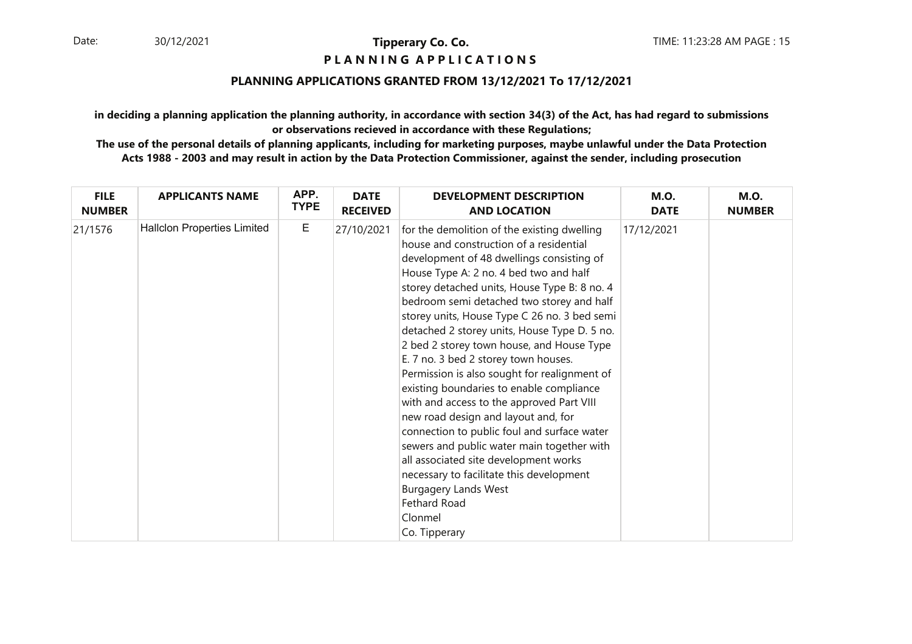**Tipperary Co. Co.**

**P L A N N I N G A P P L I C A T I O N S**

## PLANNING APPLICATIONS GRANTED FROM 13/12/2021 To 17/12/2021

**in deciding a planning application the planning authority, in accordance with section 34(3) of the Act, has had regard to submissions or observations recieved in accordance with these Regulations;**

**The use of the personal details of planning applicants, including for marketing purposes, maybe unlawful under the Data Protection Acts 1988 - 2003 and may result in action by the Data Protection Commissioner, against the sender, including prosecution**

| FILE NUMBER | APPLICANTS NAME | APP. TYPE | DATE RECEIVED | DEVELOPMENT DESCRIPTION AND LOCATION | M.O. DATE | M.O. NUMBER |
|---|---|---|---|---|---|---|
| 21/1576 | Hallclon Properties Limited | E | 27/10/2021 | for the demolition of the existing dwelling house and construction of a residential development of 48 dwellings consisting of House Type A: 2 no. 4 bed two and half storey detached units, House Type B: 8 no. 4 bedroom semi detached two storey and half storey units, House Type C 26 no. 3 bed semi detached 2 storey units, House Type D. 5 no. 2 bed 2 storey town house, and House Type E. 7 no. 3 bed 2 storey town houses. Permission is also sought for realignment of existing boundaries to enable compliance with and access to the approved Part VIII new road design and layout and, for connection to public foul and surface water sewers and public water main together with all associated site development works necessary to facilitate this development Burgagery Lands West Fethard Road Clonmel Co. Tipperary | 17/12/2021 | |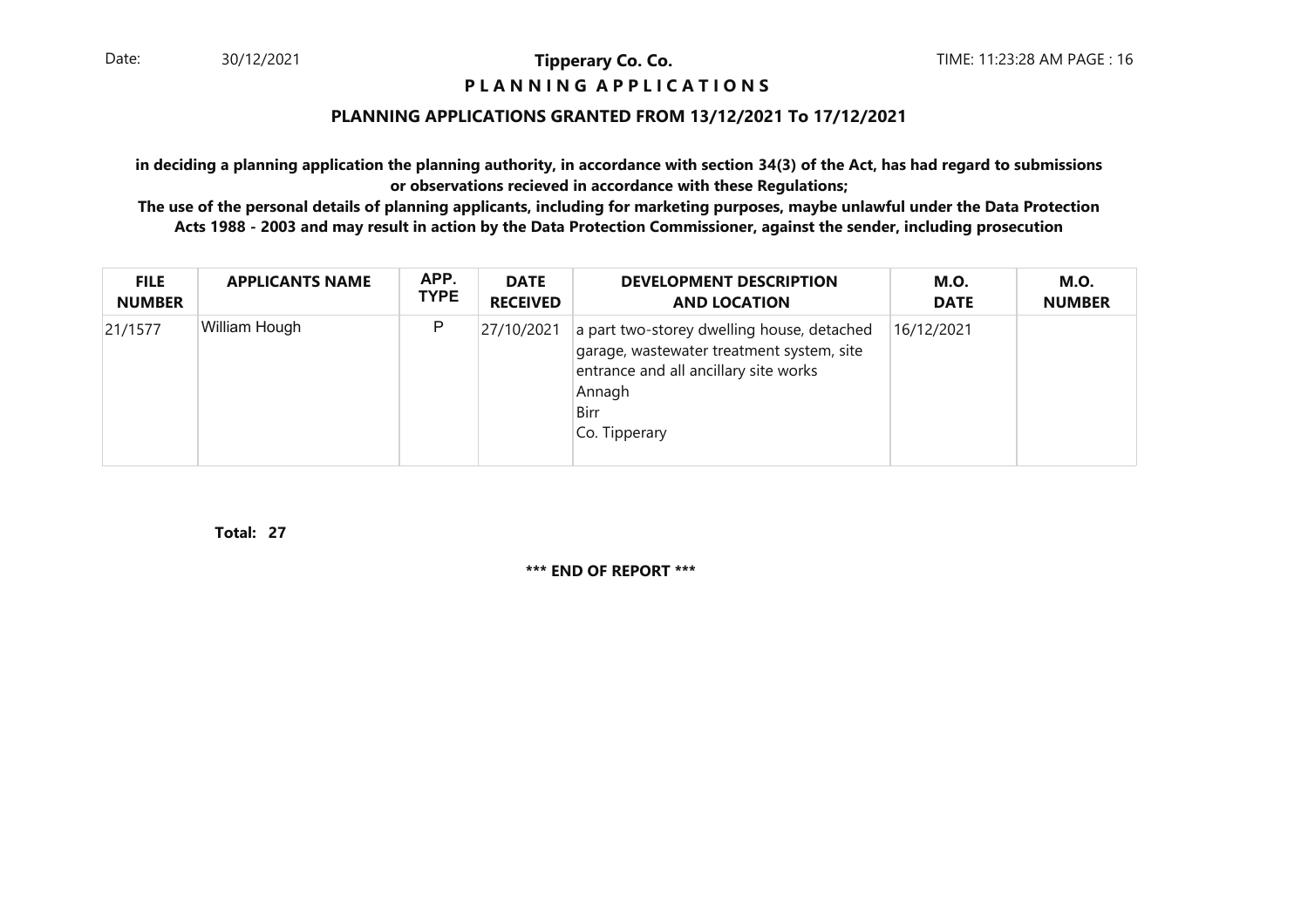**Tipperary Co. Co.**

**P L A N N I N G A P P L I C A T I O N S**

**PLANNING APPLICATIONS GRANTED FROM 13/12/2021 To 17/12/2021**

**in deciding a planning application the planning authority, in accordance with section 34(3) of the Act, has had regard to submissions or observations recieved in accordance with these Regulations;**

**The use of the personal details of planning applicants, including for marketing purposes, maybe unlawful under the Data Protection Acts 1988 - 2003 and may result in action by the Data Protection Commissioner, against the sender, including prosecution**

| FILE NUMBER | APPLICANTS NAME | APP. TYPE | DATE RECEIVED | DEVELOPMENT DESCRIPTION AND LOCATION | M.O. DATE | M.O. NUMBER |
|---|---|---|---|---|---|---|
| 21/1577 | William Hough | P | 27/10/2021 | a part two-storey dwelling house, detached garage, wastewater treatment system, site entrance and all ancillary site works<br>Annagh<br>Birr<br>Co. Tipperary | 16/12/2021 | |

**Total: 27**

**\*\*\* END OF REPORT \*\*\***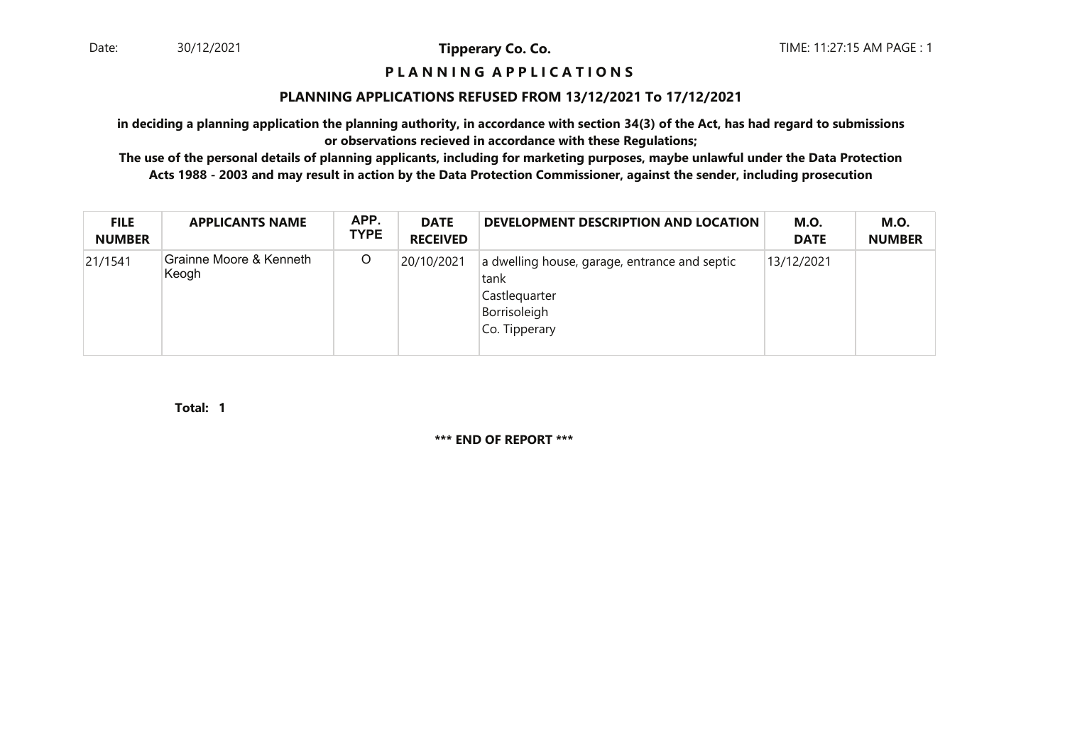Date: 30/12/2021

**Tipperary Co. Co.**

TIME: 11:27:15 AM PAGE : 1

# P L A N N I N G A P P L I C A T I O N S

## PLANNING APPLICATIONS REFUSED FROM 13/12/2021 To 17/12/2021

**in deciding a planning application the planning authority, in accordance with section 34(3) of the Act, has had regard to submissions or observations recieved in accordance with these Regulations;**

**The use of the personal details of planning applicants, including for marketing purposes, maybe unlawful under the Data Protection Acts 1988 - 2003 and may result in action by the Data Protection Commissioner, against the sender, including prosecution**

| FILE NUMBER | APPLICANTS NAME | APP. TYPE | DATE RECEIVED | DEVELOPMENT DESCRIPTION AND LOCATION | M.O. DATE | M.O. NUMBER |
|---|---|---|---|---|---|---|
| 21/1541 | Grainne Moore & Kenneth Keogh | O | 20/10/2021 | a dwelling house, garage, entrance and septic tank<br>Castlequarter<br>Borrisoleigh<br>Co. Tipperary | 13/12/2021 | |

**Total: 1**

**\*\*\* END OF REPORT \*\*\***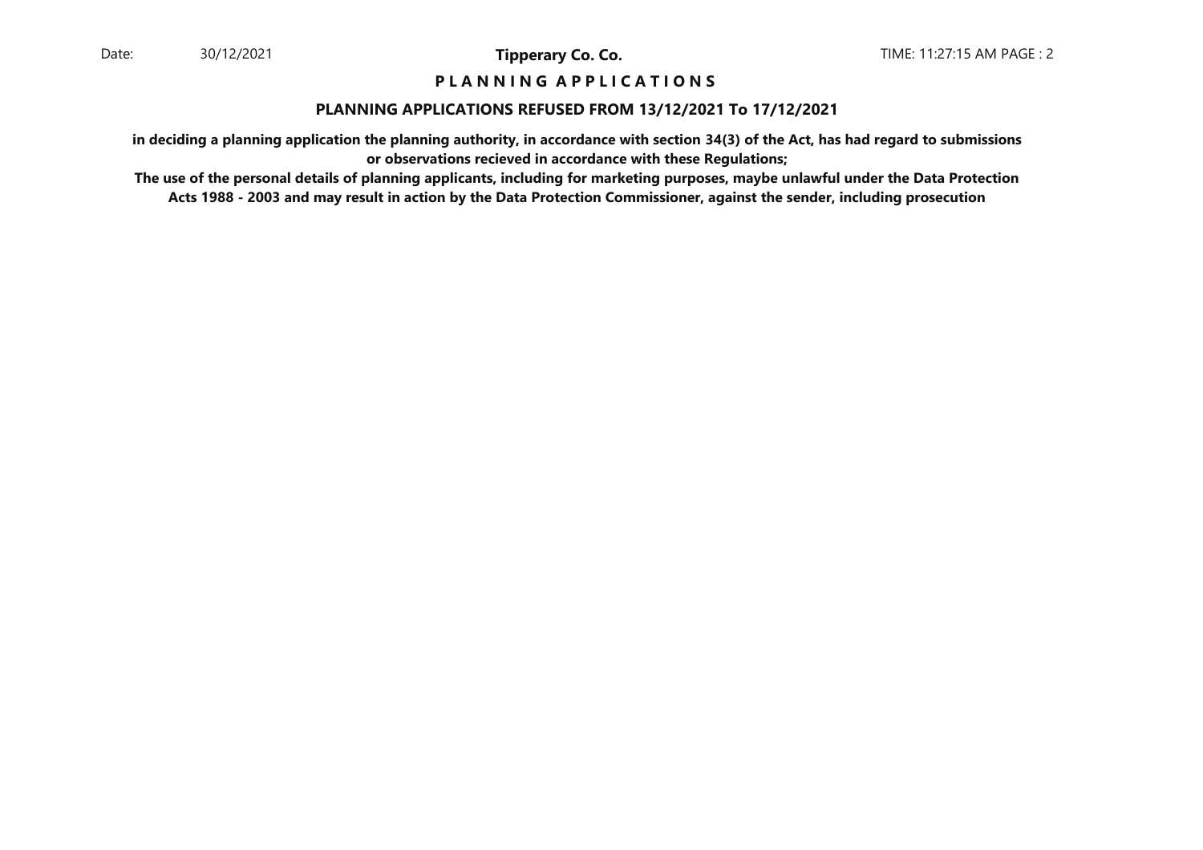## P L A N N I N G   A P P L I C A T I O N S

### PLANNING APPLICATIONS REFUSED FROM 13/12/2021 To 17/12/2021

**in deciding a planning application the planning authority, in accordance with section 34(3) of the Act, has had regard to submissions or observations recieved in accordance with these Regulations;**

**The use of the personal details of planning applicants, including for marketing purposes, maybe unlawful under the Data Protection Acts 1988 - 2003 and may result in action by the Data Protection Commissioner, against the sender, including prosecution**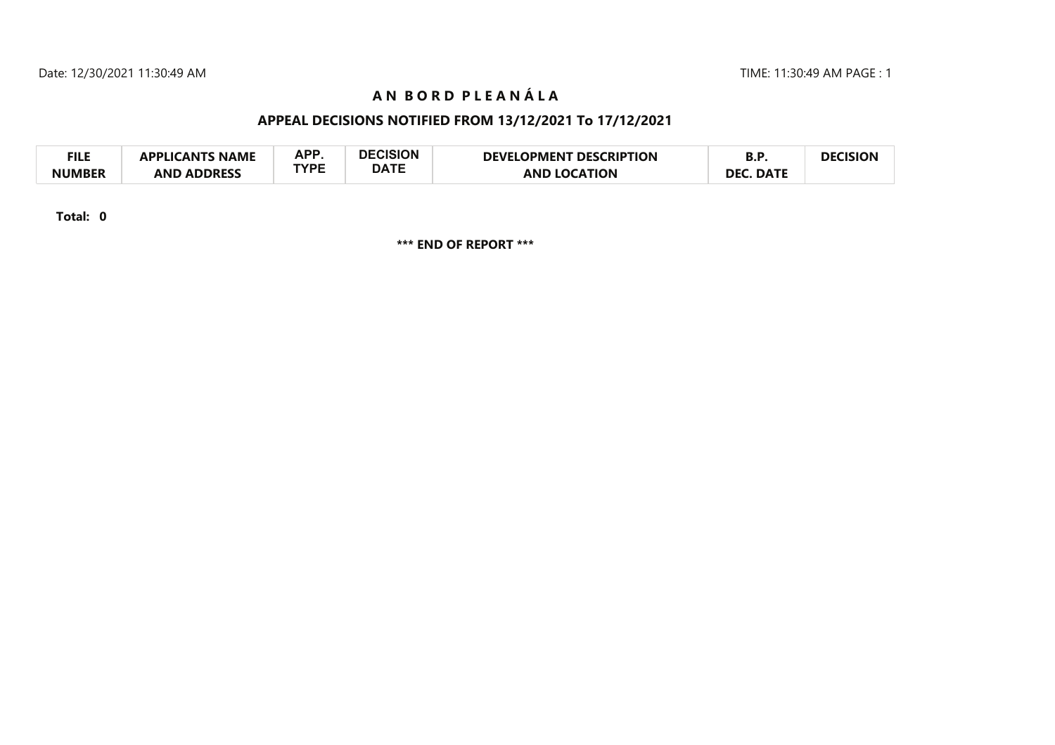# A N B O R D P L E A N Á L A

## APPEAL DECISIONS NOTIFIED FROM 13/12/2021 To 17/12/2021

| FILE NUMBER | APPLICANTS NAME AND ADDRESS | APP. TYPE | DECISION DATE | DEVELOPMENT DESCRIPTION AND LOCATION | B.P. DEC. DATE | DECISION |
|---|---|---|---|---|---|---|

**Total: 0**

**\*\*\* END OF REPORT \*\*\***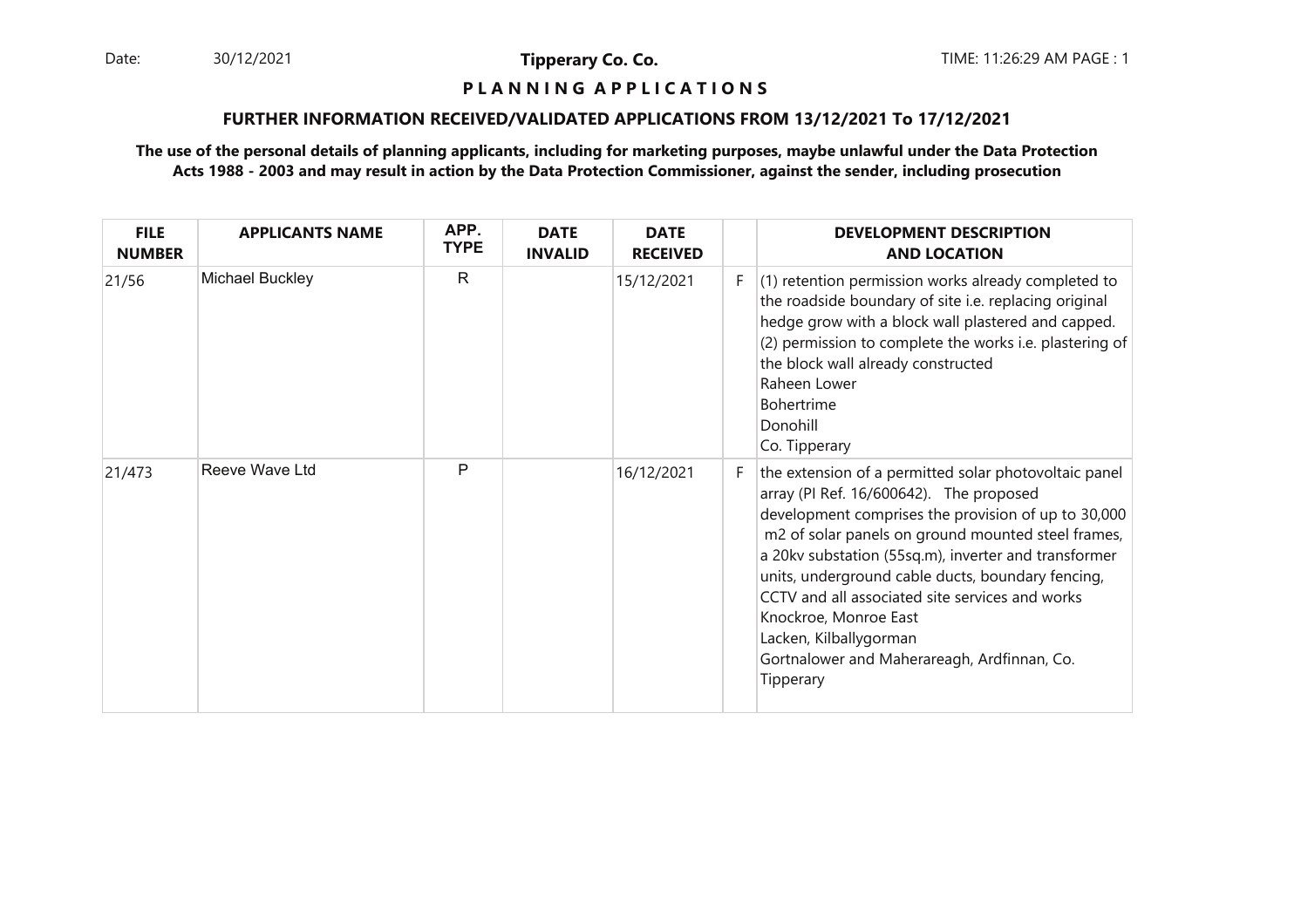**Tipperary Co. Co.**

**P L A N N I N G A P P L I C A T I O N S**

**FURTHER INFORMATION RECEIVED/VALIDATED APPLICATIONS FROM 13/12/2021 To 17/12/2021**

**The use of the personal details of planning applicants, including for marketing purposes, maybe unlawful under the Data Protection Acts 1988 - 2003 and may result in action by the Data Protection Commissioner, against the sender, including prosecution**

| FILE NUMBER | APPLICANTS NAME | APP. TYPE | DATE INVALID | DATE RECEIVED | | DEVELOPMENT DESCRIPTION AND LOCATION |
|---|---|---|---|---|---|---|
| 21/56 | Michael Buckley | R | | 15/12/2021 | F | (1) retention permission works already completed to the roadside boundary of site i.e. replacing original hedge grow with a block wall plastered and capped. (2) permission to complete the works i.e. plastering of the block wall already constructed<br>Raheen Lower<br>Bohertrime<br>Donohill<br>Co. Tipperary |
| 21/473 | Reeve Wave Ltd | P | | 16/12/2021 | F | the extension of a permitted solar photovoltaic panel array (Pl Ref. 16/600642). The proposed development comprises the provision of up to 30,000 m2 of solar panels on ground mounted steel frames, a 20kv substation (55sq.m), inverter and transformer units, underground cable ducts, boundary fencing, CCTV and all associated site services and works<br>Knockroe, Monroe East<br>Lacken, Kilballygorman<br>Gortnalower and Maherareagh, Ardfinnan, Co. Tipperary |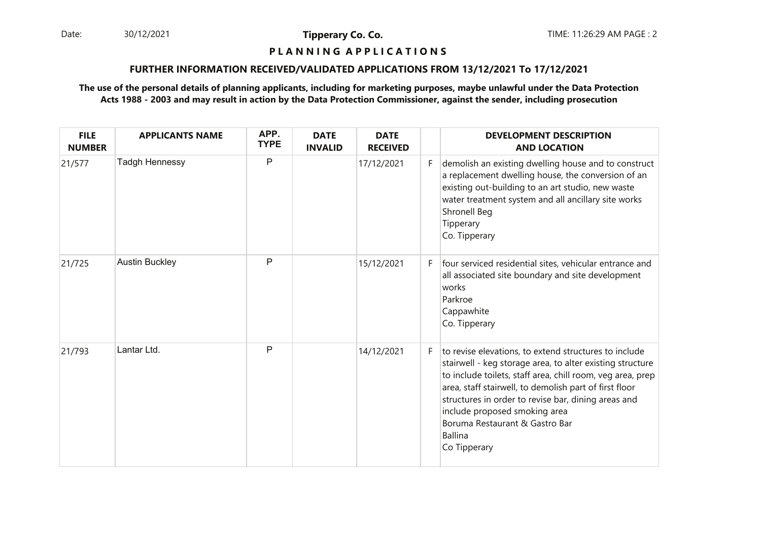**Tipperary Co. Co.**

**P L A N N I N G  A P P L I C A T I O N S**

**FURTHER INFORMATION RECEIVED/VALIDATED APPLICATIONS FROM 13/12/2021 To 17/12/2021**

**The use of the personal details of planning applicants, including for marketing purposes, maybe unlawful under the Data Protection Acts 1988 - 2003 and may result in action by the Data Protection Commissioner, against the sender, including prosecution**

| FILE NUMBER | APPLICANTS NAME | APP. TYPE | DATE INVALID | DATE RECEIVED | | DEVELOPMENT DESCRIPTION AND LOCATION |
|---|---|---|---|---|---|---|
| 21/577 | Tadgh Hennessy | P | | 17/12/2021 | F | demolish an existing dwelling house and to construct a replacement dwelling house, the conversion of an existing out-building to an art studio, new waste water treatment system and all ancillary site works<br>Shronell Beg<br>Tipperary<br>Co. Tipperary |
| 21/725 | Austin Buckley | P | | 15/12/2021 | F | four serviced residential sites, vehicular entrance and all associated site boundary and site development works<br>Parkroe<br>Cappawhite<br>Co. Tipperary |
| 21/793 | Lantar Ltd. | P | | 14/12/2021 | F | to revise elevations, to extend structures to include stairwell - keg storage area, to alter existing structure to include toilets, staff area, chill room, veg area, prep area, staff stairwell, to demolish part of first floor structures in order to revise bar, dining areas and include proposed smoking area<br>Boruma Restaurant & Gastro Bar<br>Ballina<br>Co Tipperary |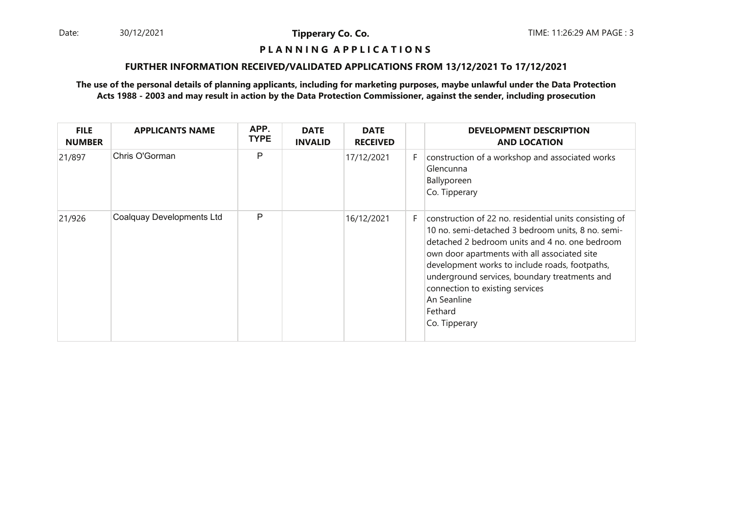**P L A N N I N G A P P L I C A T I O N S**

**FURTHER INFORMATION RECEIVED/VALIDATED APPLICATIONS FROM 13/12/2021 To 17/12/2021**

**The use of the personal details of planning applicants, including for marketing purposes, maybe unlawful under the Data Protection Acts 1988 - 2003 and may result in action by the Data Protection Commissioner, against the sender, including prosecution**

| FILE NUMBER | APPLICANTS NAME | APP. TYPE | DATE INVALID | DATE RECEIVED | | DEVELOPMENT DESCRIPTION AND LOCATION |
|---|---|---|---|---|---|---|
| 21/897 | Chris O'Gorman | P | | 17/12/2021 | F | construction of a workshop and associated works<br>Glencunna<br>Ballyporeen<br>Co. Tipperary |
| 21/926 | Coalquay Developments Ltd | P | | 16/12/2021 | F | construction of 22 no. residential units consisting of 10 no. semi-detached 3 bedroom units, 8 no. semi-detached 2 bedroom units and 4 no. one bedroom own door apartments with all associated site development works to include roads, footpaths, underground services, boundary treatments and connection to existing services<br>An Seanline<br>Fethard<br>Co. Tipperary |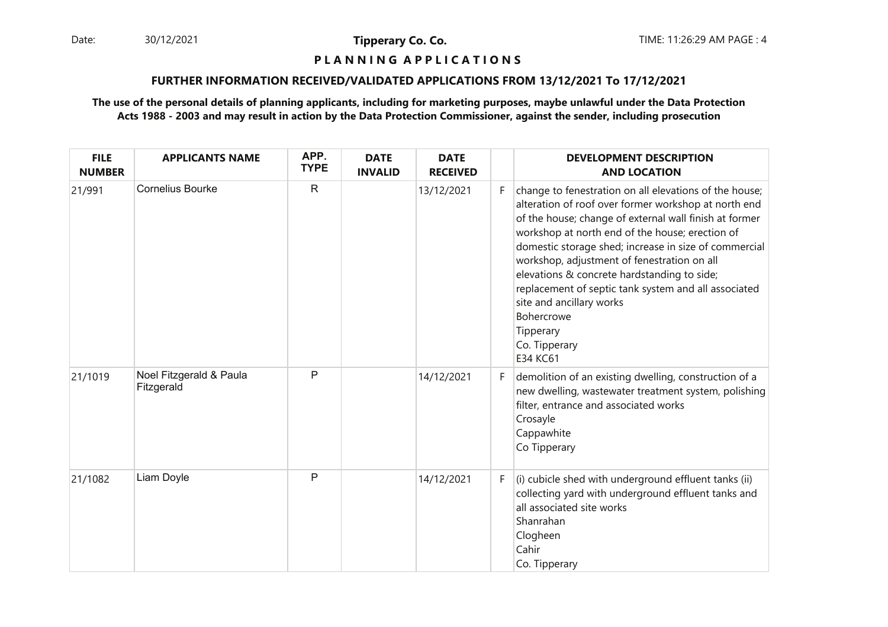**Tipperary Co. Co.**

**P L A N N I N G A P P L I C A T I O N S**

**FURTHER INFORMATION RECEIVED/VALIDATED APPLICATIONS FROM 13/12/2021 To 17/12/2021**

**The use of the personal details of planning applicants, including for marketing purposes, maybe unlawful under the Data Protection Acts 1988 - 2003 and may result in action by the Data Protection Commissioner, against the sender, including prosecution**

| FILE NUMBER | APPLICANTS NAME | APP. TYPE | DATE INVALID | DATE RECEIVED | | DEVELOPMENT DESCRIPTION AND LOCATION |
|---|---|---|---|---|---|---|
| 21/991 | Cornelius Bourke | R | | 13/12/2021 | F | change to fenestration on all elevations of the house; alteration of roof over former workshop at north end of the house; change of external wall finish at former workshop at north end of the house; erection of domestic storage shed; increase in size of commercial workshop, adjustment of fenestration on all elevations & concrete hardstanding to side; replacement of septic tank system and all associated site and ancillary works Bohercrowe Tipperary Co. Tipperary E34 KC61 |
| 21/1019 | Noel Fitzgerald & Paula Fitzgerald | P | | 14/12/2021 | F | demolition of an existing dwelling, construction of a new dwelling, wastewater treatment system, polishing filter, entrance and associated works Crosayle Cappawhite Co Tipperary |
| 21/1082 | Liam Doyle | P | | 14/12/2021 | F | (i) cubicle shed with underground effluent tanks (ii) collecting yard with underground effluent tanks and all associated site works Shanrahan Clogheen Cahir Co. Tipperary |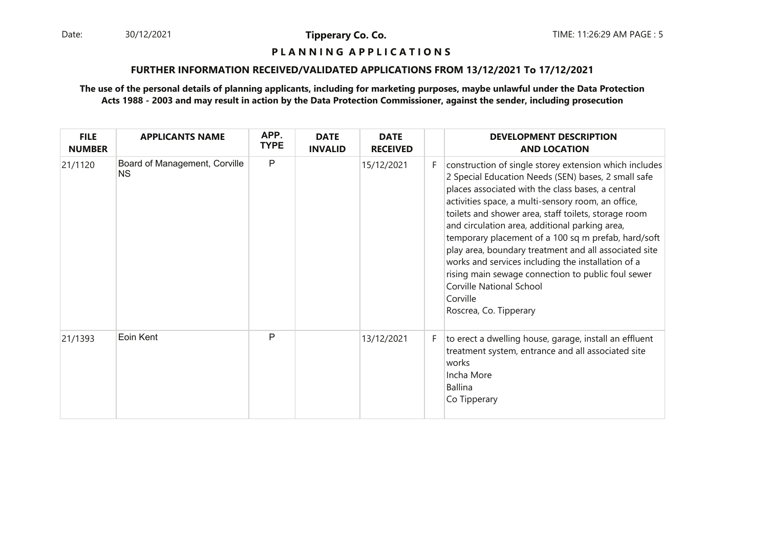**Tipperary Co. Co.**

**P L A N N I N G A P P L I C A T I O N S**

**FURTHER INFORMATION RECEIVED/VALIDATED APPLICATIONS FROM 13/12/2021 To 17/12/2021**

**The use of the personal details of planning applicants, including for marketing purposes, maybe unlawful under the Data Protection Acts 1988 - 2003 and may result in action by the Data Protection Commissioner, against the sender, including prosecution**

| FILE NUMBER | APPLICANTS NAME | APP. TYPE | DATE INVALID | DATE RECEIVED | | DEVELOPMENT DESCRIPTION AND LOCATION |
|---|---|---|---|---|---|---|
| 21/1120 | Board of Management, Corville NS | P | | 15/12/2021 | F | construction of single storey extension which includes 2 Special Education Needs (SEN) bases, 2 small safe places associated with the class bases, a central activities space, a multi-sensory room, an office, toilets and shower area, staff toilets, storage room and circulation area, additional parking area, temporary placement of a 100 sq m prefab, hard/soft play area, boundary treatment and all associated site works and services including the installation of a rising main sewage connection to public foul sewer Corville National School Corville Roscrea, Co. Tipperary |
| 21/1393 | Eoin Kent | P | | 13/12/2021 | F | to erect a dwelling house, garage, install an effluent treatment system, entrance and all associated site works Incha More Ballina Co Tipperary |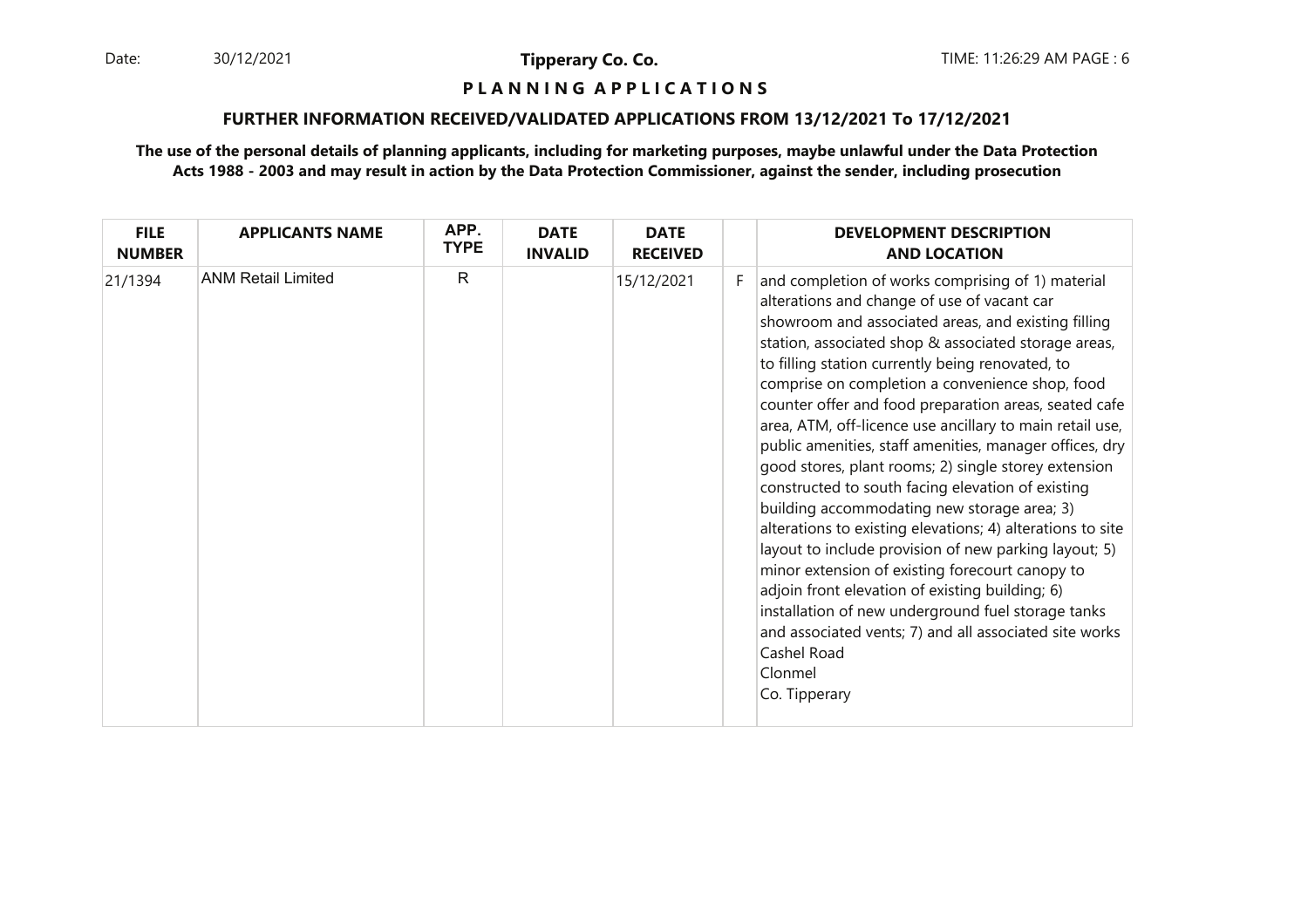## P L A N N I N G A P P L I C A T I O N S

### FURTHER INFORMATION RECEIVED/VALIDATED APPLICATIONS FROM 13/12/2021 To 17/12/2021

**The use of the personal details of planning applicants, including for marketing purposes, maybe unlawful under the Data Protection Acts 1988 - 2003 and may result in action by the Data Protection Commissioner, against the sender, including prosecution**

| FILE NUMBER | APPLICANTS NAME | APP. TYPE | DATE INVALID | DATE RECEIVED | | DEVELOPMENT DESCRIPTION AND LOCATION |
|---|---|---|---|---|---|---|
| 21/1394 | ANM Retail Limited | R | | 15/12/2021 | F | and completion of works comprising of 1) material alterations and change of use of vacant car showroom and associated areas, and existing filling station, associated shop & associated storage areas, to filling station currently being renovated, to comprise on completion a convenience shop, food counter offer and food preparation areas, seated cafe area, ATM, off-licence use ancillary to main retail use, public amenities, staff amenities, manager offices, dry good stores, plant rooms; 2) single storey extension constructed to south facing elevation of existing building accommodating new storage area; 3) alterations to existing elevations; 4) alterations to site layout to include provision of new parking layout; 5) minor extension of existing forecourt canopy to adjoin front elevation of existing building; 6) installation of new underground fuel storage tanks and associated vents; 7) and all associated site works Cashel Road Clonmel Co. Tipperary |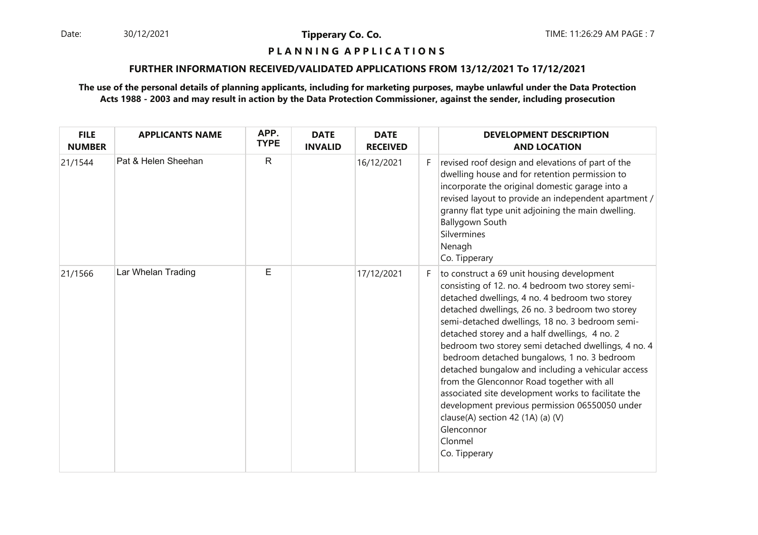**Tipperary Co. Co.**

**P L A N N I N G  A P P L I C A T I O N S**

**FURTHER INFORMATION RECEIVED/VALIDATED APPLICATIONS FROM 13/12/2021 To 17/12/2021**

**The use of the personal details of planning applicants, including for marketing purposes, maybe unlawful under the Data Protection Acts 1988 - 2003 and may result in action by the Data Protection Commissioner, against the sender, including prosecution**

| FILE NUMBER | APPLICANTS NAME | APP. TYPE | DATE INVALID | DATE RECEIVED | | DEVELOPMENT DESCRIPTION AND LOCATION |
|---|---|---|---|---|---|---|
| 21/1544 | Pat & Helen Sheehan | R | | 16/12/2021 | F | revised roof design and elevations of part of the dwelling house and for retention permission to incorporate the original domestic garage into a revised layout to provide an independent apartment / granny flat type unit adjoining the main dwelling. Ballygown South Silvermines Nenagh Co. Tipperary |
| 21/1566 | Lar Whelan Trading | E | | 17/12/2021 | F | to construct a 69 unit housing development consisting of 12. no. 4 bedroom two storey semi-detached dwellings, 4 no. 4 bedroom two storey detached dwellings, 26 no. 3 bedroom two storey semi-detached dwellings, 18 no. 3 bedroom semi-detached storey and a half dwellings, 4 no. 2 bedroom two storey semi detached dwellings, 4 no. 4 bedroom detached bungalows, 1 no. 3 bedroom detached bungalow and including a vehicular access from the Glenconnor Road together with all associated site development works to facilitate the development previous permission 06550050 under clause(A) section 42 (1A) (a) (V) Glenconnor Clonmel Co. Tipperary |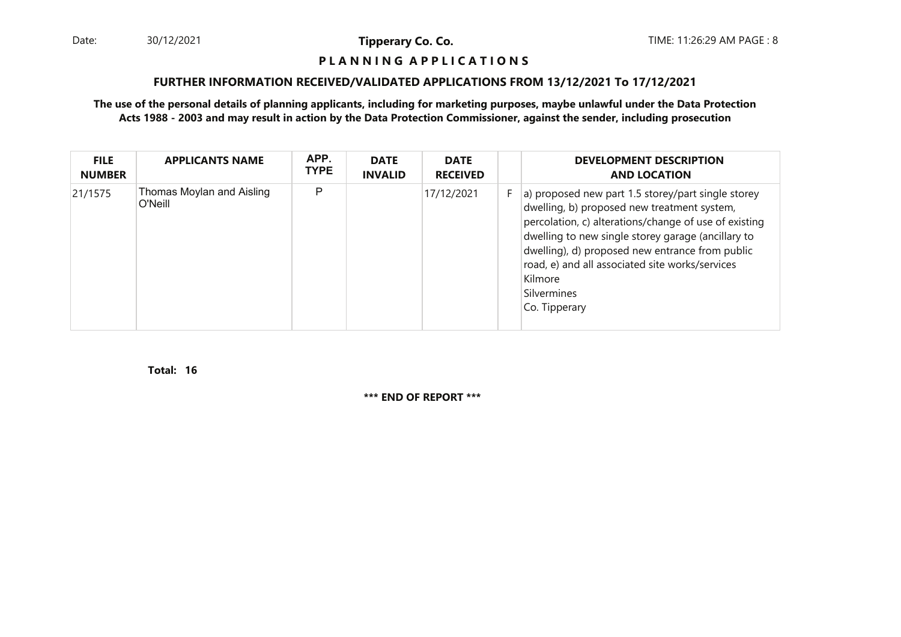**P L A N N I N G   A P P L I C A T I O N S**

**FURTHER INFORMATION RECEIVED/VALIDATED APPLICATIONS FROM 13/12/2021 To 17/12/2021**

**The use of the personal details of planning applicants, including for marketing purposes, maybe unlawful under the Data Protection Acts 1988 - 2003 and may result in action by the Data Protection Commissioner, against the sender, including prosecution**

| FILE NUMBER | APPLICANTS NAME | APP. TYPE | DATE INVALID | DATE RECEIVED | | DEVELOPMENT DESCRIPTION AND LOCATION |
|---|---|---|---|---|---|---|
| 21/1575 | Thomas Moylan and Aisling O'Neill | P | | 17/12/2021 | F | a) proposed new part 1.5 storey/part single storey dwelling, b) proposed new treatment system, percolation, c) alterations/change of use of existing dwelling to new single storey garage (ancillary to dwelling), d) proposed new entrance from public road, e) and all associated site works/services Kilmore Silvermines Co. Tipperary |

**Total: 16**

**\*\*\* END OF REPORT \*\*\***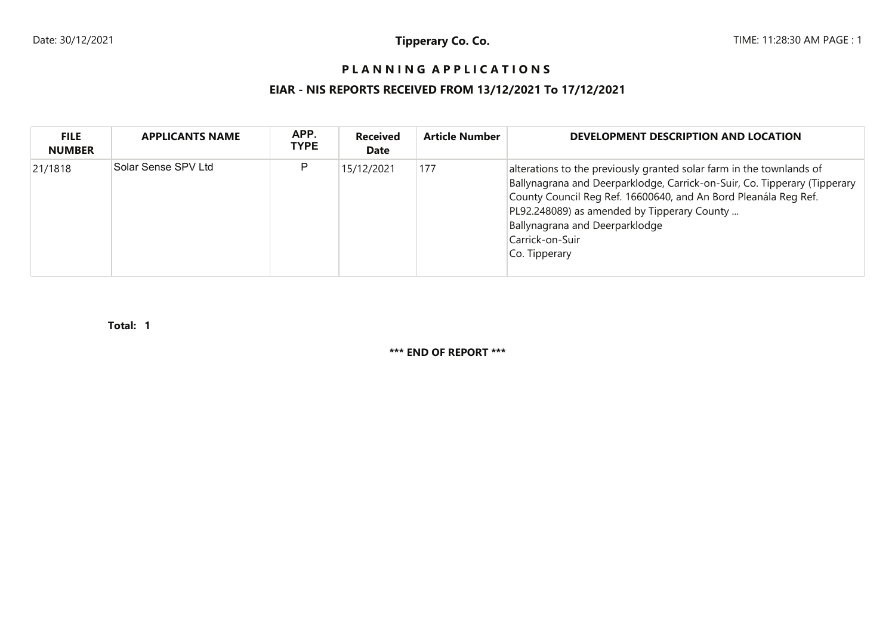# PLANNING APPLICATIONS

## EIAR - NIS REPORTS RECEIVED FROM 13/12/2021 To 17/12/2021

| FILE NUMBER | APPLICANTS NAME | APP. TYPE | Received Date | Article Number | DEVELOPMENT DESCRIPTION AND LOCATION |
|---|---|---|---|---|---|
| 21/1818 | Solar Sense SPV Ltd | P | 15/12/2021 | 177 | alterations to the previously granted solar farm in the townlands of Ballynagrana and Deerparklodge, Carrick-on-Suir, Co. Tipperary (Tipperary County Council Reg Ref. 16600640, and An Bord Pleanála Reg Ref. PL92.248089) as amended by Tipperary County ... Ballynagrana and Deerparklodge Carrick-on-Suir Co. Tipperary |

**Total: 1**

**\*\*\* END OF REPORT \*\*\***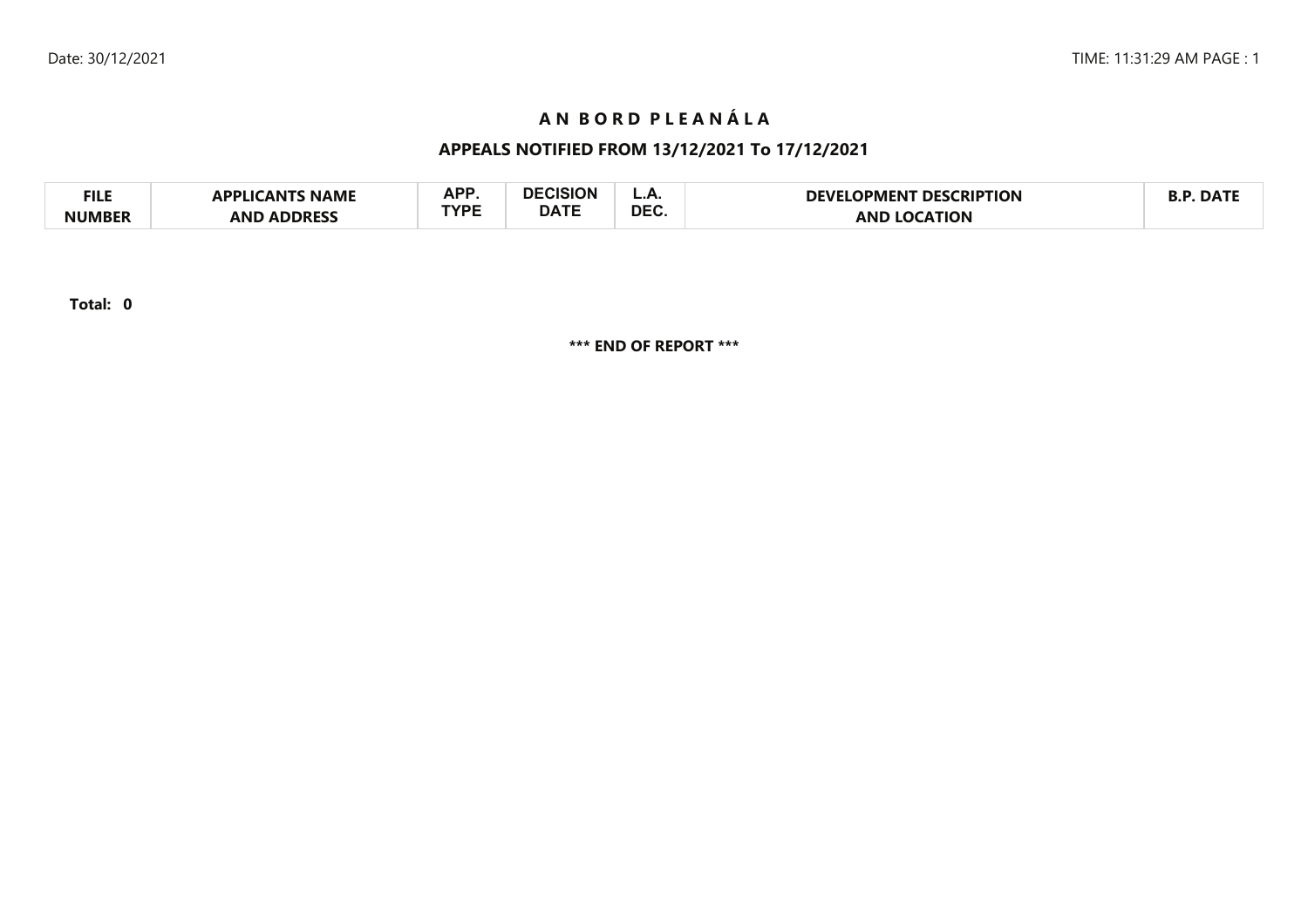# A N B O R D P L E A N Á L A

## APPEALS NOTIFIED FROM 13/12/2021 To 17/12/2021

| FILE NUMBER | APPLICANTS NAME AND ADDRESS | APP. TYPE | DECISION DATE | L.A. DEC. | DEVELOPMENT DESCRIPTION AND LOCATION | B.P. DATE |
|---|---|---|---|---|---|---|

**Total: 0**

**\*\*\* END OF REPORT \*\*\***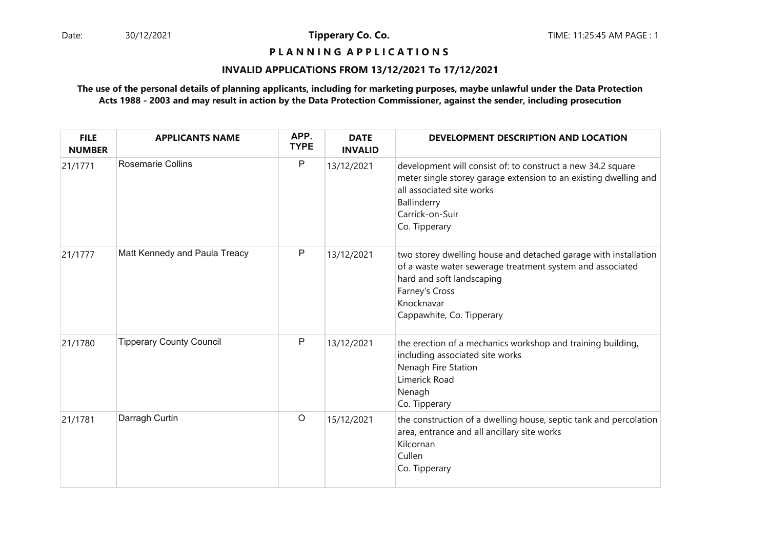Date: 30/12/2021

**Tipperary Co. Co.**

TIME: 11:25:45 AM PAGE : 1

## P L A N N I N G A P P L I C A T I O N S

### INVALID APPLICATIONS FROM 13/12/2021 To 17/12/2021

**The use of the personal details of planning applicants, including for marketing purposes, maybe unlawful under the Data Protection Acts 1988 - 2003 and may result in action by the Data Protection Commissioner, against the sender, including prosecution**

| FILE NUMBER | APPLICANTS NAME | APP. TYPE | DATE INVALID | DEVELOPMENT DESCRIPTION AND LOCATION |
|---|---|---|---|---|
| 21/1771 | Rosemarie Collins | P | 13/12/2021 | development will consist of: to construct a new 34.2 square meter single storey garage extension to an existing dwelling and all associated site works<br>Ballinderry<br>Carrick-on-Suir<br>Co. Tipperary |
| 21/1777 | Matt Kennedy and Paula Treacy | P | 13/12/2021 | two storey dwelling house and detached garage with installation of a waste water sewerage treatment system and associated hard and soft landscaping<br>Farney's Cross<br>Knocknavar<br>Cappawhite, Co. Tipperary |
| 21/1780 | Tipperary County Council | P | 13/12/2021 | the erection of a mechanics workshop and training building, including associated site works<br>Nenagh Fire Station<br>Limerick Road<br>Nenagh<br>Co. Tipperary |
| 21/1781 | Darragh Curtin | O | 15/12/2021 | the construction of a dwelling house, septic tank and percolation area, entrance and all ancillary site works<br>Kilcornan<br>Cullen<br>Co. Tipperary |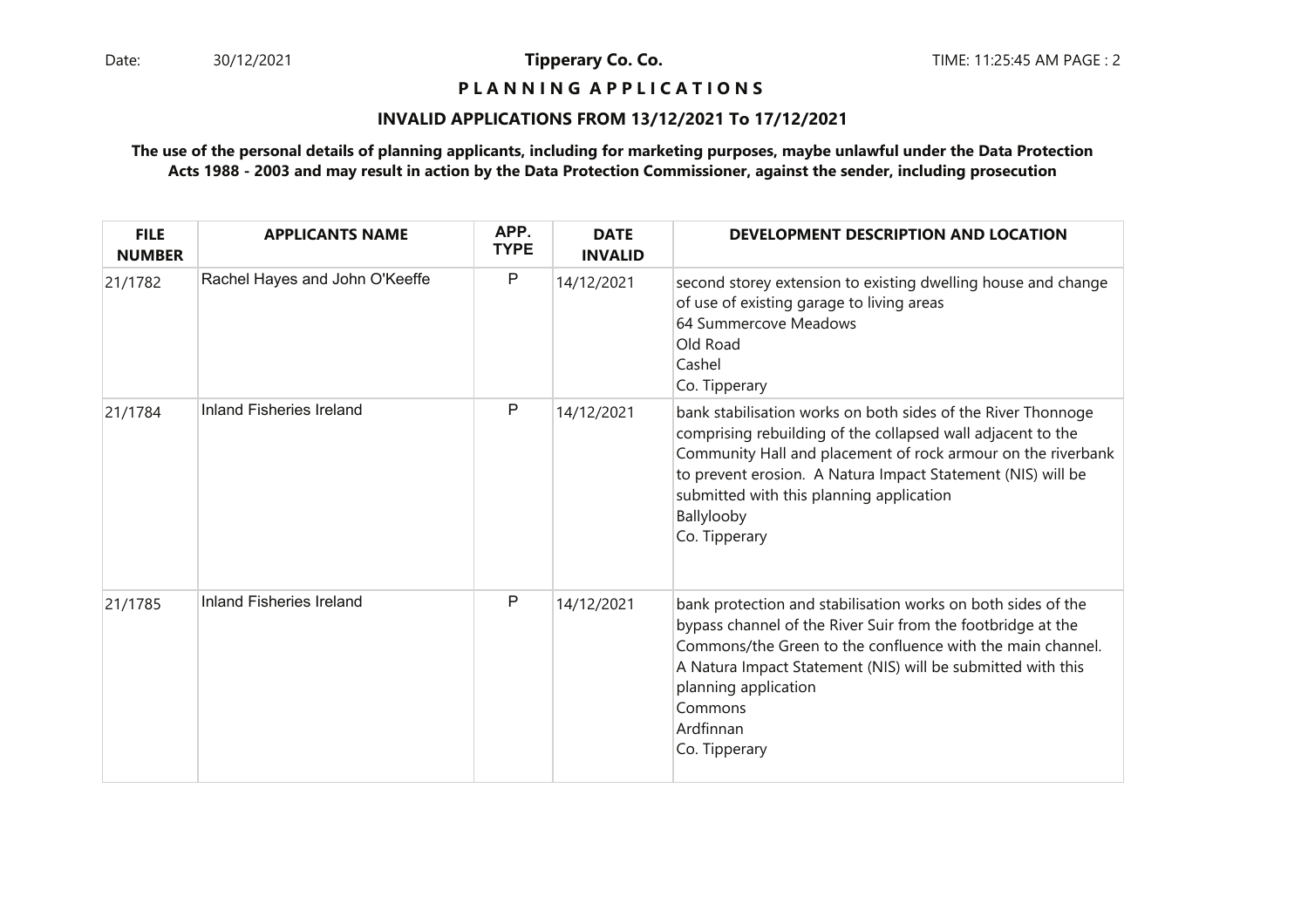**Tipperary Co. Co.**

**P L A N N I N G A P P L I C A T I O N S**

**INVALID APPLICATIONS FROM 13/12/2021 To 17/12/2021**

**The use of the personal details of planning applicants, including for marketing purposes, maybe unlawful under the Data Protection Acts 1988 - 2003 and may result in action by the Data Protection Commissioner, against the sender, including prosecution**

| FILE NUMBER | APPLICANTS NAME | APP. TYPE | DATE INVALID | DEVELOPMENT DESCRIPTION AND LOCATION |
|---|---|---|---|---|
| 21/1782 | Rachel Hayes and John O'Keeffe | P | 14/12/2021 | second storey extension to existing dwelling house and change of use of existing garage to living areas<br>64 Summercove Meadows<br>Old Road<br>Cashel<br>Co. Tipperary |
| 21/1784 | Inland Fisheries Ireland | P | 14/12/2021 | bank stabilisation works on both sides of the River Thonnoge comprising rebuilding of the collapsed wall adjacent to the Community Hall and placement of rock armour on the riverbank to prevent erosion. A Natura Impact Statement (NIS) will be submitted with this planning application<br>Ballylooby<br>Co. Tipperary |
| 21/1785 | Inland Fisheries Ireland | P | 14/12/2021 | bank protection and stabilisation works on both sides of the bypass channel of the River Suir from the footbridge at the Commons/the Green to the confluence with the main channel. A Natura Impact Statement (NIS) will be submitted with this planning application<br>Commons<br>Ardfinnan<br>Co. Tipperary |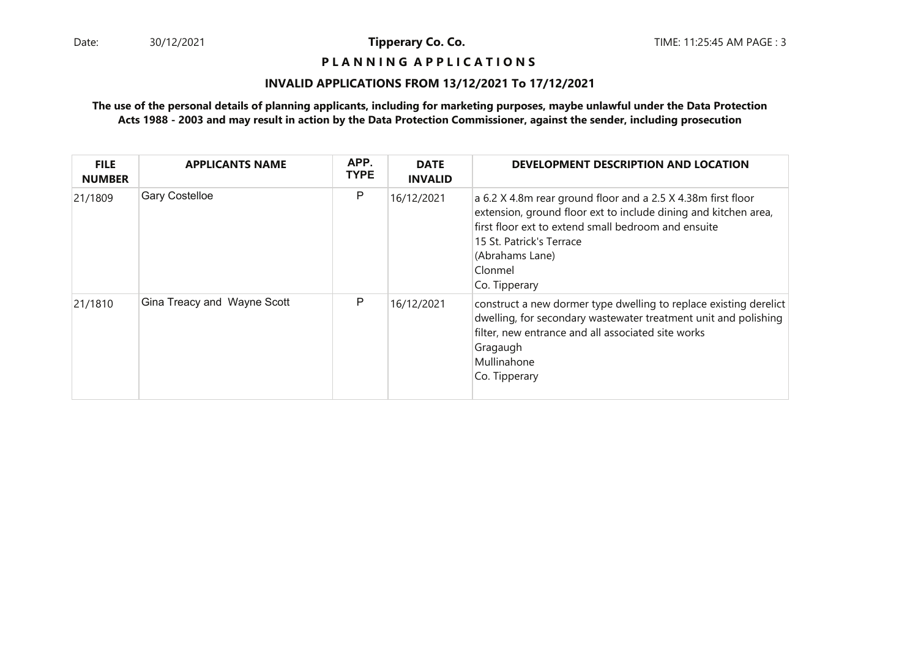**Tipperary Co. Co.**

**P L A N N I N G A P P L I C A T I O N S**

**INVALID APPLICATIONS FROM 13/12/2021 To 17/12/2021**

**The use of the personal details of planning applicants, including for marketing purposes, maybe unlawful under the Data Protection Acts 1988 - 2003 and may result in action by the Data Protection Commissioner, against the sender, including prosecution**

| FILE NUMBER | APPLICANTS NAME | APP. TYPE | DATE INVALID | DEVELOPMENT DESCRIPTION AND LOCATION |
|---|---|---|---|---|
| 21/1809 | Gary Costelloe | P | 16/12/2021 | a 6.2 X 4.8m rear ground floor and a 2.5 X 4.38m first floor extension, ground floor ext to include dining and kitchen area, first floor ext to extend small bedroom and ensuite<br>15 St. Patrick's Terrace<br>(Abrahams Lane)<br>Clonmel<br>Co. Tipperary |
| 21/1810 | Gina Treacy and Wayne Scott | P | 16/12/2021 | construct a new dormer type dwelling to replace existing derelict dwelling, for secondary wastewater treatment unit and polishing filter, new entrance and all associated site works<br>Gragaugh<br>Mullinahone<br>Co. Tipperary |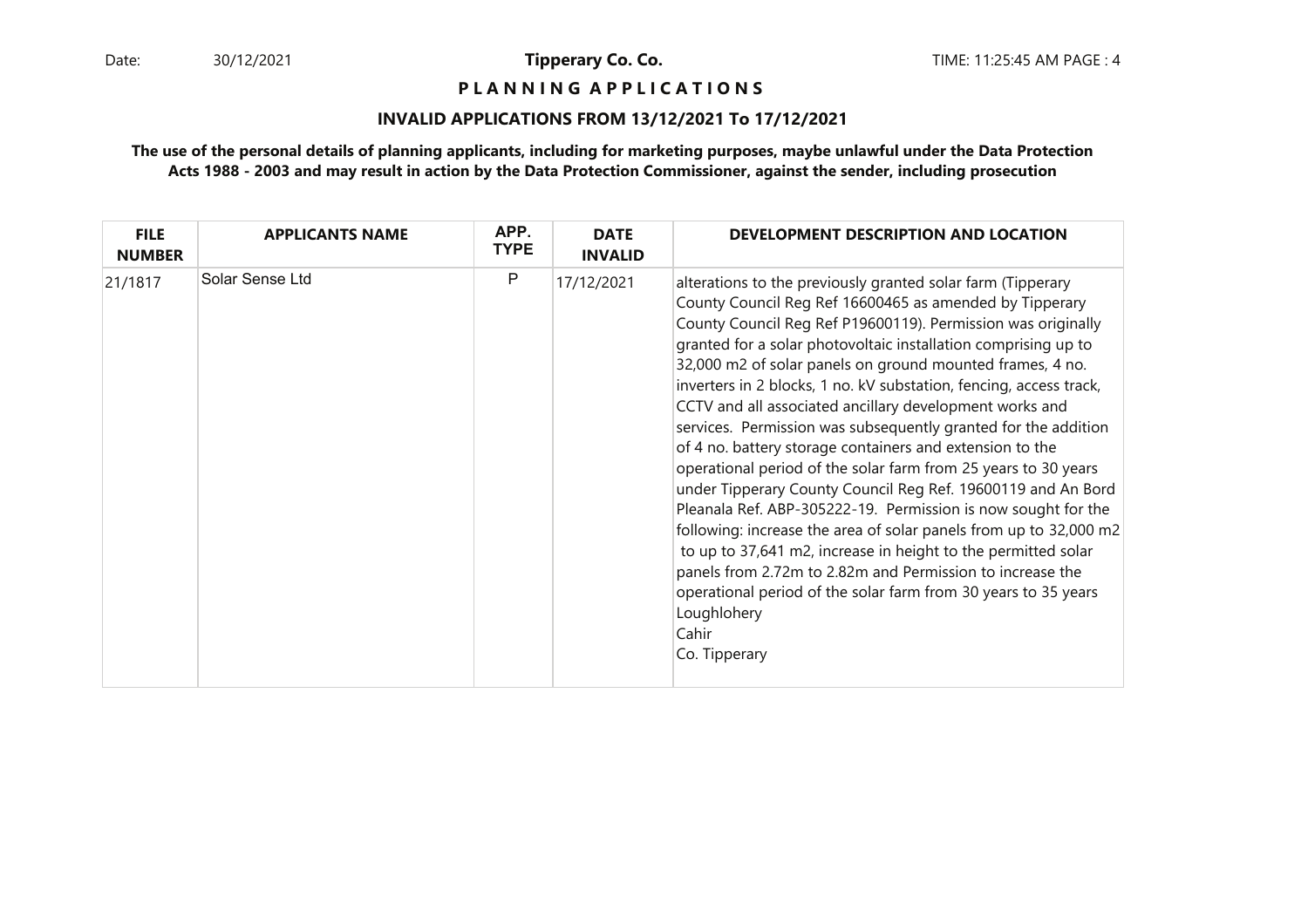**Tipperary Co. Co.**

**P L A N N I N G A P P L I C A T I O N S**

**INVALID APPLICATIONS FROM 13/12/2021 To 17/12/2021**

**The use of the personal details of planning applicants, including for marketing purposes, maybe unlawful under the Data Protection Acts 1988 - 2003 and may result in action by the Data Protection Commissioner, against the sender, including prosecution**

| FILE NUMBER | APPLICANTS NAME | APP. TYPE | DATE INVALID | DEVELOPMENT DESCRIPTION AND LOCATION |
|---|---|---|---|---|
| 21/1817 | Solar Sense Ltd | P | 17/12/2021 | alterations to the previously granted solar farm (Tipperary County Council Reg Ref 16600465 as amended by Tipperary County Council Reg Ref P19600119). Permission was originally granted for a solar photovoltaic installation comprising up to 32,000 m2 of solar panels on ground mounted frames, 4 no. inverters in 2 blocks, 1 no. kV substation, fencing, access track, CCTV and all associated ancillary development works and services. Permission was subsequently granted for the addition of 4 no. battery storage containers and extension to the operational period of the solar farm from 25 years to 30 years under Tipperary County Council Reg Ref. 19600119 and An Bord Pleanala Ref. ABP-305222-19. Permission is now sought for the following: increase the area of solar panels from up to 32,000 m2 to up to 37,641 m2, increase in height to the permitted solar panels from 2.72m to 2.82m and Permission to increase the operational period of the solar farm from 30 years to 35 years<br>Loughlohery<br>Cahir<br>Co. Tipperary |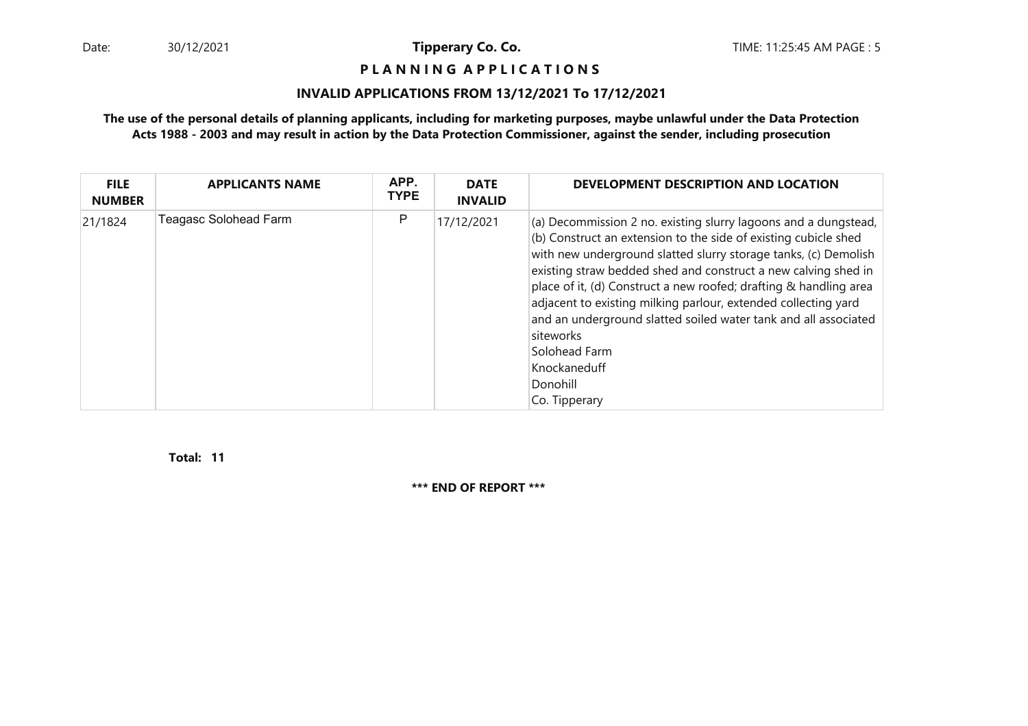**Tipperary Co. Co.**

**P L A N N I N G A P P L I C A T I O N S**

**INVALID APPLICATIONS FROM 13/12/2021 To 17/12/2021**

**The use of the personal details of planning applicants, including for marketing purposes, maybe unlawful under the Data Protection Acts 1988 - 2003 and may result in action by the Data Protection Commissioner, against the sender, including prosecution**

| FILE NUMBER | APPLICANTS NAME | APP. TYPE | DATE INVALID | DEVELOPMENT DESCRIPTION AND LOCATION |
|---|---|---|---|---|
| 21/1824 | Teagasc Solohead Farm | P | 17/12/2021 | (a) Decommission 2 no. existing slurry lagoons and a dungstead, (b) Construct an extension to the side of existing cubicle shed with new underground slatted slurry storage tanks, (c) Demolish existing straw bedded shed and construct a new calving shed in place of it, (d) Construct a new roofed; drafting & handling area adjacent to existing milking parlour, extended collecting yard and an underground slatted soiled water tank and all associated siteworks<br>Solohead Farm<br>Knockaneduff<br>Donohill<br>Co. Tipperary |

**Total: 11**

**\*\*\* END OF REPORT \*\*\***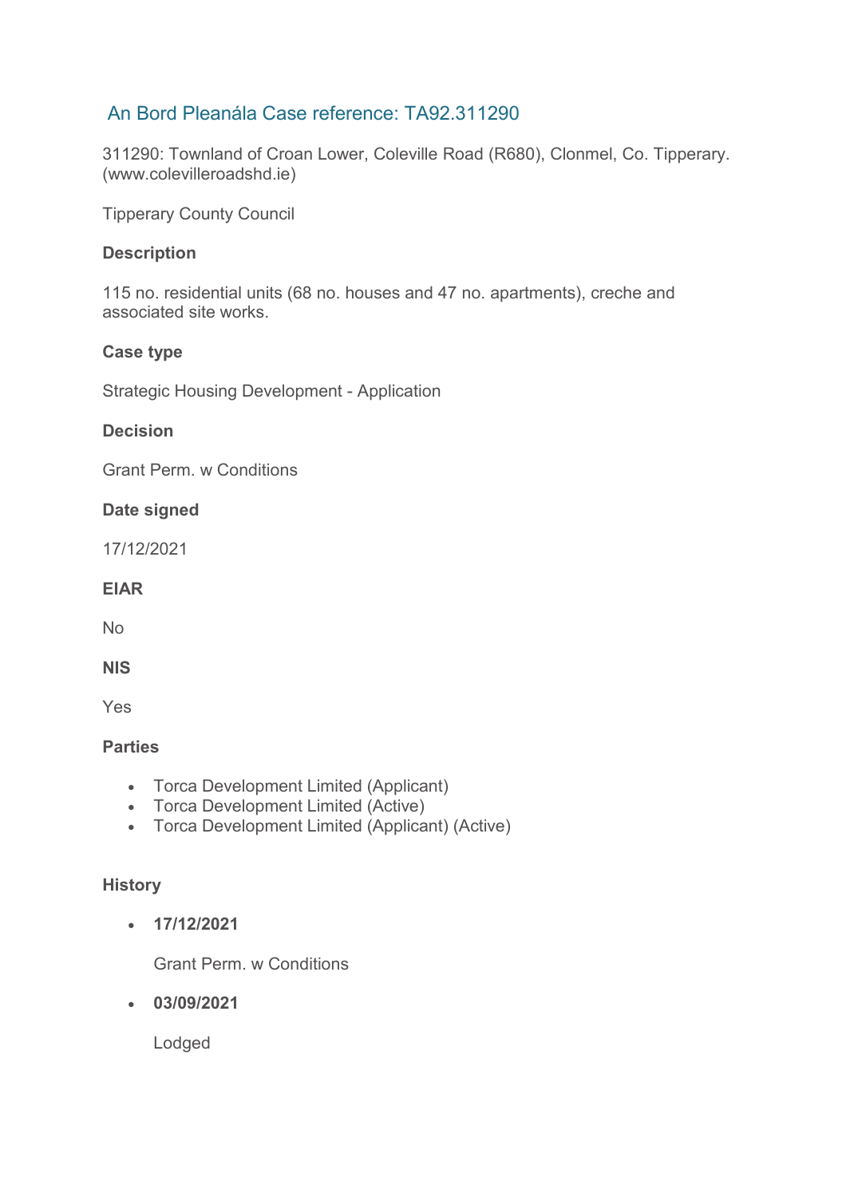## An Bord Pleanála Case reference: TA92.311290

311290: Townland of Croan Lower, Coleville Road (R680), Clonmel, Co. Tipperary. (www.colevilleroadshd.ie)

Tipperary County Council

**Description**

115 no. residential units (68 no. houses and 47 no. apartments), creche and associated site works.

**Case type**

Strategic Housing Development - Application

**Decision**

Grant Perm. w Conditions

**Date signed**

17/12/2021

**EIAR**

No

**NIS**

Yes

**Parties**

- Torca Development Limited (Applicant)
- Torca Development Limited (Active)
- Torca Development Limited (Applicant) (Active)

**History**

- **17/12/2021**

  Grant Perm. w Conditions

- **03/09/2021**

  Lodged